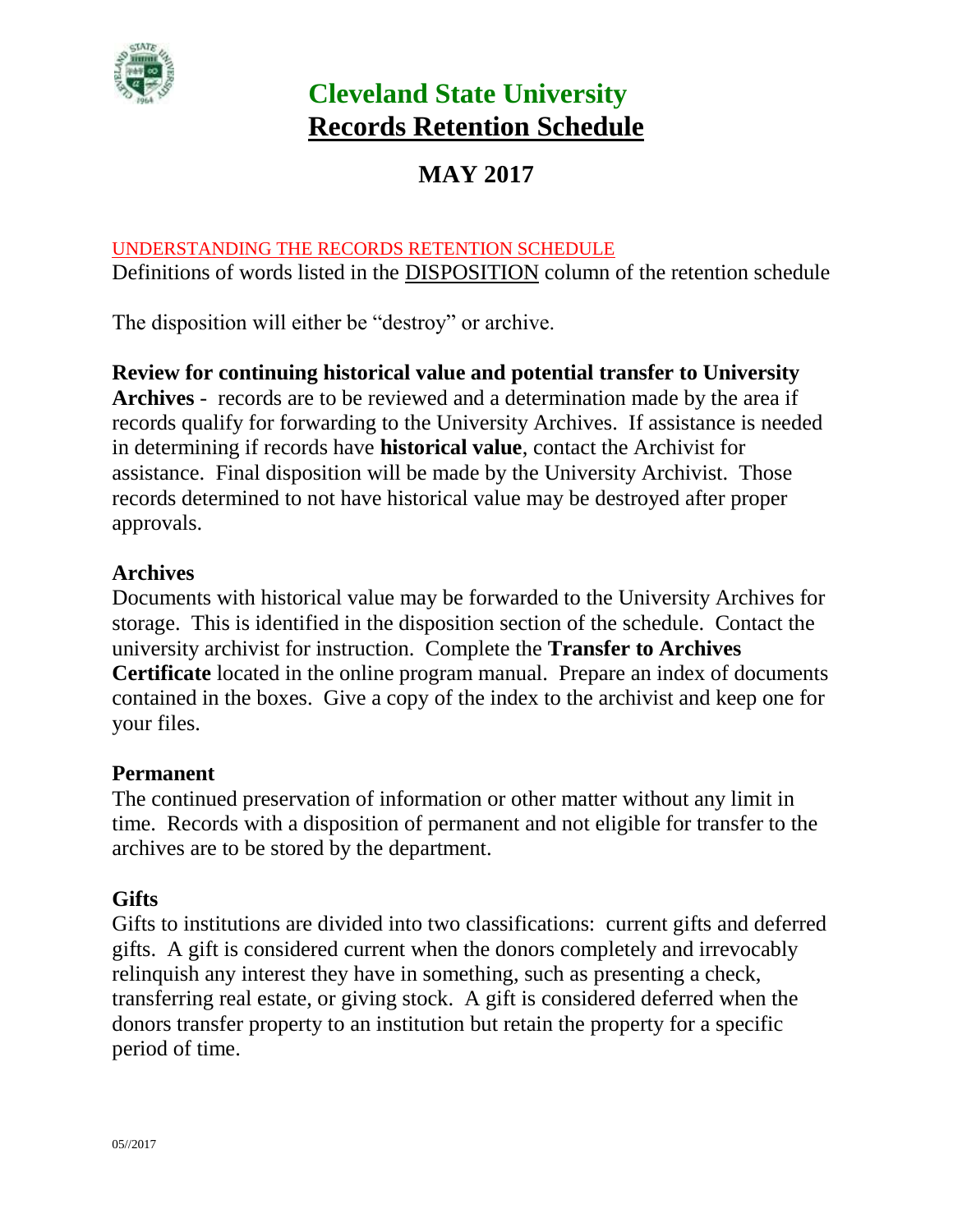# Cleveland State University
# Records Retention Schedule

## MAY 2017

UNDERSTANDING THE RECORDS RETENTION SCHEDULE

Definitions of words listed in the DISPOSITION column of the retention schedule

The disposition will either be "destroy" or archive.

**Review for continuing historical value and potential transfer to University Archives** - records are to be reviewed and a determination made by the area if records qualify for forwarding to the University Archives. If assistance is needed in determining if records have **historical value**, contact the Archivist for assistance. Final disposition will be made by the University Archivist. Those records determined to not have historical value may be destroyed after proper approvals.

**Archives**

Documents with historical value may be forwarded to the University Archives for storage. This is identified in the disposition section of the schedule. Contact the university archivist for instruction. Complete the **Transfer to Archives Certificate** located in the online program manual. Prepare an index of documents contained in the boxes. Give a copy of the index to the archivist and keep one for your files.

**Permanent**

The continued preservation of information or other matter without any limit in time. Records with a disposition of permanent and not eligible for transfer to the archives are to be stored by the department.

**Gifts**

Gifts to institutions are divided into two classifications: current gifts and deferred gifts. A gift is considered current when the donors completely and irrevocably relinquish any interest they have in something, such as presenting a check, transferring real estate, or giving stock. A gift is considered deferred when the donors transfer property to an institution but retain the property for a specific period of time.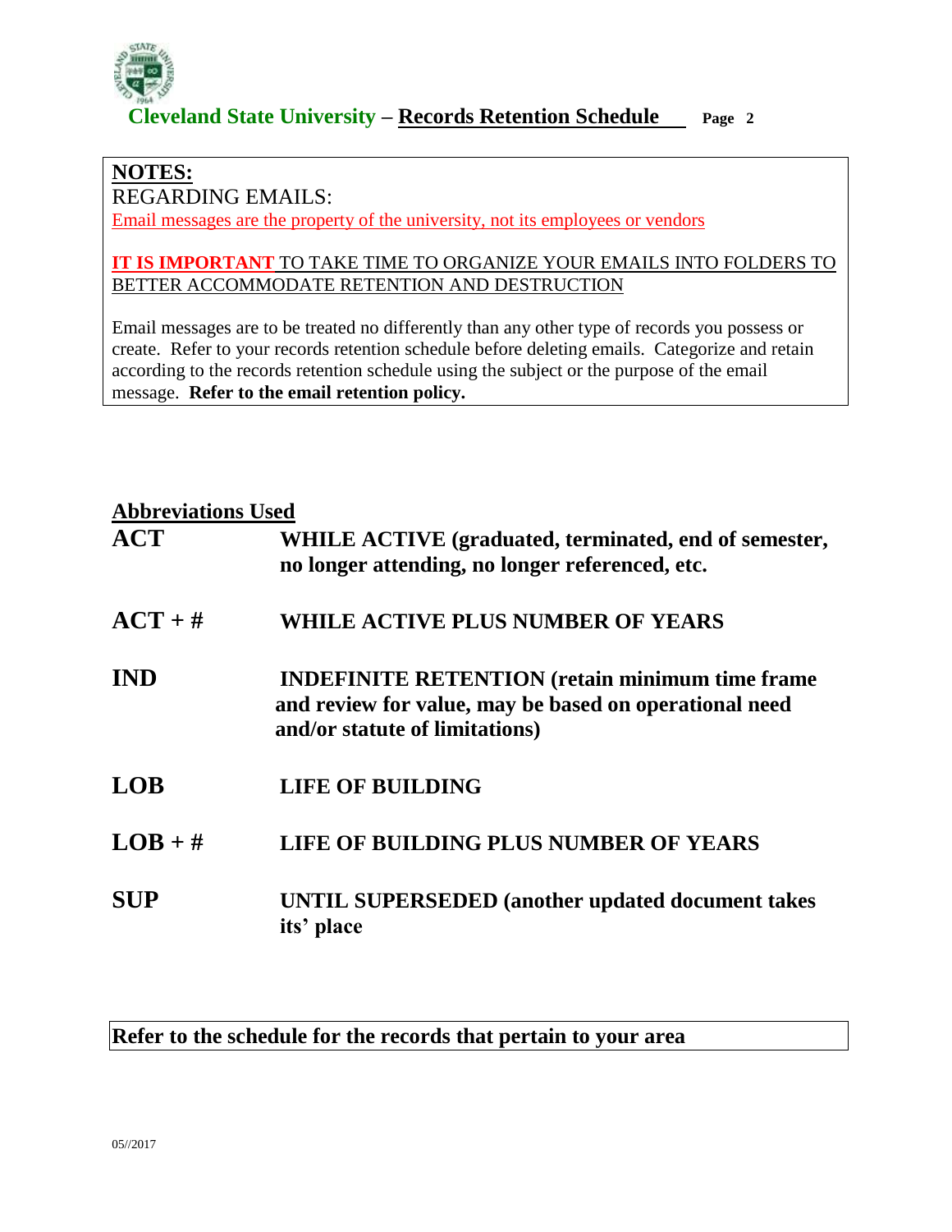## NOTES:

REGARDING EMAILS:

Email messages are the property of the university, not its employees or vendors

**IT IS IMPORTANT** TO TAKE TIME TO ORGANIZE YOUR EMAILS INTO FOLDERS TO BETTER ACCOMMODATE RETENTION AND DESTRUCTION

Email messages are to be treated no differently than any other type of records you possess or create. Refer to your records retention schedule before deleting emails. Categorize and retain according to the records retention schedule using the subject or the purpose of the email message. **Refer to the email retention policy.**

## Abbreviations Used

| | |
|---|---|
| **ACT** | **WHILE ACTIVE (graduated, terminated, end of semester, no longer attending, no longer referenced, etc.** |
| **ACT + #** | **WHILE ACTIVE PLUS NUMBER OF YEARS** |
| **IND** | **INDEFINITE RETENTION (retain minimum time frame and review for value, may be based on operational need and/or statute of limitations)** |
| **LOB** | **LIFE OF BUILDING** |
| **LOB + #** | **LIFE OF BUILDING PLUS NUMBER OF YEARS** |
| **SUP** | **UNTIL SUPERSEDED (another updated document takes its' place** |

**Refer to the schedule for the records that pertain to your area**

05//2017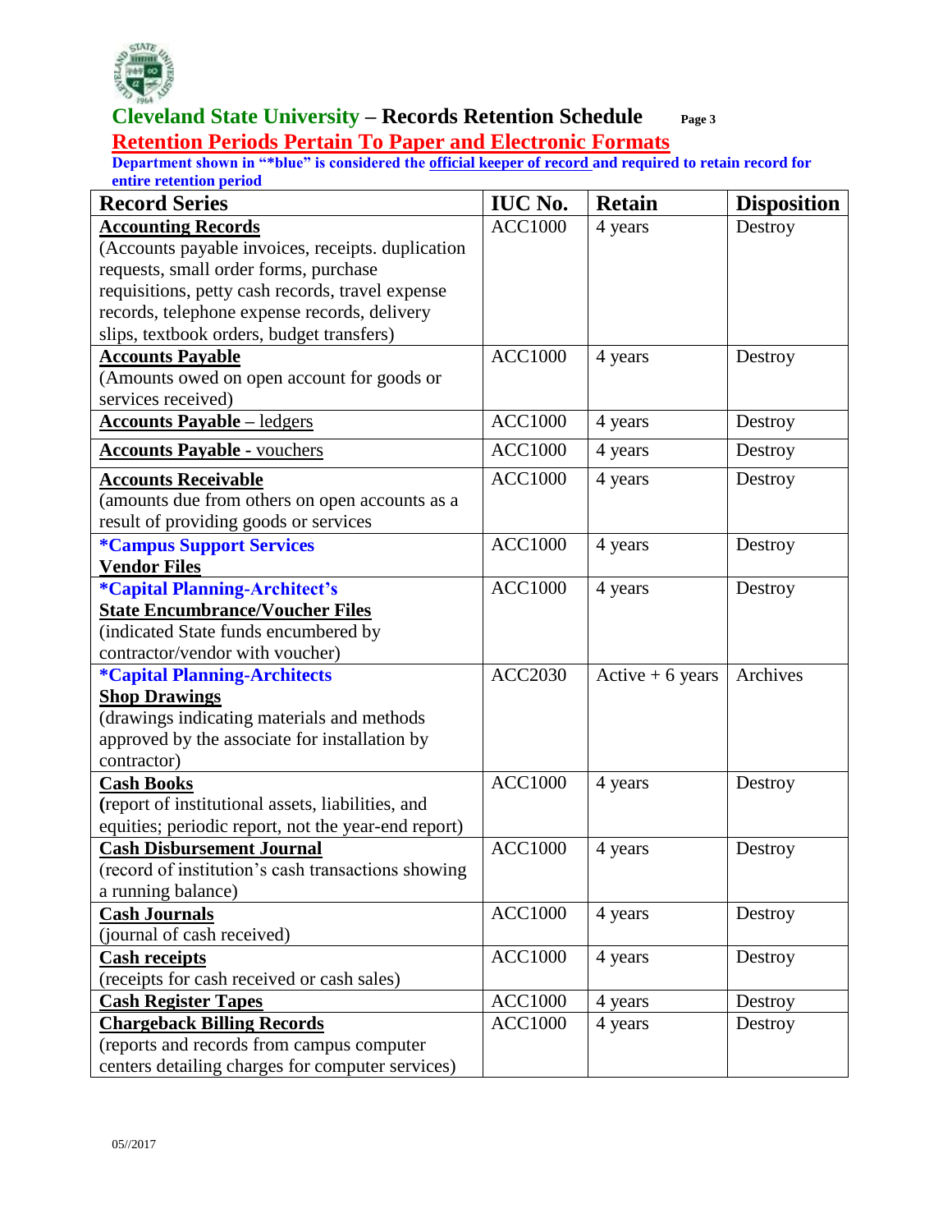# Cleveland State University – Records Retention Schedule

## Retention Periods Pertain To Paper and Electronic Formats

**Department shown in "*blue" is considered the official keeper of record and required to retain record for entire retention period**

| Record Series | IUC No. | Retain | Disposition |
|---|---|---|---|
| **Accounting Records** (Accounts payable invoices, receipts. duplication requests, small order forms, purchase requisitions, petty cash records, travel expense records, telephone expense records, delivery slips, textbook orders, budget transfers) | ACC1000 | 4 years | Destroy |
| **Accounts Payable** (Amounts owed on open account for goods or services received) | ACC1000 | 4 years | Destroy |
| **Accounts Payable** – ledgers | ACC1000 | 4 years | Destroy |
| **Accounts Payable -** vouchers | ACC1000 | 4 years | Destroy |
| **Accounts Receivable** (amounts due from others on open accounts as a result of providing goods or services | ACC1000 | 4 years | Destroy |
| ***Campus Support Services** **Vendor Files** | ACC1000 | 4 years | Destroy |
| ***Capital Planning-Architect's** **State Encumbrance/Voucher Files** (indicated State funds encumbered by contractor/vendor with voucher) | ACC1000 | 4 years | Destroy |
| ***Capital Planning-Architects** **Shop Drawings** (drawings indicating materials and methods approved by the associate for installation by contractor) | ACC2030 | Active + 6 years | Archives |
| **Cash Books** **(**report of institutional assets, liabilities, and equities; periodic report, not the year-end report) | ACC1000 | 4 years | Destroy |
| **Cash Disbursement Journal** (record of institution's cash transactions showing a running balance) | ACC1000 | 4 years | Destroy |
| **Cash Journals** (journal of cash received) | ACC1000 | 4 years | Destroy |
| **Cash receipts** (receipts for cash received or cash sales) | ACC1000 | 4 years | Destroy |
| **Cash Register Tapes** | ACC1000 | 4 years | Destroy |
| **Chargeback Billing Records** (reports and records from campus computer centers detailing charges for computer services) | ACC1000 | 4 years | Destroy |

05//2017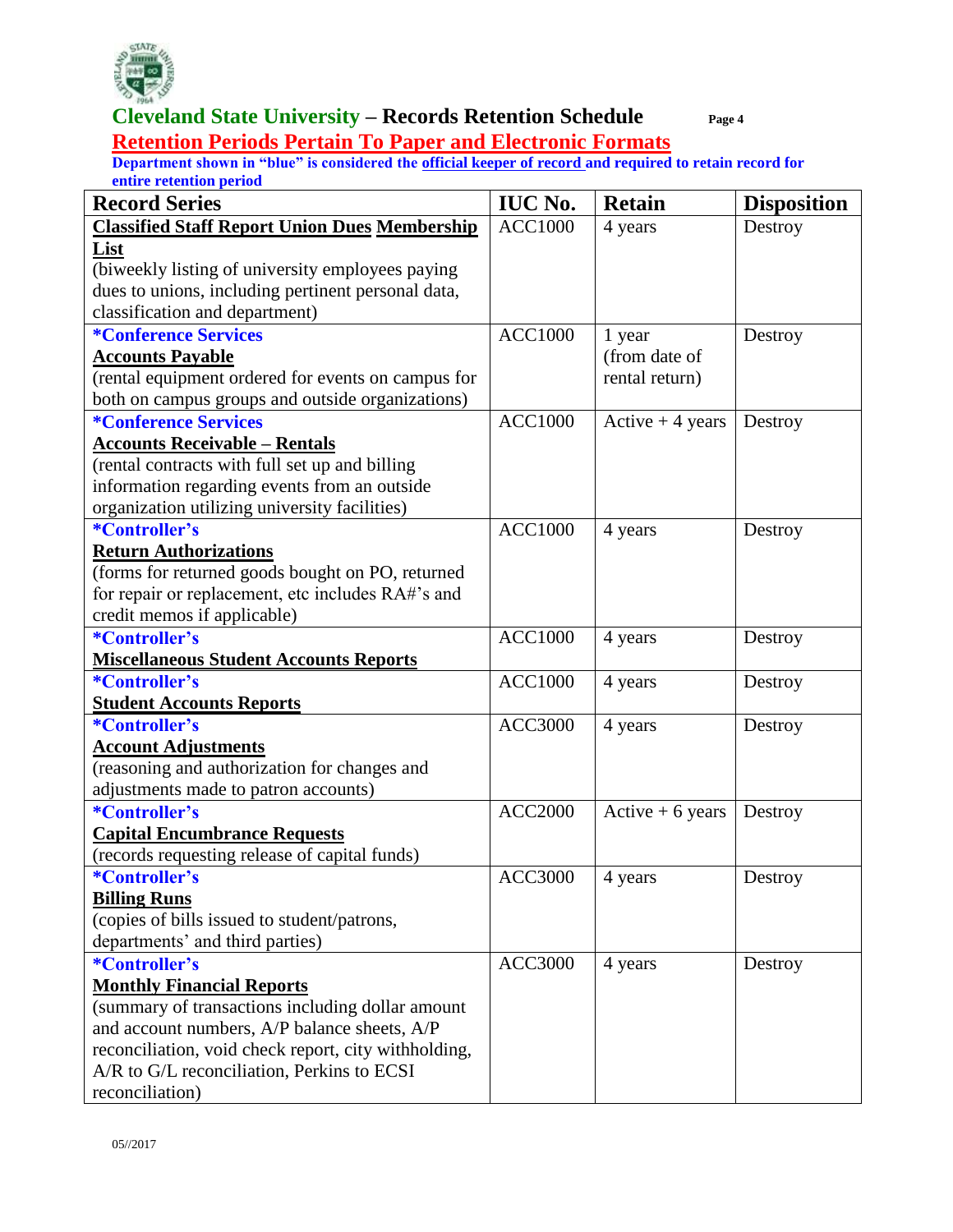# Cleveland State University – Records Retention Schedule

## Retention Periods Pertain To Paper and Electronic Formats

**Department shown in "blue" is considered the official keeper of record and required to retain record for entire retention period**

| Record Series | IUC No. | Retain | Disposition |
|---|---|---|---|
| **Classified Staff Report Union Dues Membership List** (biweekly listing of university employees paying dues to unions, including pertinent personal data, classification and department) | ACC1000 | 4 years | Destroy |
| ***Conference Services** **Accounts Payable** (rental equipment ordered for events on campus for both on campus groups and outside organizations) | ACC1000 | 1 year (from date of rental return) | Destroy |
| ***Conference Services** **Accounts Receivable – Rentals** (rental contracts with full set up and billing information regarding events from an outside organization utilizing university facilities) | ACC1000 | Active + 4 years | Destroy |
| ***Controller's** **Return Authorizations** (forms for returned goods bought on PO, returned for repair or replacement, etc includes RA#'s and credit memos if applicable) | ACC1000 | 4 years | Destroy |
| ***Controller's** **Miscellaneous Student Accounts Reports** | ACC1000 | 4 years | Destroy |
| ***Controller's** **Student Accounts Reports** | ACC1000 | 4 years | Destroy |
| ***Controller's** **Account Adjustments** (reasoning and authorization for changes and adjustments made to patron accounts) | ACC3000 | 4 years | Destroy |
| ***Controller's** **Capital Encumbrance Requests** (records requesting release of capital funds) | ACC2000 | Active + 6 years | Destroy |
| ***Controller's** **Billing Runs** (copies of bills issued to student/patrons, departments' and third parties) | ACC3000 | 4 years | Destroy |
| ***Controller's** **Monthly Financial Reports** (summary of transactions including dollar amount and account numbers, A/P balance sheets, A/P reconciliation, void check report, city withholding, A/R to G/L reconciliation, Perkins to ECSI reconciliation) | ACC3000 | 4 years | Destroy |

05//2017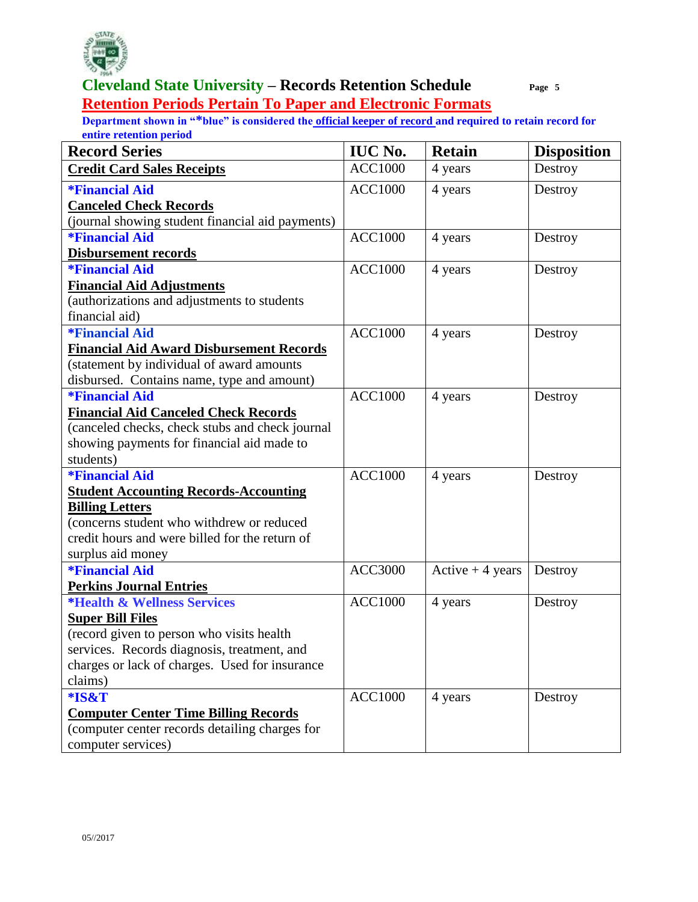## Cleveland State University – Records Retention Schedule

## Retention Periods Pertain To Paper and Electronic Formats

**Department shown in "*blue" is considered the official keeper of record and required to retain record for entire retention period**

| Record Series | IUC No. | Retain | Disposition |
|---|---|---|---|
| **Credit Card Sales Receipts** | ACC1000 | 4 years | Destroy |
| ***Financial Aid**<br>**Canceled Check Records**<br>(journal showing student financial aid payments) | ACC1000 | 4 years | Destroy |
| ***Financial Aid**<br>**Disbursement records** | ACC1000 | 4 years | Destroy |
| ***Financial Aid**<br>**Financial Aid Adjustments**<br>(authorizations and adjustments to students financial aid) | ACC1000 | 4 years | Destroy |
| ***Financial Aid**<br>**Financial Aid Award Disbursement Records**<br>(statement by individual of award amounts disbursed. Contains name, type and amount) | ACC1000 | 4 years | Destroy |
| ***Financial Aid**<br>**Financial Aid Canceled Check Records**<br>(canceled checks, check stubs and check journal showing payments for financial aid made to students) | ACC1000 | 4 years | Destroy |
| ***Financial Aid**<br>**Student Accounting Records-Accounting Billing Letters**<br>(concerns student who withdrew or reduced credit hours and were billed for the return of surplus aid money | ACC1000 | 4 years | Destroy |
| ***Financial Aid**<br>**Perkins Journal Entries** | ACC3000 | Active + 4 years | Destroy |
| ***Health & Wellness Services**<br>**Super Bill Files**<br>(record given to person who visits health services. Records diagnosis, treatment, and charges or lack of charges. Used for insurance claims) | ACC1000 | 4 years | Destroy |
| ***IS&T**<br>**Computer Center Time Billing Records**<br>(computer center records detailing charges for computer services) | ACC1000 | 4 years | Destroy |

05//2017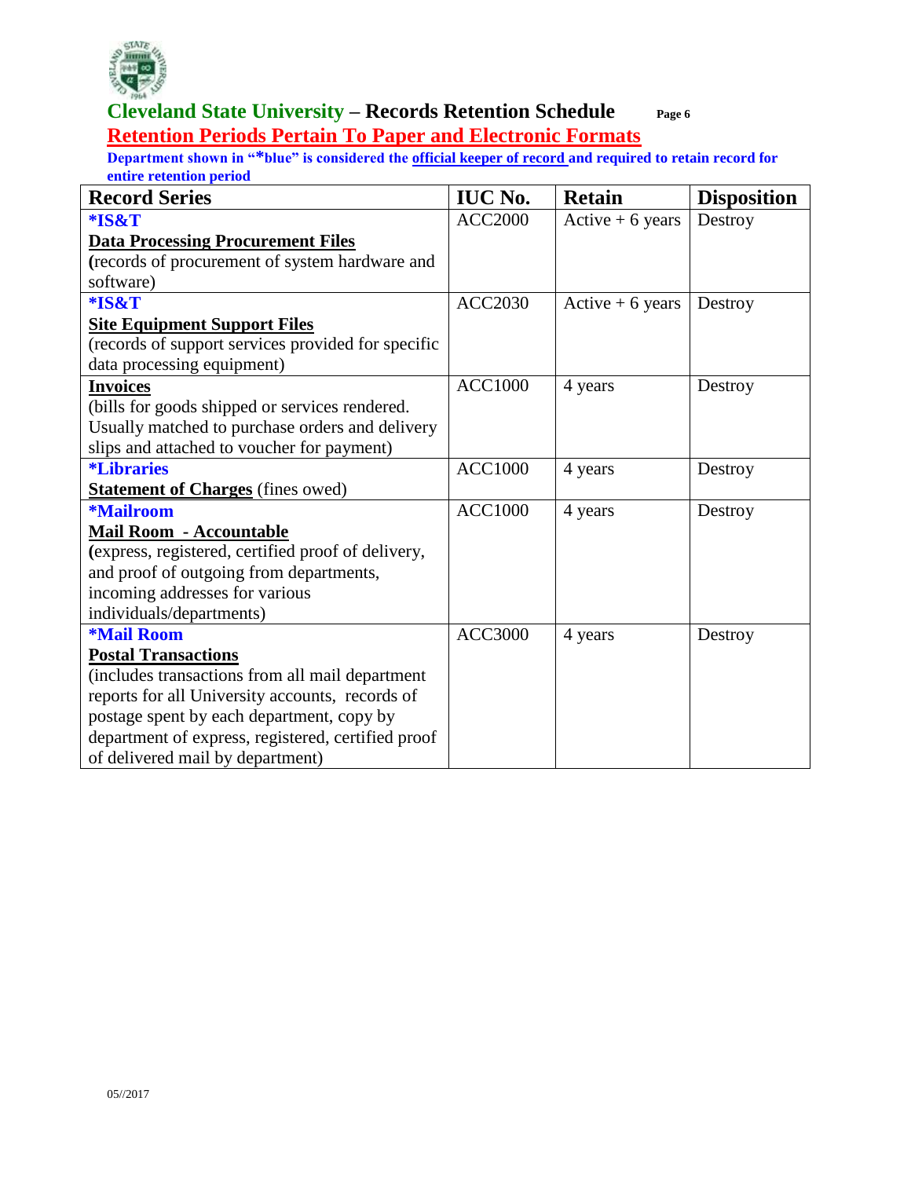# Cleveland State University – Records Retention Schedule

## Retention Periods Pertain To Paper and Electronic Formats

**Department shown in "*blue" is considered the official keeper of record and required to retain record for entire retention period**

| Record Series | IUC No. | Retain | Disposition |
|---|---|---|---|
| ***IS&T**<br>**Data Processing Procurement Files**<br>(records of procurement of system hardware and software) | ACC2000 | Active + 6 years | Destroy |
| ***IS&T**<br>**Site Equipment Support Files**<br>(records of support services provided for specific data processing equipment) | ACC2030 | Active + 6 years | Destroy |
| **Invoices**<br>(bills for goods shipped or services rendered. Usually matched to purchase orders and delivery slips and attached to voucher for payment) | ACC1000 | 4 years | Destroy |
| ***Libraries**<br>**Statement of Charges** (fines owed) | ACC1000 | 4 years | Destroy |
| ***Mailroom**<br>**Mail Room - Accountable**<br>(express, registered, certified proof of delivery, and proof of outgoing from departments, incoming addresses for various individuals/departments) | ACC1000 | 4 years | Destroy |
| ***Mail Room**<br>**Postal Transactions**<br>(includes transactions from all mail department reports for all University accounts, records of postage spent by each department, copy by department of express, registered, certified proof of delivered mail by department) | ACC3000 | 4 years | Destroy |

05//2017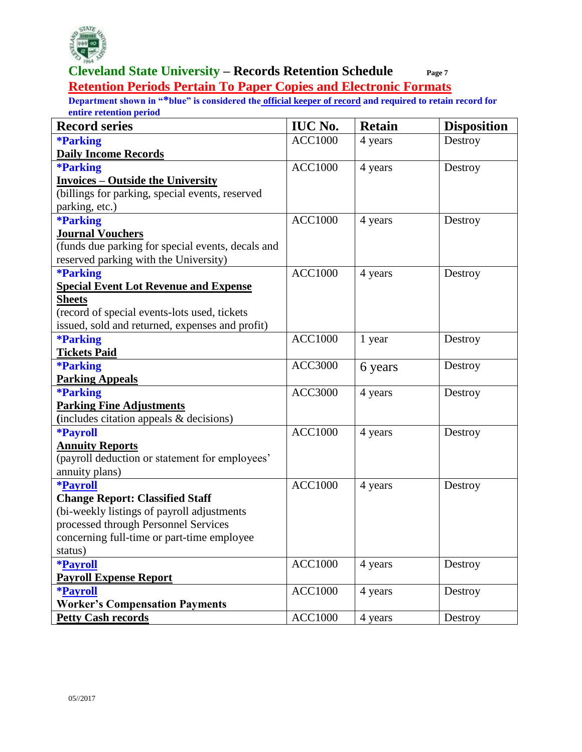# Cleveland State University – Records Retention Schedule

## Retention Periods Pertain To Paper Copies and Electronic Formats

**Department shown in "*blue" is considered the official keeper of record and required to retain record for entire retention period**

| Record series | IUC No. | Retain | Disposition |
|---|---|---|---|
| ***Parking**<br>**Daily Income Records** | ACC1000 | 4 years | Destroy |
| ***Parking**<br>**Invoices – Outside the University**<br>(billings for parking, special events, reserved parking, etc.) | ACC1000 | 4 years | Destroy |
| ***Parking**<br>**Journal Vouchers**<br>(funds due parking for special events, decals and reserved parking with the University) | ACC1000 | 4 years | Destroy |
| ***Parking**<br>**Special Event Lot Revenue and Expense Sheets**<br>(record of special events-lots used, tickets issued, sold and returned, expenses and profit) | ACC1000 | 4 years | Destroy |
| ***Parking**<br>**Tickets Paid** | ACC1000 | 1 year | Destroy |
| ***Parking**<br>**Parking Appeals** | ACC3000 | 6 years | Destroy |
| ***Parking**<br>**Parking Fine Adjustments**<br>(includes citation appeals & decisions) | ACC3000 | 4 years | Destroy |
| ***Payroll**<br>**Annuity Reports**<br>(payroll deduction or statement for employees' annuity plans) | ACC1000 | 4 years | Destroy |
| ***Payroll**<br>**Change Report: Classified Staff**<br>(bi-weekly listings of payroll adjustments processed through Personnel Services concerning full-time or part-time employee status) | ACC1000 | 4 years | Destroy |
| ***Payroll**<br>**Payroll Expense Report** | ACC1000 | 4 years | Destroy |
| ***Payroll**<br>**Worker's Compensation Payments** | ACC1000 | 4 years | Destroy |
| **Petty Cash records** | ACC1000 | 4 years | Destroy |

05//2017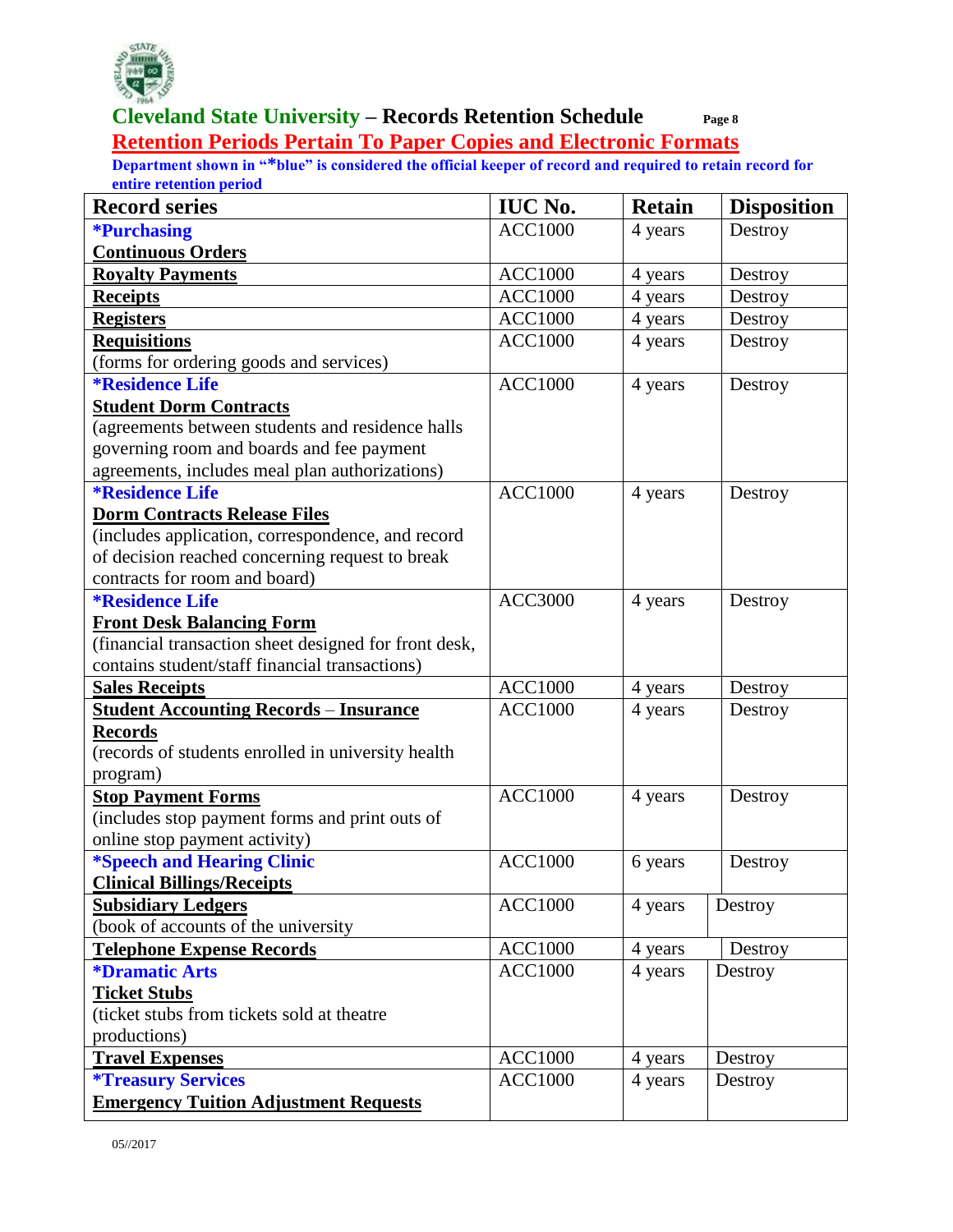## Cleveland State University – Records Retention Schedule

**Retention Periods Pertain To Paper Copies and Electronic Formats**

**Department shown in "*blue" is considered the official keeper of record and required to retain record for entire retention period**

| Record series | IUC No. | Retain | Disposition |
|---|---|---|---|
| ***Purchasing** <br> **Continuous Orders** | ACC1000 | 4 years | Destroy |
| **Royalty Payments** | ACC1000 | 4 years | Destroy |
| **Receipts** | ACC1000 | 4 years | Destroy |
| **Registers** | ACC1000 | 4 years | Destroy |
| **Requisitions** <br> (forms for ordering goods and services) | ACC1000 | 4 years | Destroy |
| ***Residence Life** <br> **Student Dorm Contracts** <br> (agreements between students and residence halls governing room and boards and fee payment agreements, includes meal plan authorizations) | ACC1000 | 4 years | Destroy |
| ***Residence Life** <br> **Dorm Contracts Release Files** <br> (includes application, correspondence, and record of decision reached concerning request to break contracts for room and board) | ACC1000 | 4 years | Destroy |
| ***Residence Life** <br> **Front Desk Balancing Form** <br> (financial transaction sheet designed for front desk, contains student/staff financial transactions) | ACC3000 | 4 years | Destroy |
| **Sales Receipts** | ACC1000 | 4 years | Destroy |
| **Student Accounting Records – Insurance Records** <br> (records of students enrolled in university health program) | ACC1000 | 4 years | Destroy |
| **Stop Payment Forms** <br> (includes stop payment forms and print outs of online stop payment activity) | ACC1000 | 4 years | Destroy |
| ***Speech and Hearing Clinic** <br> **Clinical Billings/Receipts** | ACC1000 | 6 years | Destroy |
| **Subsidiary Ledgers** <br> (book of accounts of the university | ACC1000 | 4 years | Destroy |
| **Telephone Expense Records** | ACC1000 | 4 years | Destroy |
| ***Dramatic Arts** <br> **Ticket Stubs** <br> (ticket stubs from tickets sold at theatre productions) | ACC1000 | 4 years | Destroy |
| **Travel Expenses** | ACC1000 | 4 years | Destroy |
| ***Treasury Services** <br> **Emergency Tuition Adjustment Requests** | ACC1000 | 4 years | Destroy |

05//2017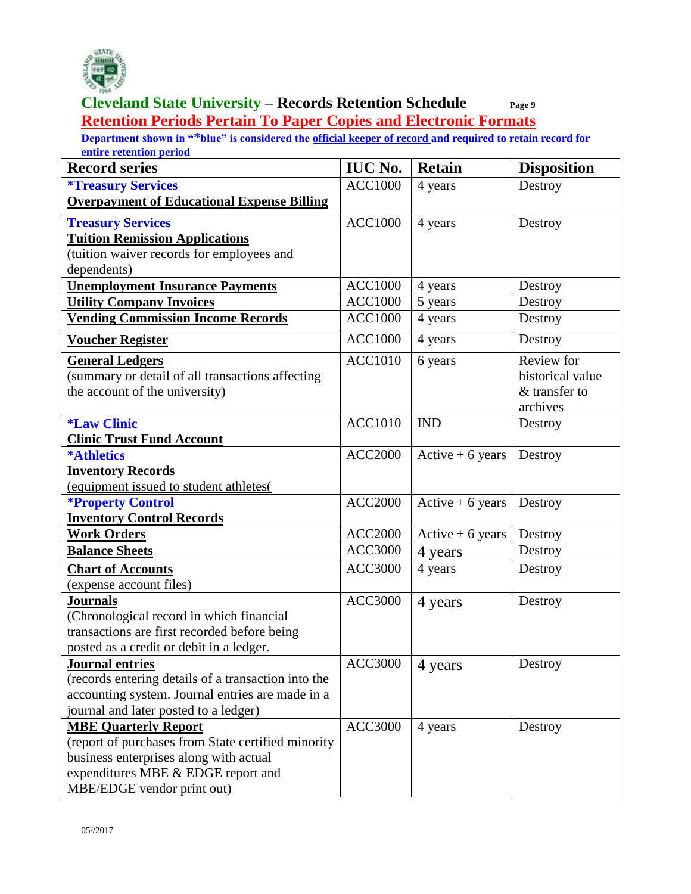**Cleveland State University – Records Retention Schedule**

**Retention Periods Pertain To Paper Copies and Electronic Formats**

**Department shown in "*blue" is considered the official keeper of record and required to retain record for entire retention period**

| Record series | IUC No. | Retain | Disposition |
|---|---|---|---|
| ***Treasury Services**<br>**Overpayment of Educational Expense Billing** | ACC1000 | 4 years | Destroy |
| **Treasury Services**<br>**Tuition Remission Applications**<br>(tuition waiver records for employees and dependents) | ACC1000 | 4 years | Destroy |
| **Unemployment Insurance Payments** | ACC1000 | 4 years | Destroy |
| **Utility Company Invoices** | ACC1000 | 5 years | Destroy |
| **Vending Commission Income Records** | ACC1000 | 4 years | Destroy |
| **Voucher Register** | ACC1000 | 4 years | Destroy |
| **General Ledgers**<br>(summary or detail of all transactions affecting the account of the university) | ACC1010 | 6 years | Review for historical value & transfer to archives |
| ***Law Clinic**<br>**Clinic Trust Fund Account** | ACC1010 | IND | Destroy |
| ***Athletics**<br>**Inventory Records**<br>(equipment issued to student athletes( | ACC2000 | Active + 6 years | Destroy |
| ***Property Control**<br>**Inventory Control Records** | ACC2000 | Active + 6 years | Destroy |
| **Work Orders** | ACC2000 | Active + 6 years | Destroy |
| **Balance Sheets** | ACC3000 | 4 years | Destroy |
| **Chart of Accounts**<br>(expense account files) | ACC3000 | 4 years | Destroy |
| **Journals**<br>(Chronological record in which financial transactions are first recorded before being posted as a credit or debit in a ledger. | ACC3000 | 4 years | Destroy |
| **Journal entries**<br>(records entering details of a transaction into the accounting system. Journal entries are made in a journal and later posted to a ledger) | ACC3000 | 4 years | Destroy |
| **MBE Quarterly Report**<br>(report of purchases from State certified minority business enterprises along with actual expenditures MBE & EDGE report and MBE/EDGE vendor print out) | ACC3000 | 4 years | Destroy |

05//2017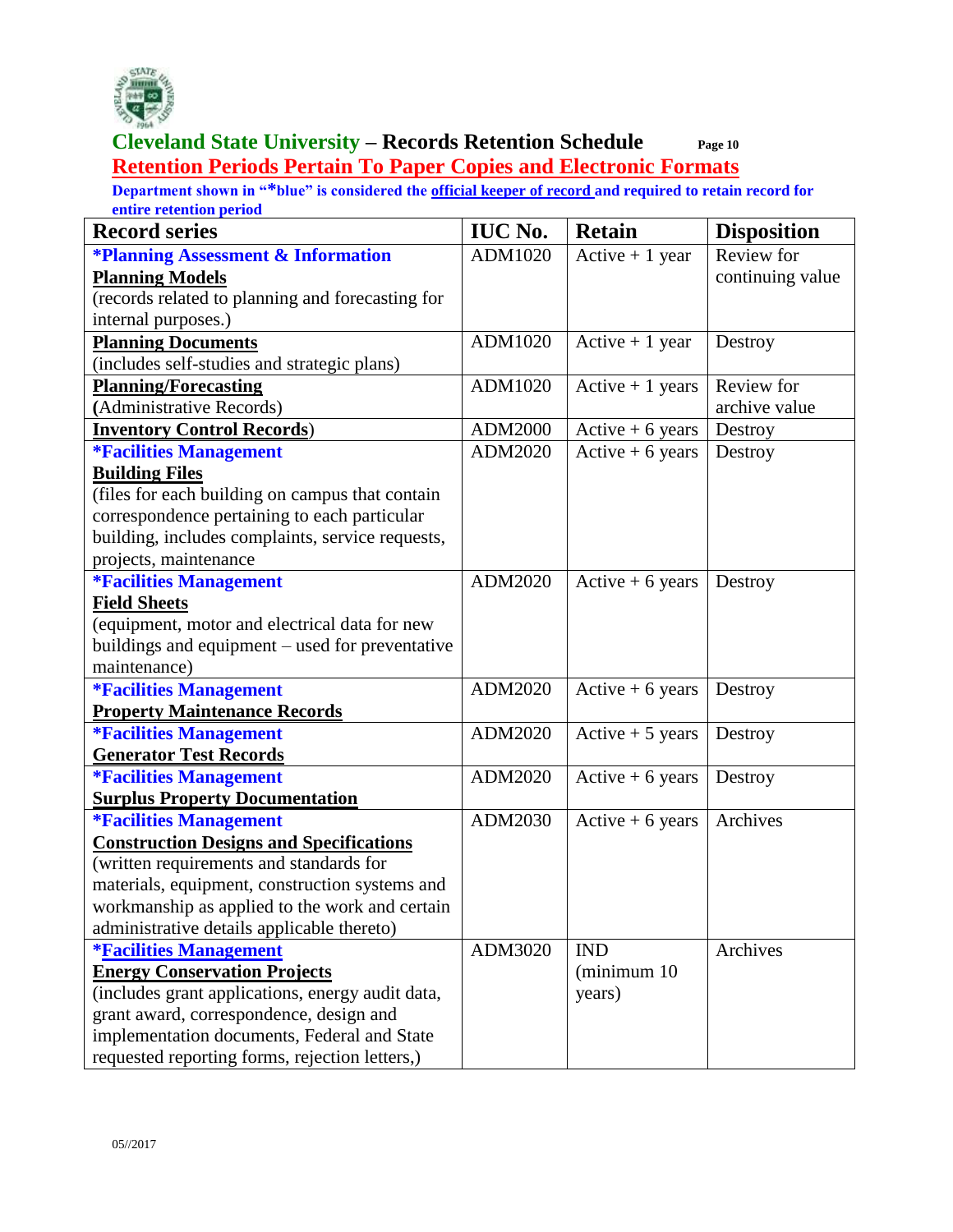## Cleveland State University – Records Retention Schedule

## Retention Periods Pertain To Paper Copies and Electronic Formats

**Department shown in "*blue" is considered the official keeper of record and required to retain record for entire retention period**

| Record series | IUC No. | Retain | Disposition |
|---|---|---|---|
| ***Planning Assessment & Information** <br> **Planning Models** <br> (records related to planning and forecasting for internal purposes.) | ADM1020 | Active + 1 year | Review for continuing value |
| **Planning Documents** <br> (includes self-studies and strategic plans) | ADM1020 | Active + 1 year | Destroy |
| **Planning/Forecasting** <br> **(**Administrative Records) | ADM1020 | Active + 1 years | Review for archive value |
| **Inventory Control Records**) | ADM2000 | Active + 6 years | Destroy |
| ***Facilities Management** <br> **Building Files** <br> (files for each building on campus that contain correspondence pertaining to each particular building, includes complaints, service requests, projects, maintenance | ADM2020 | Active + 6 years | Destroy |
| ***Facilities Management** <br> **Field Sheets** <br> (equipment, motor and electrical data for new buildings and equipment – used for preventative maintenance) | ADM2020 | Active + 6 years | Destroy |
| ***Facilities Management** <br> **Property Maintenance Records** | ADM2020 | Active + 6 years | Destroy |
| ***Facilities Management** <br> **Generator Test Records** | ADM2020 | Active + 5 years | Destroy |
| ***Facilities Management** <br> **Surplus Property Documentation** | ADM2020 | Active + 6 years | Destroy |
| ***Facilities Management** <br> **Construction Designs and Specifications** <br> (written requirements and standards for materials, equipment, construction systems and workmanship as applied to the work and certain administrative details applicable thereto) | ADM2030 | Active + 6 years | Archives |
| ***Facilities Management** <br> **Energy Conservation Projects** <br> (includes grant applications, energy audit data, grant award, correspondence, design and implementation documents, Federal and State requested reporting forms, rejection letters,) | ADM3020 | IND (minimum 10 years) | Archives |

05//2017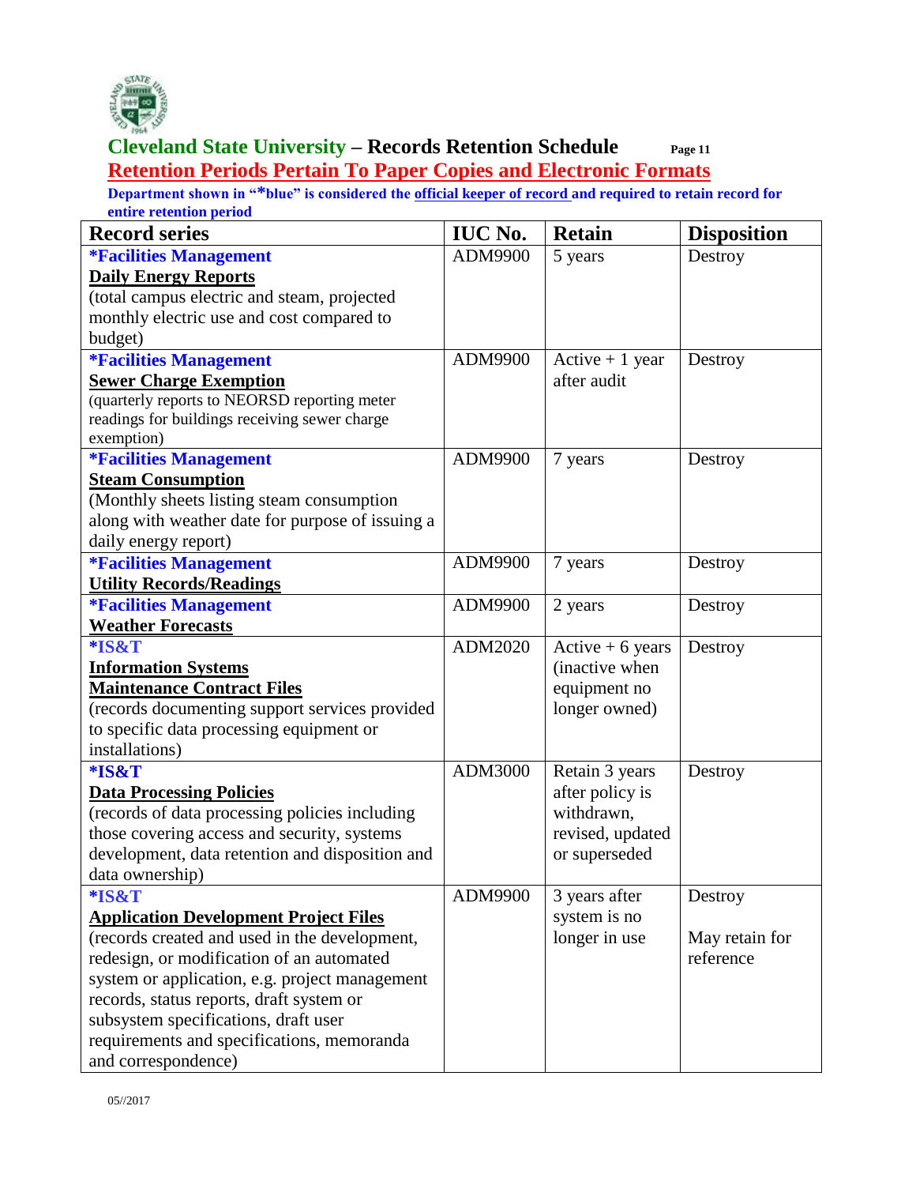**Cleveland State University – Records Retention Schedule**

**Retention Periods Pertain To Paper Copies and Electronic Formats**

**Department shown in "*blue" is considered the official keeper of record and required to retain record for entire retention period**

| Record series | IUC No. | Retain | Disposition |
|---|---|---|---|
| **\*Facilities Management** **Daily Energy Reports** (total campus electric and steam, projected monthly electric use and cost compared to budget) | ADM9900 | 5 years | Destroy |
| **\*Facilities Management** **Sewer Charge Exemption** (quarterly reports to NEORSD reporting meter readings for buildings receiving sewer charge exemption) | ADM9900 | Active + 1 year after audit | Destroy |
| **\*Facilities Management** **Steam Consumption** (Monthly sheets listing steam consumption along with weather date for purpose of issuing a daily energy report) | ADM9900 | 7 years | Destroy |
| **\*Facilities Management** **Utility Records/Readings** | ADM9900 | 7 years | Destroy |
| **\*Facilities Management** **Weather Forecasts** | ADM9900 | 2 years | Destroy |
| **\*IS&T** **Information Systems Maintenance Contract Files** (records documenting support services provided to specific data processing equipment or installations) | ADM2020 | Active + 6 years (inactive when equipment no longer owned) | Destroy |
| **\*IS&T** **Data Processing Policies** (records of data processing policies including those covering access and security, systems development, data retention and disposition and data ownership) | ADM3000 | Retain 3 years after policy is withdrawn, revised, updated or superseded | Destroy |
| **\*IS&T** **Application Development Project Files** (records created and used in the development, redesign, or modification of an automated system or application, e.g. project management records, status reports, draft system or subsystem specifications, draft user requirements and specifications, memoranda and correspondence) | ADM9900 | 3 years after system is no longer in use | Destroy<br><br>May retain for reference |

05//2017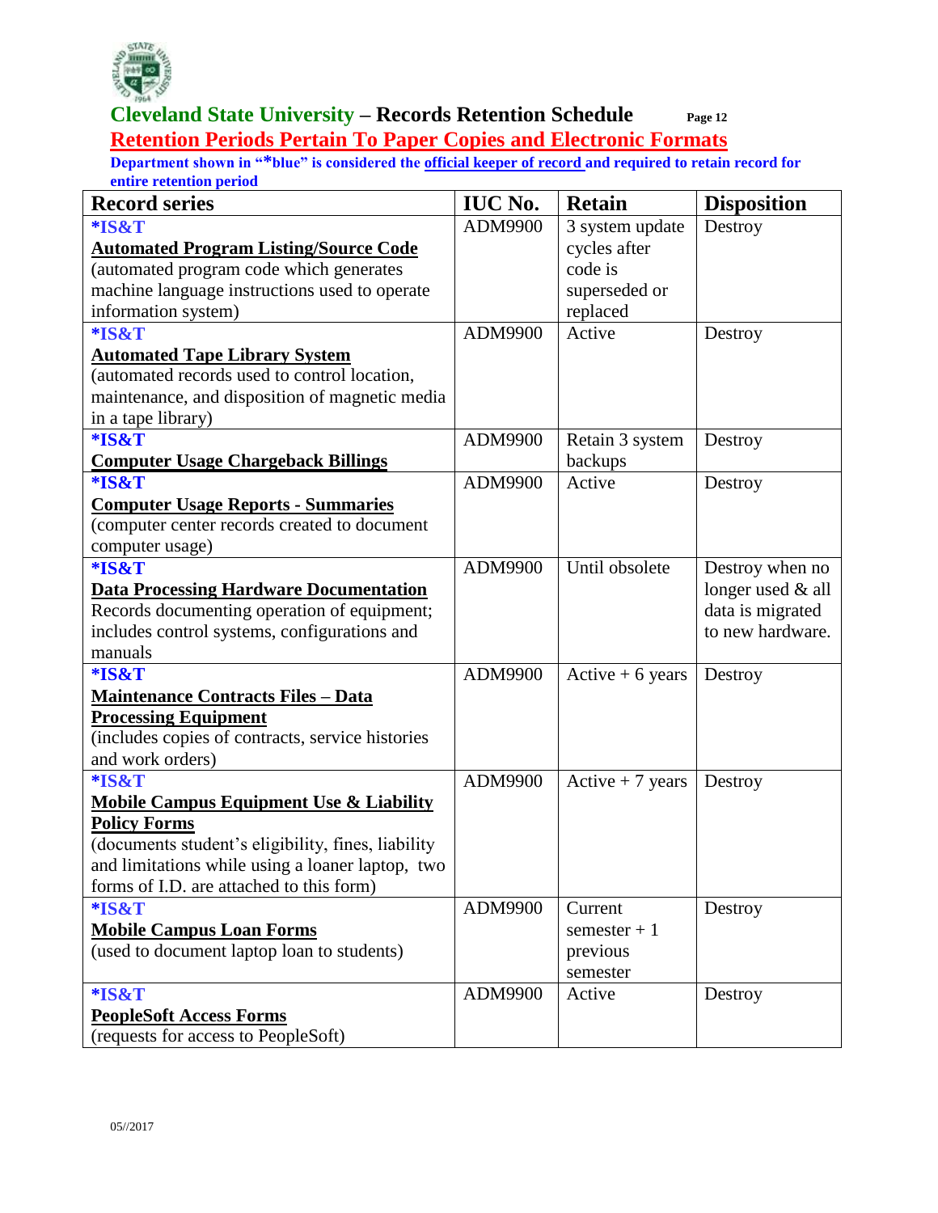# Cleveland State University – Records Retention Schedule

## Retention Periods Pertain To Paper Copies and Electronic Formats

**Department shown in "*blue" is considered the official keeper of record and required to retain record for entire retention period**

| Record series | IUC No. | Retain | Disposition |
|---|---|---|---|
| ***IS&T** **Automated Program Listing/Source Code** (automated program code which generates machine language instructions used to operate information system) | ADM9900 | 3 system update cycles after code is superseded or replaced | Destroy |
| ***IS&T** **Automated Tape Library System** (automated records used to control location, maintenance, and disposition of magnetic media in a tape library) | ADM9900 | Active | Destroy |
| ***IS&T** **Computer Usage Chargeback Billings** | ADM9900 | Retain 3 system backups | Destroy |
| ***IS&T** **Computer Usage Reports - Summaries** (computer center records created to document computer usage) | ADM9900 | Active | Destroy |
| ***IS&T** **Data Processing Hardware Documentation** Records documenting operation of equipment; includes control systems, configurations and manuals | ADM9900 | Until obsolete | Destroy when no longer used & all data is migrated to new hardware. |
| ***IS&T** **Maintenance Contracts Files – Data Processing Equipment** (includes copies of contracts, service histories and work orders) | ADM9900 | Active + 6 years | Destroy |
| ***IS&T** **Mobile Campus Equipment Use & Liability Policy Forms** (documents student's eligibility, fines, liability and limitations while using a loaner laptop, two forms of I.D. are attached to this form) | ADM9900 | Active + 7 years | Destroy |
| ***IS&T** **Mobile Campus Loan Forms** (used to document laptop loan to students) | ADM9900 | Current semester + 1 previous semester | Destroy |
| ***IS&T** **PeopleSoft Access Forms** (requests for access to PeopleSoft) | ADM9900 | Active | Destroy |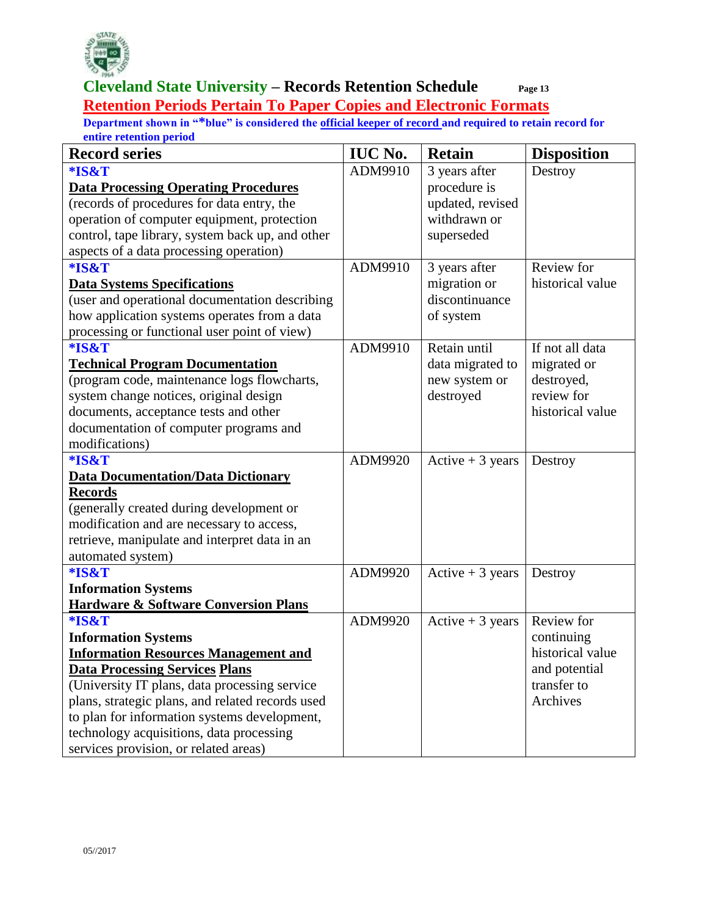**Cleveland State University – Records Retention Schedule**

**Retention Periods Pertain To Paper Copies and Electronic Formats**

**Department shown in "*blue" is considered the official keeper of record and required to retain record for entire retention period**

| Record series | IUC No. | Retain | Disposition |
|---|---|---|---|
| **\*IS&T** <br> **Data Processing Operating Procedures** <br> (records of procedures for data entry, the operation of computer equipment, protection control, tape library, system back up, and other aspects of a data processing operation) | ADM9910 | 3 years after procedure is updated, revised withdrawn or superseded | Destroy |
| **\*IS&T** <br> **Data Systems Specifications** <br> (user and operational documentation describing how application systems operates from a data processing or functional user point of view) | ADM9910 | 3 years after migration or discontinuance of system | Review for historical value |
| **\*IS&T** <br> **Technical Program Documentation** <br> (program code, maintenance logs flowcharts, system change notices, original design documents, acceptance tests and other documentation of computer programs and modifications) | ADM9910 | Retain until data migrated to new system or destroyed | If not all data migrated or destroyed, review for historical value |
| **\*IS&T** <br> **Data Documentation/Data Dictionary Records** <br> (generally created during development or modification and are necessary to access, retrieve, manipulate and interpret data in an automated system) | ADM9920 | Active + 3 years | Destroy |
| **\*IS&T** <br> **Information Systems** <br> **Hardware & Software Conversion Plans** | ADM9920 | Active + 3 years | Destroy |
| **\*IS&T** <br> **Information Systems** <br> **Information Resources Management and Data Processing Services Plans** <br> (University IT plans, data processing service plans, strategic plans, and related records used to plan for information systems development, technology acquisitions, data processing services provision, or related areas) | ADM9920 | Active + 3 years | Review for continuing historical value and potential transfer to Archives |

05//2017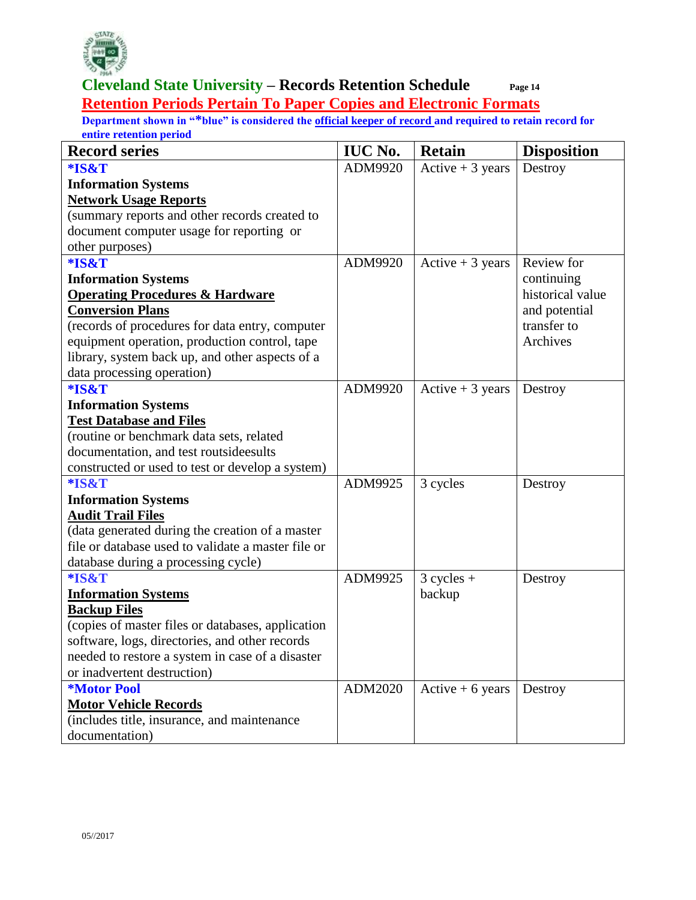## Cleveland State University – Records Retention Schedule

## Retention Periods Pertain To Paper Copies and Electronic Formats

**Department shown in "*blue" is considered the official keeper of record and required to retain record for entire retention period**

| Record series | IUC No. | Retain | Disposition |
|---|---|---|---|
| ***IS&T** **Information Systems** **Network Usage Reports** (summary reports and other records created to document computer usage for reporting or other purposes) | ADM9920 | Active + 3 years | Destroy |
| ***IS&T** **Information Systems** **Operating Procedures & Hardware Conversion Plans** (records of procedures for data entry, computer equipment operation, production control, tape library, system back up, and other aspects of a data processing operation) | ADM9920 | Active + 3 years | Review for continuing historical value and potential transfer to Archives |
| ***IS&T** **Information Systems** **Test Database and Files** (routine or benchmark data sets, related documentation, and test routsideesults constructed or used to test or develop a system) | ADM9920 | Active + 3 years | Destroy |
| ***IS&T** **Information Systems** **Audit Trail Files** (data generated during the creation of a master file or database used to validate a master file or database during a processing cycle) | ADM9925 | 3 cycles | Destroy |
| ***IS&T** **Information Systems** **Backup Files** (copies of master files or databases, application software, logs, directories, and other records needed to restore a system in case of a disaster or inadvertent destruction) | ADM9925 | 3 cycles + backup | Destroy |
| ***Motor Pool** **Motor Vehicle Records** (includes title, insurance, and maintenance documentation) | ADM2020 | Active + 6 years | Destroy |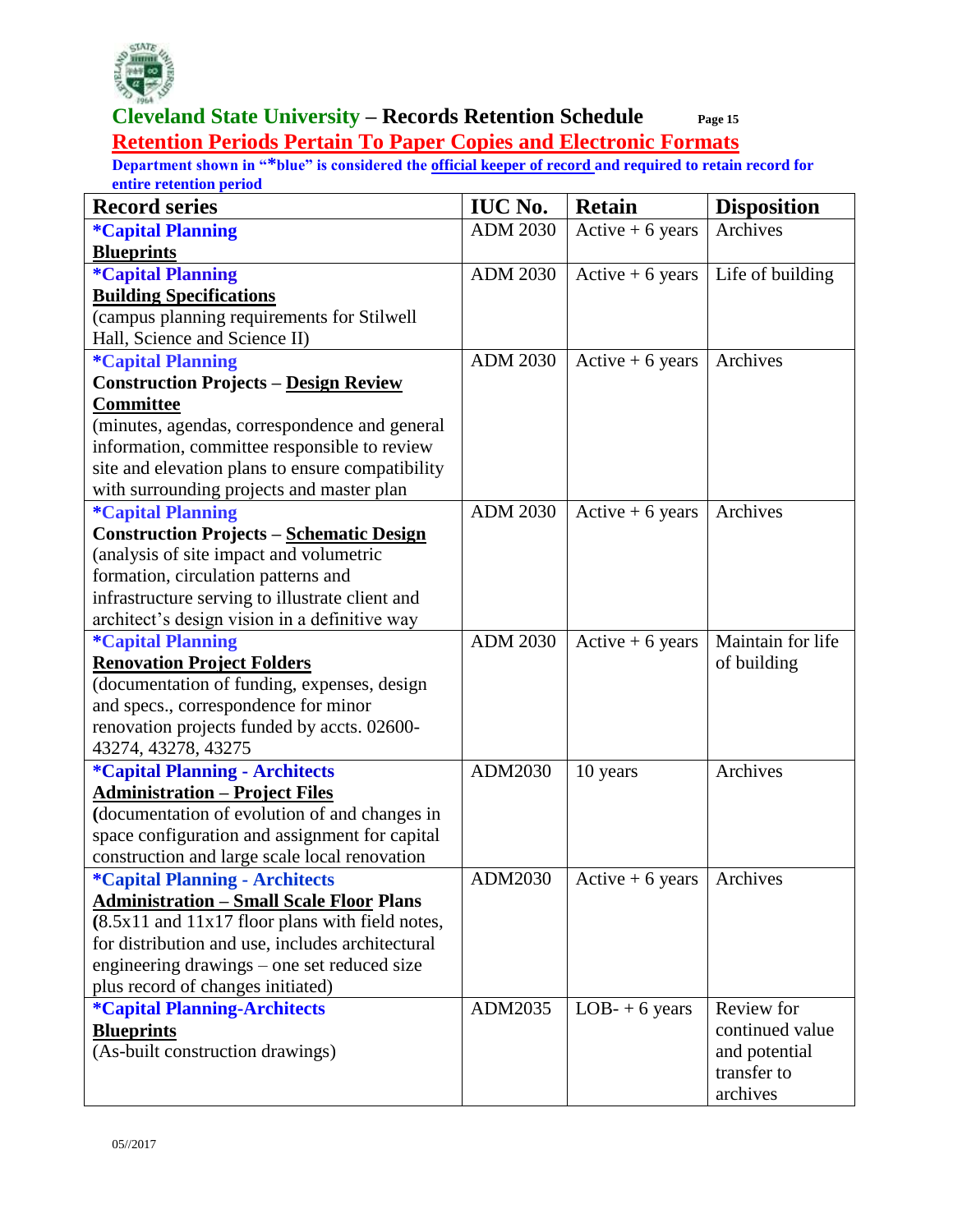**Cleveland State University – Records Retention Schedule**

**Retention Periods Pertain To Paper Copies and Electronic Formats**

**Department shown in "*blue" is considered the official keeper of record and required to retain record for entire retention period**

| Record series | IUC No. | Retain | Disposition |
|---|---|---|---|
| ***Capital Planning** **Blueprints** | ADM 2030 | Active + 6 years | Archives |
| ***Capital Planning** **Building Specifications** (campus planning requirements for Stilwell Hall, Science and Science II) | ADM 2030 | Active + 6 years | Life of building |
| ***Capital Planning** **Construction Projects – Design Review Committee** (minutes, agendas, correspondence and general information, committee responsible to review site and elevation plans to ensure compatibility with surrounding projects and master plan | ADM 2030 | Active + 6 years | Archives |
| ***Capital Planning** **Construction Projects – Schematic Design** (analysis of site impact and volumetric formation, circulation patterns and infrastructure serving to illustrate client and architect's design vision in a definitive way | ADM 2030 | Active + 6 years | Archives |
| ***Capital Planning** **Renovation Project Folders** (documentation of funding, expenses, design and specs., correspondence for minor renovation projects funded by accts. 02600-43274, 43278, 43275 | ADM 2030 | Active + 6 years | Maintain for life of building |
| ***Capital Planning - Architects** **Administration – Project Files** (documentation of evolution of and changes in space configuration and assignment for capital construction and large scale local renovation | ADM2030 | 10 years | Archives |
| ***Capital Planning - Architects** **Administration – Small Scale Floor Plans** (8.5x11 and 11x17 floor plans with field notes, for distribution and use, includes architectural engineering drawings – one set reduced size plus record of changes initiated) | ADM2030 | Active + 6 years | Archives |
| ***Capital Planning-Architects** **Blueprints** (As-built construction drawings) | ADM2035 | LOB- + 6 years | Review for continued value and potential transfer to archives |

05//2017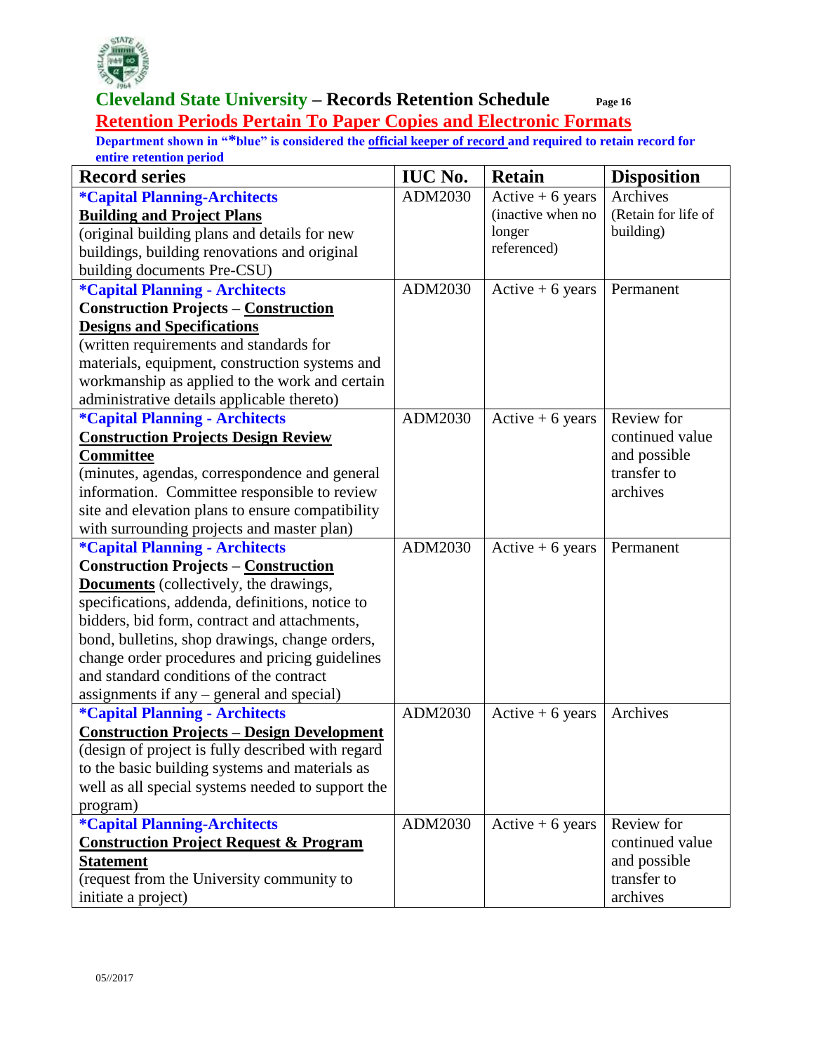# Cleveland State University – Records Retention Schedule

## Retention Periods Pertain To Paper Copies and Electronic Formats

**Department shown in "*blue" is considered the official keeper of record and required to retain record for entire retention period**

| Record series | IUC No. | Retain | Disposition |
|---|---|---|---|
| **\*Capital Planning-Architects** **Building and Project Plans** (original building plans and details for new buildings, building renovations and original building documents Pre-CSU) | ADM2030 | Active + 6 years (inactive when no longer referenced) | Archives (Retain for life of building) |
| **\*Capital Planning - Architects** **Construction Projects – Construction Designs and Specifications** (written requirements and standards for materials, equipment, construction systems and workmanship as applied to the work and certain administrative details applicable thereto) | ADM2030 | Active + 6 years | Permanent |
| **\*Capital Planning - Architects** **Construction Projects Design Review Committee** (minutes, agendas, correspondence and general information. Committee responsible to review site and elevation plans to ensure compatibility with surrounding projects and master plan) | ADM2030 | Active + 6 years | Review for continued value and possible transfer to archives |
| **\*Capital Planning - Architects** **Construction Projects – Construction Documents** (collectively, the drawings, specifications, addenda, definitions, notice to bidders, bid form, contract and attachments, bond, bulletins, shop drawings, change orders, change order procedures and pricing guidelines and standard conditions of the contract assignments if any – general and special) | ADM2030 | Active + 6 years | Permanent |
| **\*Capital Planning - Architects** **Construction Projects – Design Development** (design of project is fully described with regard to the basic building systems and materials as well as all special systems needed to support the program) | ADM2030 | Active + 6 years | Archives |
| **\*Capital Planning-Architects** **Construction Project Request & Program Statement** (request from the University community to initiate a project) | ADM2030 | Active + 6 years | Review for continued value and possible transfer to archives |

05//2017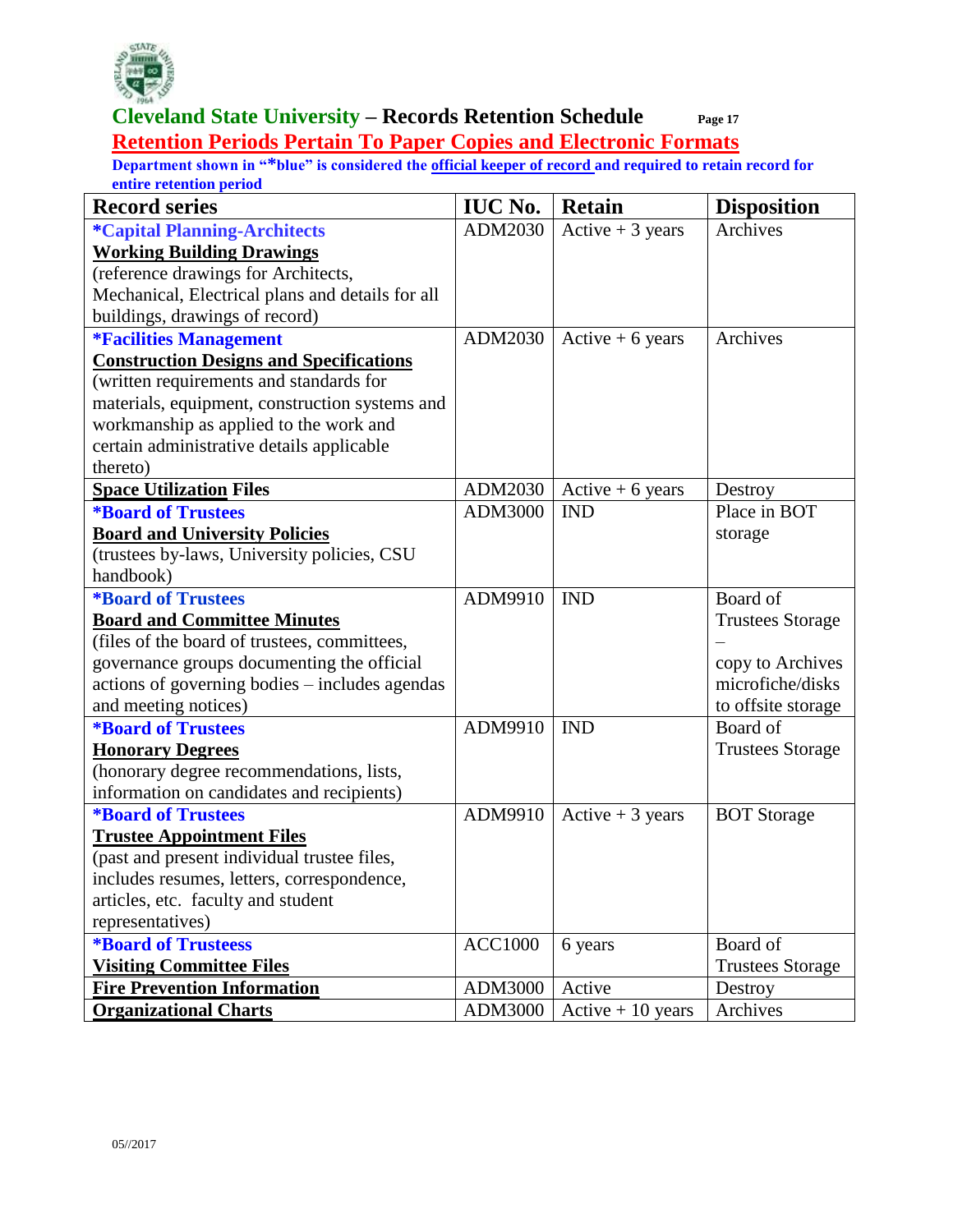## Cleveland State University – Records Retention Schedule

## Retention Periods Pertain To Paper Copies and Electronic Formats

**Department shown in "*blue" is considered the official keeper of record and required to retain record for entire retention period**

| Record series | IUC No. | Retain | Disposition |
|---|---|---|---|
| ***Capital Planning-Architects** <br> **Working Building Drawings** <br> (reference drawings for Architects, Mechanical, Electrical plans and details for all buildings, drawings of record) | ADM2030 | Active + 3 years | Archives |
| ***Facilities Management** <br> **Construction Designs and Specifications** <br> (written requirements and standards for materials, equipment, construction systems and workmanship as applied to the work and certain administrative details applicable thereto) | ADM2030 | Active + 6 years | Archives |
| **Space Utilization Files** | ADM2030 | Active + 6 years | Destroy |
| ***Board of Trustees** <br> **Board and University Policies** <br> (trustees by-laws, University policies, CSU handbook) | ADM3000 | IND | Place in BOT storage |
| ***Board of Trustees** <br> **Board and Committee Minutes** <br> (files of the board of trustees, committees, governance groups documenting the official actions of governing bodies – includes agendas and meeting notices) | ADM9910 | IND | Board of Trustees Storage – copy to Archives microfiche/disks to offsite storage |
| ***Board of Trustees** <br> **Honorary Degrees** <br> (honorary degree recommendations, lists, information on candidates and recipients) | ADM9910 | IND | Board of Trustees Storage |
| ***Board of Trustees** <br> **Trustee Appointment Files** <br> (past and present individual trustee files, includes resumes, letters, correspondence, articles, etc. faculty and student representatives) | ADM9910 | Active + 3 years | BOT Storage |
| ***Board of Trusteess** <br> **Visiting Committee Files** | ACC1000 | 6 years | Board of Trustees Storage |
| **Fire Prevention Information** | ADM3000 | Active | Destroy |
| **Organizational Charts** | ADM3000 | Active + 10 years | Archives |

05//2017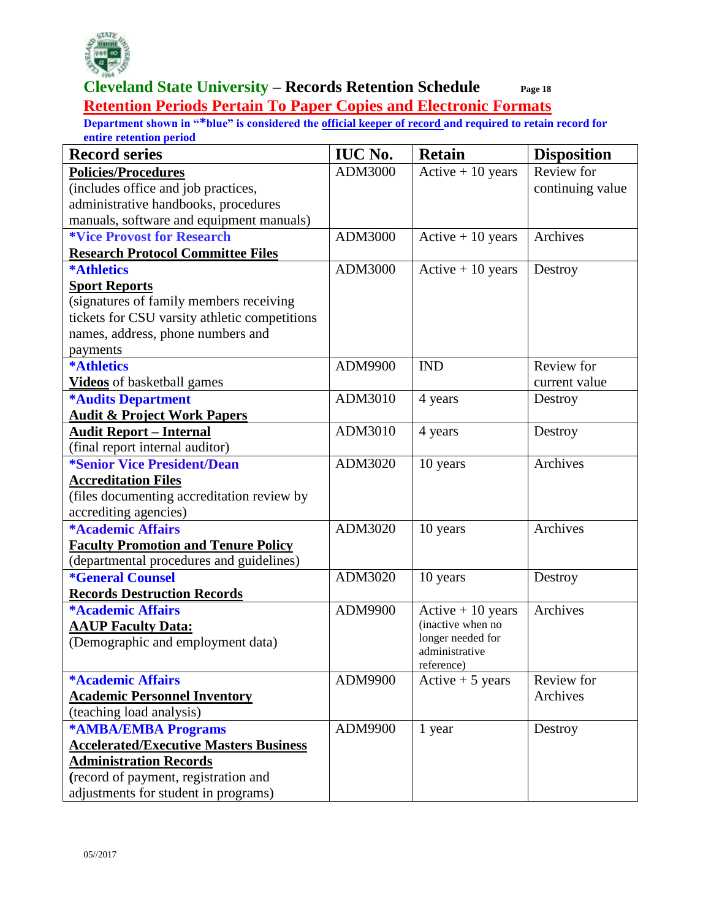**Cleveland State University – Records Retention Schedule**

**Retention Periods Pertain To Paper Copies and Electronic Formats**

**Department shown in "*blue" is considered the official keeper of record and required to retain record for entire retention period**

| Record series | IUC No. | Retain | Disposition |
|---|---|---|---|
| **Policies/Procedures** (includes office and job practices, administrative handbooks, procedures manuals, software and equipment manuals) | ADM3000 | Active + 10 years | Review for continuing value |
| ***Vice Provost for Research** **Research Protocol Committee Files** | ADM3000 | Active + 10 years | Archives |
| ***Athletics** **Sport Reports** (signatures of family members receiving tickets for CSU varsity athletic competitions names, address, phone numbers and payments | ADM3000 | Active + 10 years | Destroy |
| ***Athletics** **Videos** of basketball games | ADM9900 | IND | Review for current value |
| ***Audits Department** **Audit & Project Work Papers** | ADM3010 | 4 years | Destroy |
| **Audit Report – Internal** (final report internal auditor) | ADM3010 | 4 years | Destroy |
| ***Senior Vice President/Dean** **Accreditation Files** (files documenting accreditation review by accrediting agencies) | ADM3020 | 10 years | Archives |
| ***Academic Affairs** **Faculty Promotion and Tenure Policy** (departmental procedures and guidelines) | ADM3020 | 10 years | Archives |
| ***General Counsel** **Records Destruction Records** | ADM3020 | 10 years | Destroy |
| ***Academic Affairs** **AAUP Faculty Data:** (Demographic and employment data) | ADM9900 | Active + 10 years (inactive when no longer needed for administrative reference) | Archives |
| ***Academic Affairs** **Academic Personnel Inventory** (teaching load analysis) | ADM9900 | Active + 5 years | Review for Archives |
| ***AMBA/EMBA Programs** **Accelerated/Executive Masters Business Administration Records** (record of payment, registration and adjustments for student in programs) | ADM9900 | 1 year | Destroy |

05//2017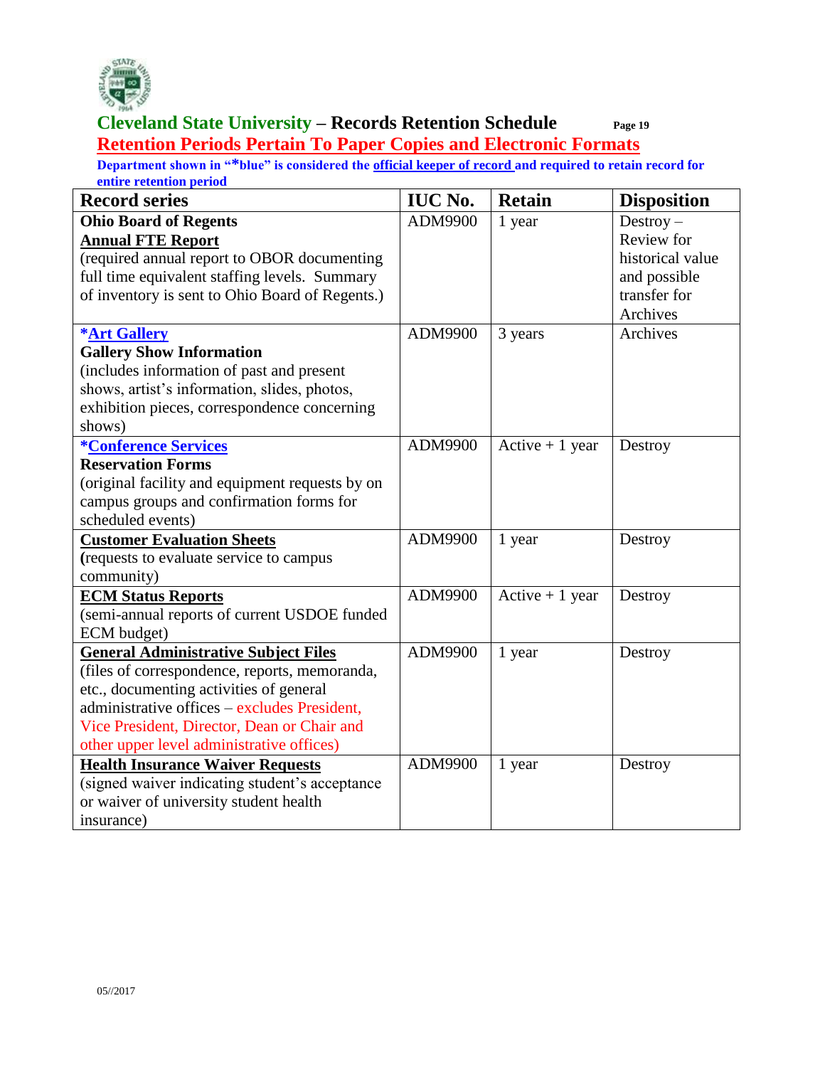## Cleveland State University – Records Retention Schedule

## Retention Periods Pertain To Paper Copies and Electronic Formats

**Department shown in "*blue" is considered the official keeper of record and required to retain record for entire retention period**

| Record series | IUC No. | Retain | Disposition |
|---|---|---|---|
| **Ohio Board of Regents** **Annual FTE Report** (required annual report to OBOR documenting full time equivalent staffing levels. Summary of inventory is sent to Ohio Board of Regents.) | ADM9900 | 1 year | Destroy – Review for historical value and possible transfer for Archives |
| ***Art Gallery** **Gallery Show Information** (includes information of past and present shows, artist's information, slides, photos, exhibition pieces, correspondence concerning shows) | ADM9900 | 3 years | Archives |
| ***Conference Services** **Reservation Forms** (original facility and equipment requests by on campus groups and confirmation forms for scheduled events) | ADM9900 | Active + 1 year | Destroy |
| **Customer Evaluation Sheets** (requests to evaluate service to campus community) | ADM9900 | 1 year | Destroy |
| **ECM Status Reports** (semi-annual reports of current USDOE funded ECM budget) | ADM9900 | Active + 1 year | Destroy |
| **General Administrative Subject Files** (files of correspondence, reports, memoranda, etc., documenting activities of general administrative offices – excludes President, Vice President, Director, Dean or Chair and other upper level administrative offices) | ADM9900 | 1 year | Destroy |
| **Health Insurance Waiver Requests** (signed waiver indicating student's acceptance or waiver of university student health insurance) | ADM9900 | 1 year | Destroy |

05//2017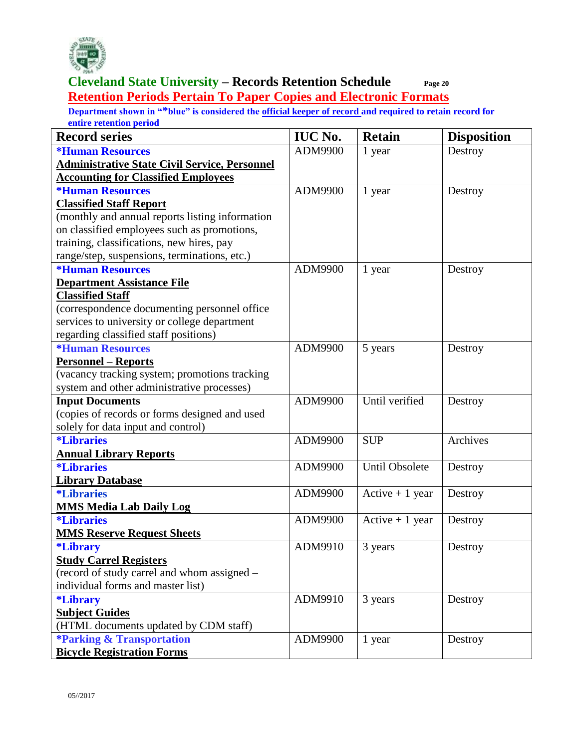# Cleveland State University – Records Retention Schedule

## Retention Periods Pertain To Paper Copies and Electronic Formats

**Department shown in "*blue" is considered the official keeper of record and required to retain record for entire retention period**

| Record series | IUC No. | Retain | Disposition |
|---|---|---|---|
| ***Human Resources**<br>**Administrative State Civil Service, Personnel Accounting for Classified Employees** | ADM9900 | 1 year | Destroy |
| ***Human Resources**<br>**Classified Staff Report**<br>(monthly and annual reports listing information on classified employees such as promotions, training, classifications, new hires, pay range/step, suspensions, terminations, etc.) | ADM9900 | 1 year | Destroy |
| ***Human Resources**<br>**Department Assistance File**<br>**Classified Staff**<br>(correspondence documenting personnel office services to university or college department regarding classified staff positions) | ADM9900 | 1 year | Destroy |
| ***Human Resources**<br>**Personnel – Reports**<br>(vacancy tracking system; promotions tracking system and other administrative processes) | ADM9900 | 5 years | Destroy |
| **Input Documents**<br>(copies of records or forms designed and used solely for data input and control) | ADM9900 | Until verified | Destroy |
| ***Libraries**<br>**Annual Library Reports** | ADM9900 | SUP | Archives |
| ***Libraries**<br>**Library Database** | ADM9900 | Until Obsolete | Destroy |
| ***Libraries**<br>**MMS Media Lab Daily Log** | ADM9900 | Active + 1 year | Destroy |
| ***Libraries**<br>**MMS Reserve Request Sheets** | ADM9900 | Active + 1 year | Destroy |
| ***Library**<br>**Study Carrel Registers**<br>(record of study carrel and whom assigned – individual forms and master list) | ADM9910 | 3 years | Destroy |
| ***Library**<br>**Subject Guides**<br>(HTML documents updated by CDM staff) | ADM9910 | 3 years | Destroy |
| ***Parking & Transportation**<br>**Bicycle Registration Forms** | ADM9900 | 1 year | Destroy |

05//2017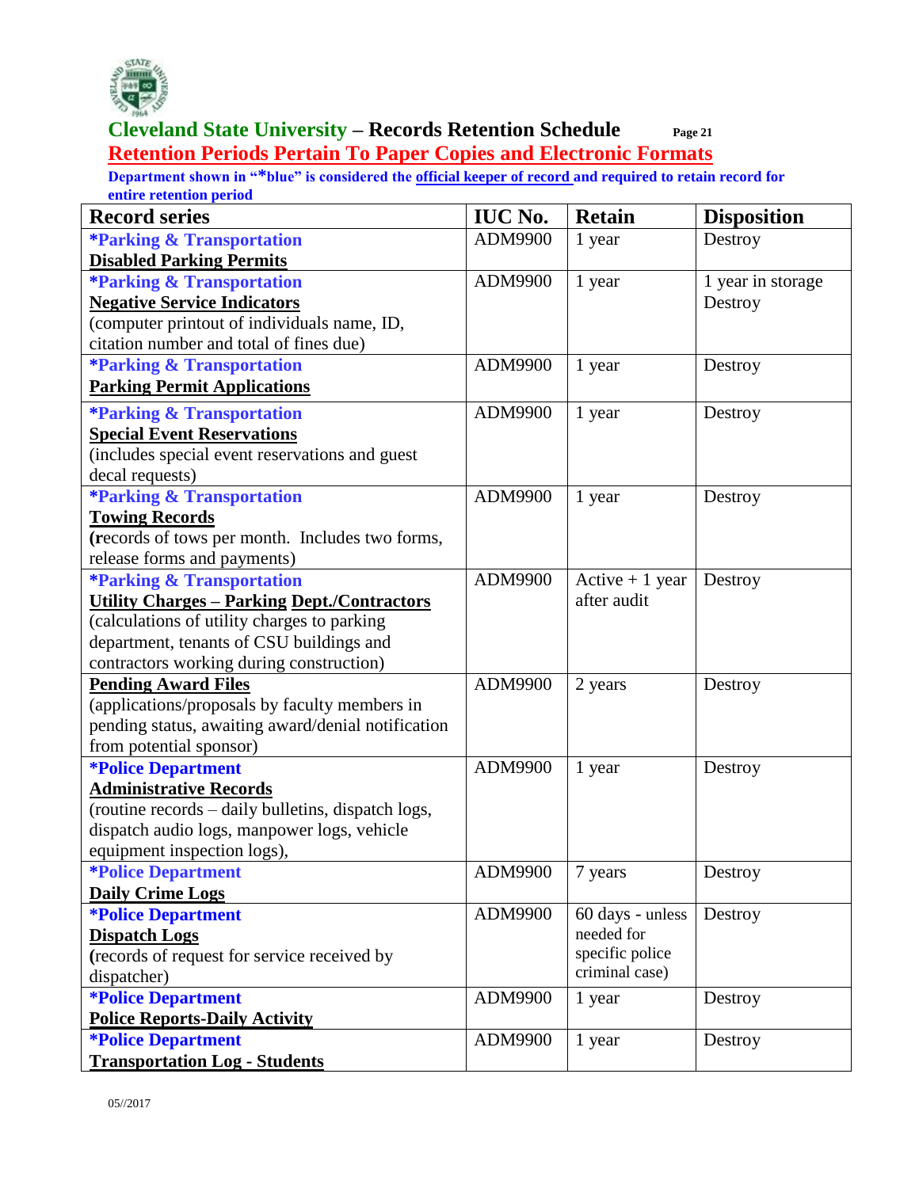# Cleveland State University – Records Retention Schedule

## Retention Periods Pertain To Paper Copies and Electronic Formats

**Department shown in "*blue" is considered the official keeper of record and required to retain record for entire retention period**

| Record series | IUC No. | Retain | Disposition |
|---|---|---|---|
| ***Parking & Transportation** <br> **Disabled Parking Permits** | ADM9900 | 1 year | Destroy |
| ***Parking & Transportation** <br> **Negative Service Indicators** <br> (computer printout of individuals name, ID, citation number and total of fines due) | ADM9900 | 1 year | 1 year in storage <br> Destroy |
| ***Parking & Transportation** <br> **Parking Permit Applications** | ADM9900 | 1 year | Destroy |
| ***Parking & Transportation** <br> **Special Event Reservations** <br> (includes special event reservations and guest decal requests) | ADM9900 | 1 year | Destroy |
| ***Parking & Transportation** <br> **Towing Records** <br> (records of tows per month. Includes two forms, release forms and payments) | ADM9900 | 1 year | Destroy |
| ***Parking & Transportation** <br> **Utility Charges – Parking Dept./Contractors** <br> (calculations of utility charges to parking department, tenants of CSU buildings and contractors working during construction) | ADM9900 | Active + 1 year after audit | Destroy |
| **Pending Award Files** <br> (applications/proposals by faculty members in pending status, awaiting award/denial notification from potential sponsor) | ADM9900 | 2 years | Destroy |
| ***Police Department** <br> **Administrative Records** <br> (routine records – daily bulletins, dispatch logs, dispatch audio logs, manpower logs, vehicle equipment inspection logs), | ADM9900 | 1 year | Destroy |
| ***Police Department** <br> **Daily Crime Logs** | ADM9900 | 7 years | Destroy |
| ***Police Department** <br> **Dispatch Logs** <br> (records of request for service received by dispatcher) | ADM9900 | 60 days - unless needed for specific police criminal case) | Destroy |
| ***Police Department** <br> **Police Reports-Daily Activity** | ADM9900 | 1 year | Destroy |
| ***Police Department** <br> **Transportation Log - Students** | ADM9900 | 1 year | Destroy |

05//2017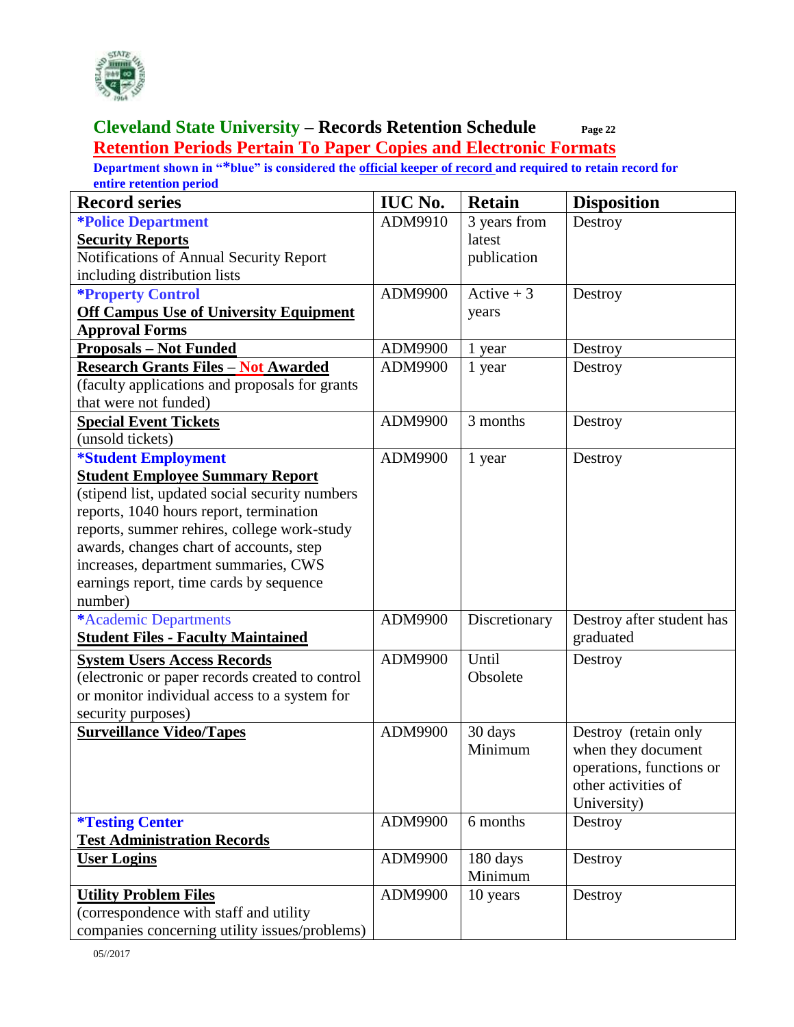## Cleveland State University – Records Retention Schedule

## Retention Periods Pertain To Paper Copies and Electronic Formats

**Department shown in "*blue" is considered the official keeper of record and required to retain record for entire retention period**

| Record series | IUC No. | Retain | Disposition |
|---|---|---|---|
| ***Police Department** <br> **Security Reports** <br> Notifications of Annual Security Report including distribution lists | ADM9910 | 3 years from latest publication | Destroy |
| ***Property Control** <br> **Off Campus Use of University Equipment Approval Forms** | ADM9900 | Active + 3 years | Destroy |
| **Proposals – Not Funded** | ADM9900 | 1 year | Destroy |
| **Research Grants Files – Not Awarded** <br> (faculty applications and proposals for grants that were not funded) | ADM9900 | 1 year | Destroy |
| **Special Event Tickets** <br> (unsold tickets) | ADM9900 | 3 months | Destroy |
| ***Student Employment** <br> **Student Employee Summary Report** <br> (stipend list, updated social security numbers reports, 1040 hours report, termination reports, summer rehires, college work-study awards, changes chart of accounts, step increases, department summaries, CWS earnings report, time cards by sequence number) | ADM9900 | 1 year | Destroy |
| *Academic Departments <br> **Student Files - Faculty Maintained** | ADM9900 | Discretionary | Destroy after student has graduated |
| **System Users Access Records** <br> (electronic or paper records created to control or monitor individual access to a system for security purposes) | ADM9900 | Until Obsolete | Destroy |
| **Surveillance Video/Tapes** | ADM9900 | 30 days Minimum | Destroy (retain only when they document operations, functions or other activities of University) |
| ***Testing Center** <br> **Test Administration Records** | ADM9900 | 6 months | Destroy |
| **User Logins** | ADM9900 | 180 days Minimum | Destroy |
| **Utility Problem Files** <br> (correspondence with staff and utility companies concerning utility issues/problems) | ADM9900 | 10 years | Destroy |

05//2017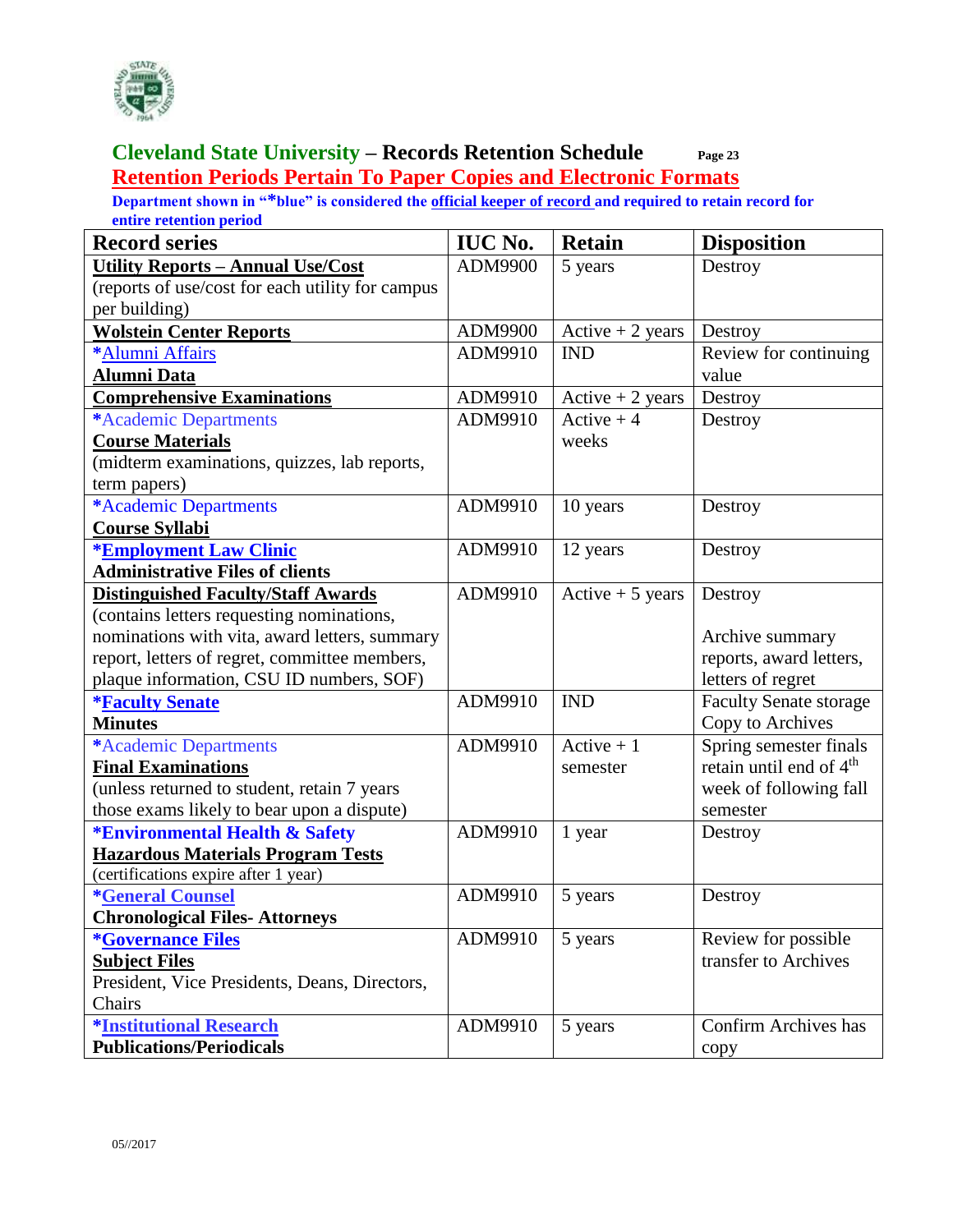## Cleveland State University – Records Retention Schedule

## Retention Periods Pertain To Paper Copies and Electronic Formats

**Department shown in "*blue" is considered the official keeper of record and required to retain record for entire retention period**

| Record series | IUC No. | Retain | Disposition |
|---|---|---|---|
| **Utility Reports – Annual Use/Cost** (reports of use/cost for each utility for campus per building) | ADM9900 | 5 years | Destroy |
| **Wolstein Center Reports** | ADM9900 | Active + 2 years | Destroy |
| *Alumni Affairs **Alumni Data** | ADM9910 | IND | Review for continuing value |
| **Comprehensive Examinations** | ADM9910 | Active + 2 years | Destroy |
| *Academic Departments **Course Materials** (midterm examinations, quizzes, lab reports, term papers) | ADM9910 | Active + 4 weeks | Destroy |
| *Academic Departments **Course Syllabi** | ADM9910 | 10 years | Destroy |
| ***Employment Law Clinic** **Administrative Files of clients** | ADM9910 | 12 years | Destroy |
| **Distinguished Faculty/Staff Awards** (contains letters requesting nominations, nominations with vita, award letters, summary report, letters of regret, committee members, plaque information, CSU ID numbers, SOF) | ADM9910 | Active + 5 years | Destroy<br><br>Archive summary reports, award letters, letters of regret |
| ***Faculty Senate** **Minutes** | ADM9910 | IND | Faculty Senate storage Copy to Archives |
| *Academic Departments **Final Examinations** (unless returned to student, retain 7 years those exams likely to bear upon a dispute) | ADM9910 | Active + 1 semester | Spring semester finals retain until end of 4th week of following fall semester |
| ***Environmental Health & Safety** **Hazardous Materials Program Tests** (certifications expire after 1 year) | ADM9910 | 1 year | Destroy |
| ***General Counsel** **Chronological Files- Attorneys** | ADM9910 | 5 years | Destroy |
| ***Governance Files** **Subject Files** President, Vice Presidents, Deans, Directors, Chairs | ADM9910 | 5 years | Review for possible transfer to Archives |
| ***Institutional Research** **Publications/Periodicals** | ADM9910 | 5 years | Confirm Archives has copy |

05//2017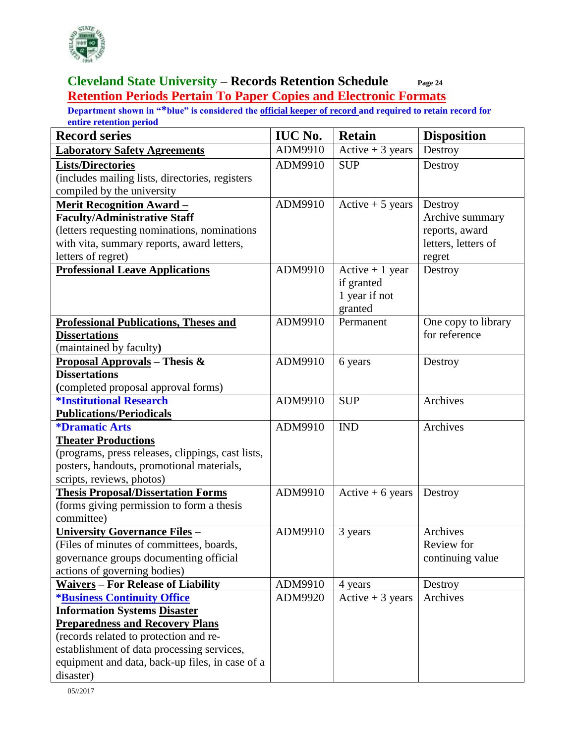## Cleveland State University – Records Retention Schedule

## Retention Periods Pertain To Paper Copies and Electronic Formats

**Department shown in "*blue" is considered the official keeper of record and required to retain record for entire retention period**

| Record series | IUC No. | Retain | Disposition |
|---|---|---|---|
| **Laboratory Safety Agreements** | ADM9910 | Active + 3 years | Destroy |
| **Lists/Directories** (includes mailing lists, directories, registers compiled by the university | ADM9910 | SUP | Destroy |
| **Merit Recognition Award – Faculty/Administrative Staff** (letters requesting nominations, nominations with vita, summary reports, award letters, letters of regret) | ADM9910 | Active + 5 years | Destroy Archive summary reports, award letters, letters of regret |
| **Professional Leave Applications** | ADM9910 | Active + 1 year if granted 1 year if not granted | Destroy |
| **Professional Publications, Theses and Dissertations** (maintained by faculty) | ADM9910 | Permanent | One copy to library for reference |
| **Proposal Approvals – Thesis & Dissertations** (completed proposal approval forms) | ADM9910 | 6 years | Destroy |
| ***Institutional Research** **Publications/Periodicals** | ADM9910 | SUP | Archives |
| ***Dramatic Arts** **Theater Productions** (programs, press releases, clippings, cast lists, posters, handouts, promotional materials, scripts, reviews, photos) | ADM9910 | IND | Archives |
| **Thesis Proposal/Dissertation Forms** (forms giving permission to form a thesis committee) | ADM9910 | Active + 6 years | Destroy |
| **University Governance Files** – (Files of minutes of committees, boards, governance groups documenting official actions of governing bodies) | ADM9910 | 3 years | Archives Review for continuing value |
| **Waivers – For Release of Liability** | ADM9910 | 4 years | Destroy |
| ***Business Continuity Office** **Information Systems Disaster Preparedness and Recovery Plans** (records related to protection and re-establishment of data processing services, equipment and data, back-up files, in case of a disaster) | ADM9920 | Active + 3 years | Archives |

05//2017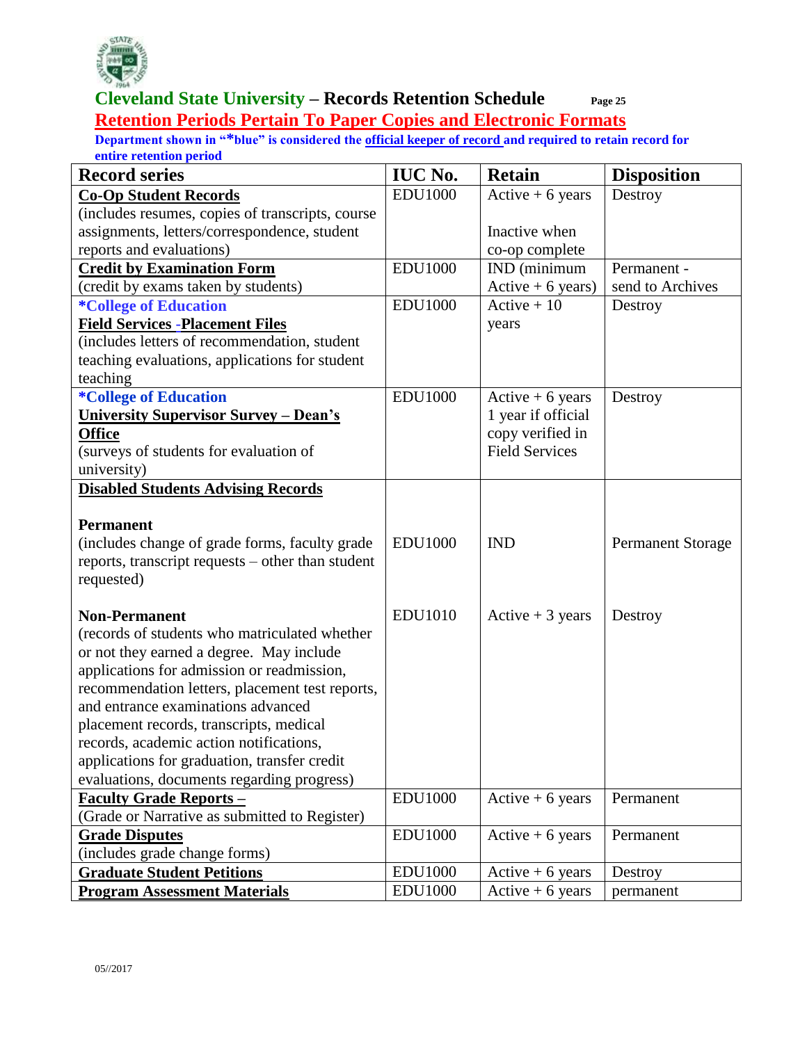# Cleveland State University – Records Retention Schedule

## Retention Periods Pertain To Paper Copies and Electronic Formats

**Department shown in "*blue" is considered the official keeper of record and required to retain record for entire retention period**

| Record series | IUC No. | Retain | Disposition |
|---|---|---|---|
| **Co-Op Student Records** (includes resumes, copies of transcripts, course assignments, letters/correspondence, student reports and evaluations) | EDU1000 | Active + 6 years<br><br>Inactive when co-op complete | Destroy |
| **Credit by Examination Form** (credit by exams taken by students) | EDU1000 | IND (minimum Active + 6 years) | Permanent - send to Archives |
| ***College of Education**<br>**Field Services -Placement Files** (includes letters of recommendation, student teaching evaluations, applications for student teaching | EDU1000 | Active + 10 years | Destroy |
| ***College of Education**<br>**University Supervisor Survey – Dean's Office** (surveys of students for evaluation of university) | EDU1000 | Active + 6 years 1 year if official copy verified in Field Services | Destroy |
| **Disabled Students Advising Records** | | | |
| **Permanent** (includes change of grade forms, faculty grade reports, transcript requests – other than student requested) | EDU1000 | IND | Permanent Storage |
| **Non-Permanent** (records of students who matriculated whether or not they earned a degree. May include applications for admission or readmission, recommendation letters, placement test reports, and entrance examinations advanced placement records, transcripts, medical records, academic action notifications, applications for graduation, transfer credit evaluations, documents regarding progress) | EDU1010 | Active + 3 years | Destroy |
| **Faculty Grade Reports –** (Grade or Narrative as submitted to Register) | EDU1000 | Active + 6 years | Permanent |
| **Grade Disputes** (includes grade change forms) | EDU1000 | Active + 6 years | Permanent |
| **Graduate Student Petitions** | EDU1000 | Active + 6 years | Destroy |
| **Program Assessment Materials** | EDU1000 | Active + 6 years | permanent |

05//2017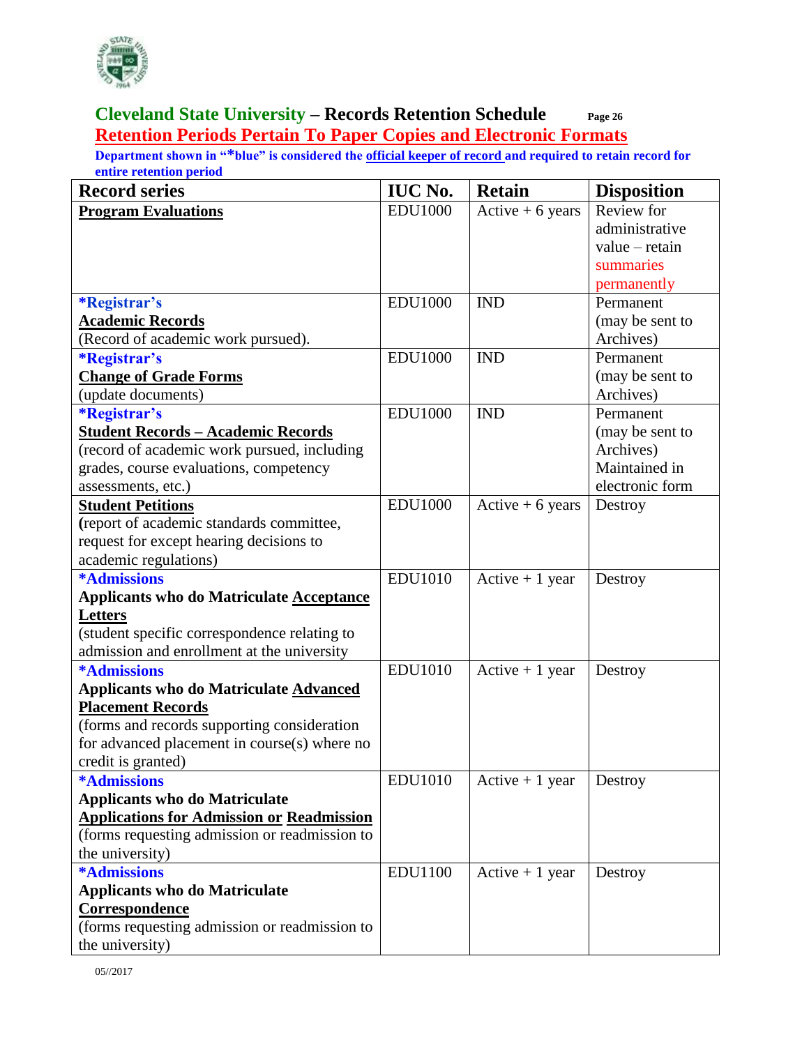## Cleveland State University – Records Retention Schedule

## Retention Periods Pertain To Paper Copies and Electronic Formats

**Department shown in "*blue" is considered the official keeper of record and required to retain record for entire retention period**

| Record series | IUC No. | Retain | Disposition |
|---|---|---|---|
| **Program Evaluations** | EDU1000 | Active + 6 years | Review for administrative value – retain summaries permanently |
| ***Registrar's** **Academic Records** (Record of academic work pursued). | EDU1000 | IND | Permanent (may be sent to Archives) |
| ***Registrar's** **Change of Grade Forms** (update documents) | EDU1000 | IND | Permanent (may be sent to Archives) |
| ***Registrar's** **Student Records – Academic Records** (record of academic work pursued, including grades, course evaluations, competency assessments, etc.) | EDU1000 | IND | Permanent (may be sent to Archives) Maintained in electronic form |
| **Student Petitions** (report of academic standards committee, request for except hearing decisions to academic regulations) | EDU1000 | Active + 6 years | Destroy |
| ***Admissions** **Applicants who do Matriculate Acceptance Letters** (student specific correspondence relating to admission and enrollment at the university | EDU1010 | Active + 1 year | Destroy |
| ***Admissions** **Applicants who do Matriculate Advanced Placement Records** (forms and records supporting consideration for advanced placement in course(s) where no credit is granted) | EDU1010 | Active + 1 year | Destroy |
| ***Admissions** **Applicants who do Matriculate Applications for Admission or Readmission** (forms requesting admission or readmission to the university) | EDU1010 | Active + 1 year | Destroy |
| ***Admissions** **Applicants who do Matriculate Correspondence** (forms requesting admission or readmission to the university) | EDU1100 | Active + 1 year | Destroy |

05//2017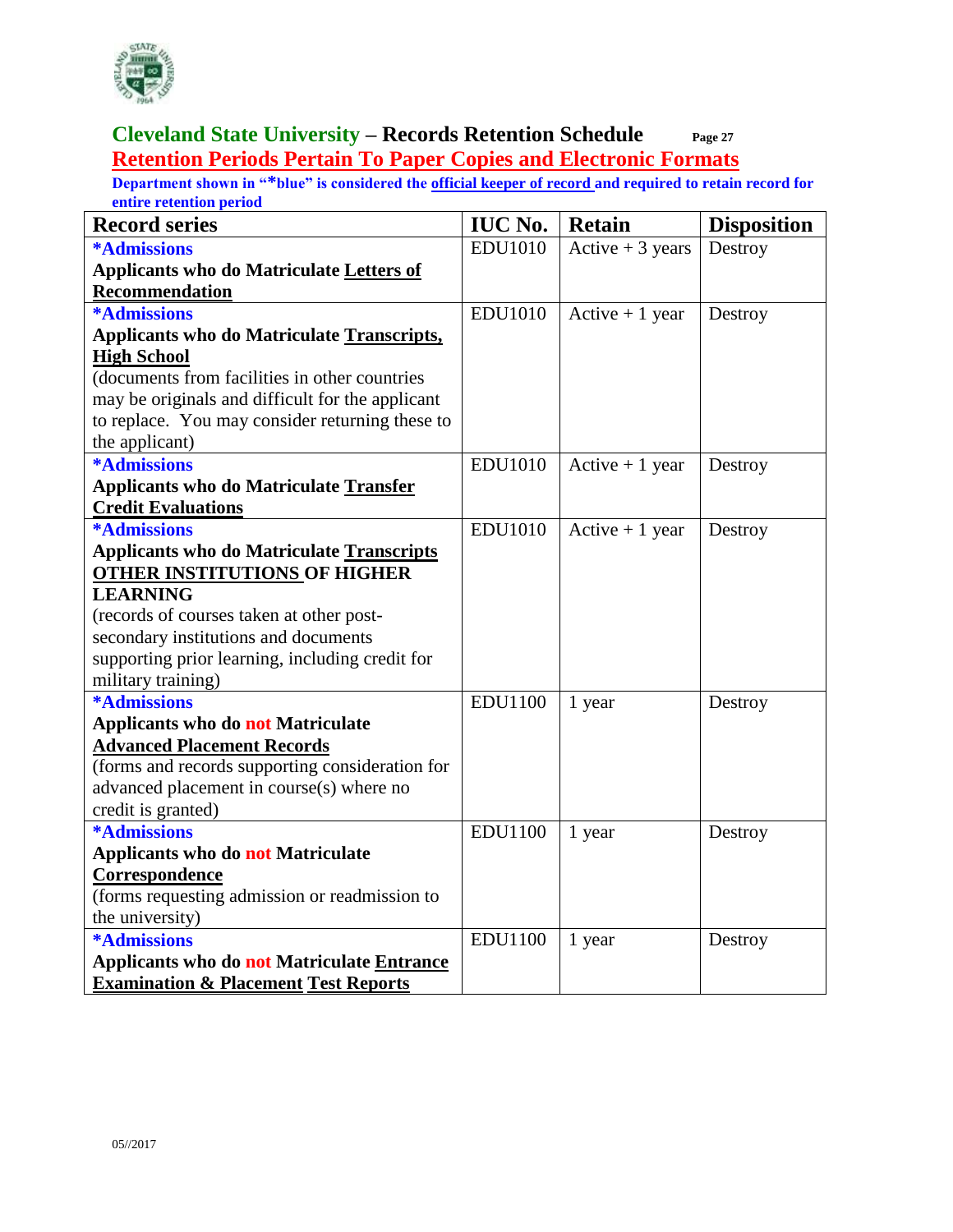# Cleveland State University – Records Retention Schedule

## Retention Periods Pertain To Paper Copies and Electronic Formats

**Department shown in "*blue" is considered the official keeper of record and required to retain record for entire retention period**

| Record series | IUC No. | Retain | Disposition |
|---|---|---|---|
| ***Admissions** **Applicants who do Matriculate Letters of Recommendation** | EDU1010 | Active + 3 years | Destroy |
| ***Admissions** **Applicants who do Matriculate Transcripts, High School** (documents from facilities in other countries may be originals and difficult for the applicant to replace. You may consider returning these to the applicant) | EDU1010 | Active + 1 year | Destroy |
| ***Admissions** **Applicants who do Matriculate Transfer Credit Evaluations** | EDU1010 | Active + 1 year | Destroy |
| ***Admissions** **Applicants who do Matriculate Transcripts OTHER INSTITUTIONS OF HIGHER LEARNING** (records of courses taken at other post-secondary institutions and documents supporting prior learning, including credit for military training) | EDU1010 | Active + 1 year | Destroy |
| ***Admissions** **Applicants who do not Matriculate Advanced Placement Records** (forms and records supporting consideration for advanced placement in course(s) where no credit is granted) | EDU1100 | 1 year | Destroy |
| ***Admissions** **Applicants who do not Matriculate Correspondence** (forms requesting admission or readmission to the university) | EDU1100 | 1 year | Destroy |
| ***Admissions** **Applicants who do not Matriculate Entrance Examination & Placement Test Reports** | EDU1100 | 1 year | Destroy |

05//2017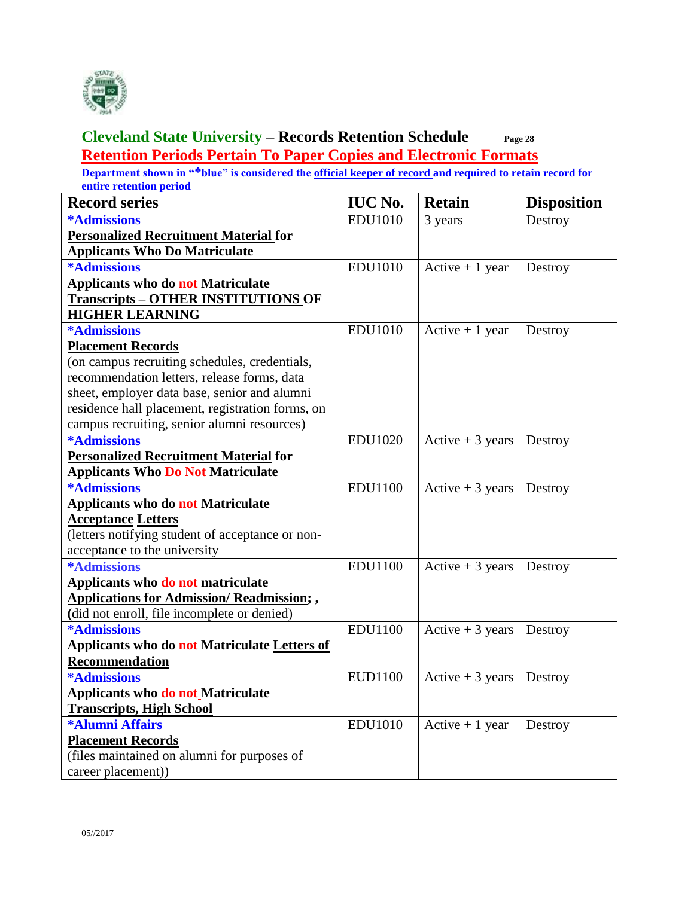## Cleveland State University – Records Retention Schedule

**Retention Periods Pertain To Paper Copies and Electronic Formats**

**Department shown in "*blue" is considered the official keeper of record and required to retain record for entire retention period**

| Record series | IUC No. | Retain | Disposition |
|---|---|---|---|
| ***Admissions** **Personalized Recruitment Material for Applicants Who Do Matriculate** | EDU1010 | 3 years | Destroy |
| ***Admissions** **Applicants who do not Matriculate Transcripts – OTHER INSTITUTIONS OF HIGHER LEARNING** | EDU1010 | Active + 1 year | Destroy |
| ***Admissions** **Placement Records** (on campus recruiting schedules, credentials, recommendation letters, release forms, data sheet, employer data base, senior and alumni residence hall placement, registration forms, on campus recruiting, senior alumni resources) | EDU1010 | Active + 1 year | Destroy |
| ***Admissions** **Personalized Recruitment Material for Applicants Who Do Not Matriculate** | EDU1020 | Active + 3 years | Destroy |
| ***Admissions** **Applicants who do not Matriculate Acceptance Letters** (letters notifying student of acceptance or non-acceptance to the university | EDU1100 | Active + 3 years | Destroy |
| ***Admissions** **Applicants who do not matriculate Applications for Admission/ Readmission; ,** (did not enroll, file incomplete or denied) | EDU1100 | Active + 3 years | Destroy |
| ***Admissions** **Applicants who do not Matriculate Letters of Recommendation** | EDU1100 | Active + 3 years | Destroy |
| ***Admissions** **Applicants who do not Matriculate Transcripts, High School** | EUD1100 | Active + 3 years | Destroy |
| ***Alumni Affairs** **Placement Records** (files maintained on alumni for purposes of career placement)) | EDU1010 | Active + 1 year | Destroy |

05//2017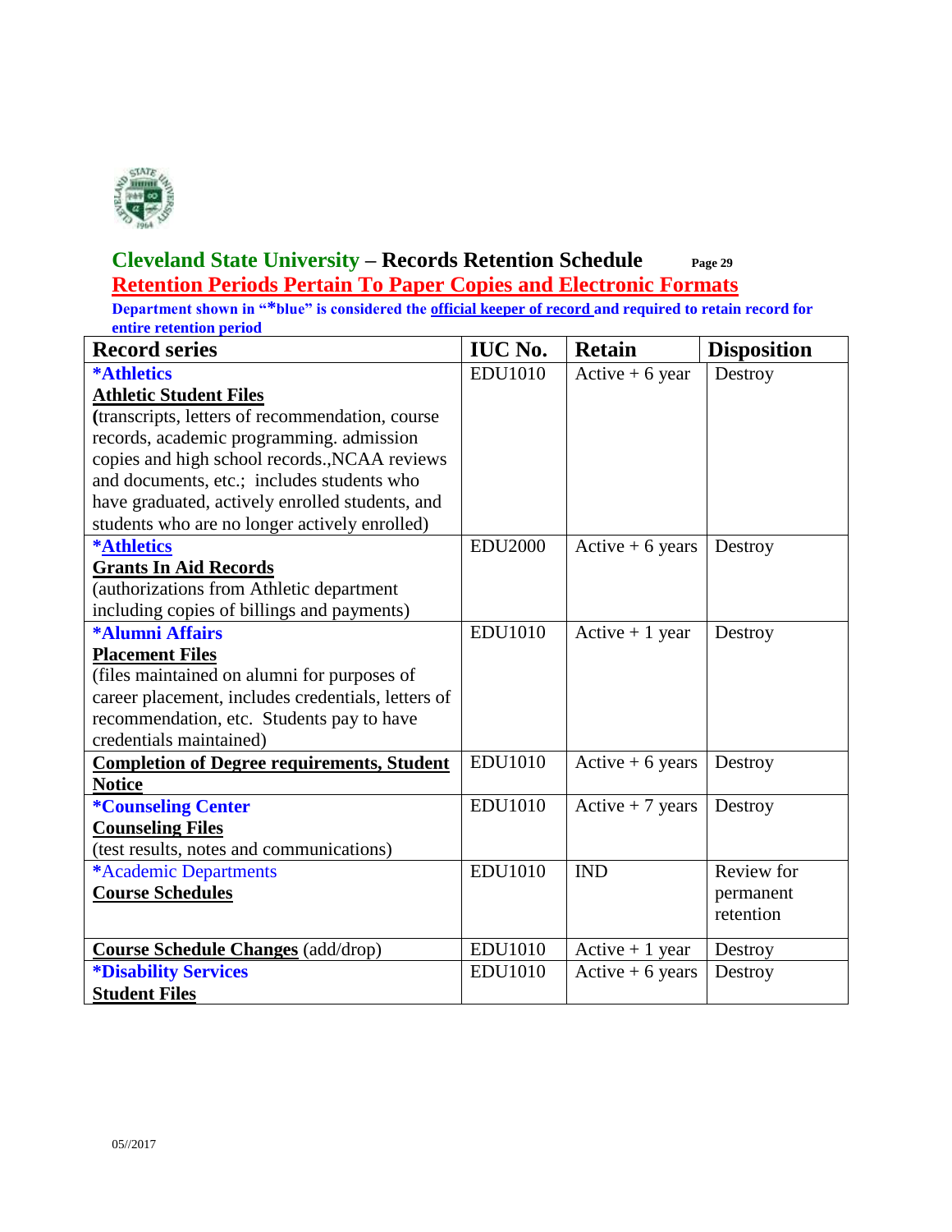## Cleveland State University – Records Retention Schedule

**Retention Periods Pertain To Paper Copies and Electronic Formats**

**Department shown in "*blue" is considered the official keeper of record and required to retain record for entire retention period**

| Record series | IUC No. | Retain | Disposition |
|---|---|---|---|
| **\*Athletics**<br>**Athletic Student Files**<br>**(**transcripts, letters of recommendation, course records, academic programming. admission copies and high school records.,NCAA reviews and documents, etc.; includes students who have graduated, actively enrolled students, and students who are no longer actively enrolled) | EDU1010 | Active + 6 year | Destroy |
| **\*Athletics**<br>**Grants In Aid Records**<br>(authorizations from Athletic department including copies of billings and payments) | EDU2000 | Active + 6 years | Destroy |
| **\*Alumni Affairs**<br>**Placement Files**<br>(files maintained on alumni for purposes of career placement, includes credentials, letters of recommendation, etc. Students pay to have credentials maintained) | EDU1010 | Active + 1 year | Destroy |
| **Completion of Degree requirements, Student Notice** | EDU1010 | Active + 6 years | Destroy |
| **\*Counseling Center**<br>**Counseling Files**<br>(test results, notes and communications) | EDU1010 | Active + 7 years | Destroy |
| \*Academic Departments<br>**Course Schedules** | EDU1010 | IND | Review for permanent retention |
| **Course Schedule Changes** (add/drop) | EDU1010 | Active + 1 year | Destroy |
| **\*Disability Services**<br>**Student Files** | EDU1010 | Active + 6 years | Destroy |

05//2017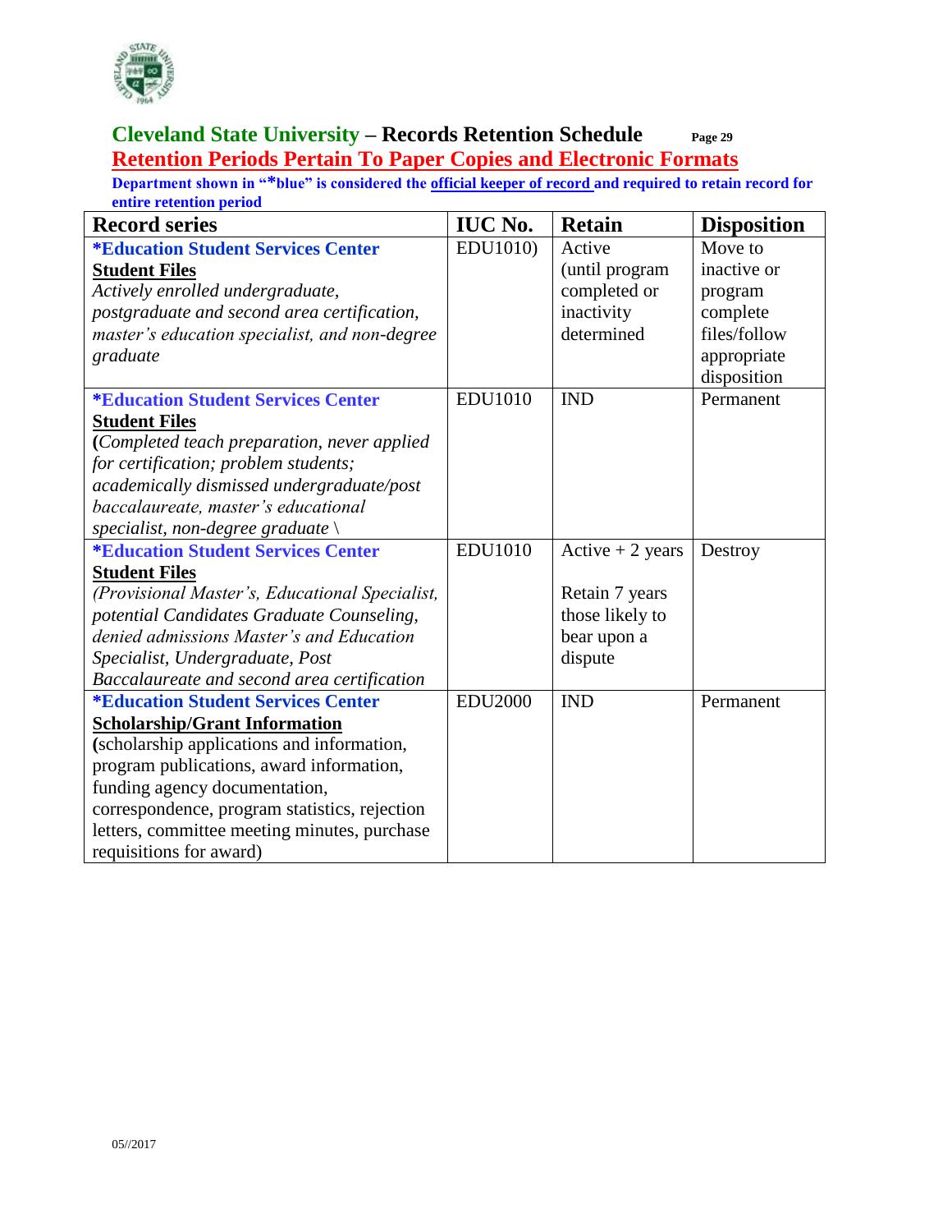## Cleveland State University – Records Retention Schedule

## Retention Periods Pertain To Paper Copies and Electronic Formats

**Department shown in "*blue" is considered the official keeper of record and required to retain record for entire retention period**

| Record series | IUC No. | Retain | Disposition |
|---|---|---|---|
| ***Education Student Services Center** **Student Files** *Actively enrolled undergraduate, postgraduate and second area certification, master's education specialist, and non-degree graduate* | EDU1010) | Active (until program completed or inactivity determined | Move to inactive or program complete files/follow appropriate disposition |
| ***Education Student Services Center** **Student Files** (*Completed teach preparation, never applied for certification; problem students; academically dismissed undergraduate/post baccalaureate, master's educational specialist, non-degree graduate \* | EDU1010 | IND | Permanent |
| ***Education Student Services Center** **Student Files** *(Provisional Master's, Educational Specialist, potential Candidates Graduate Counseling, denied admissions Master's and Education Specialist, Undergraduate, Post Baccalaureate and second area certification* | EDU1010 | Active + 2 years<br><br>Retain 7 years those likely to bear upon a dispute | Destroy |
| ***Education Student Services Center** **Scholarship/Grant Information** (scholarship applications and information, program publications, award information, funding agency documentation, correspondence, program statistics, rejection letters, committee meeting minutes, purchase requisitions for award) | EDU2000 | IND | Permanent |

05//2017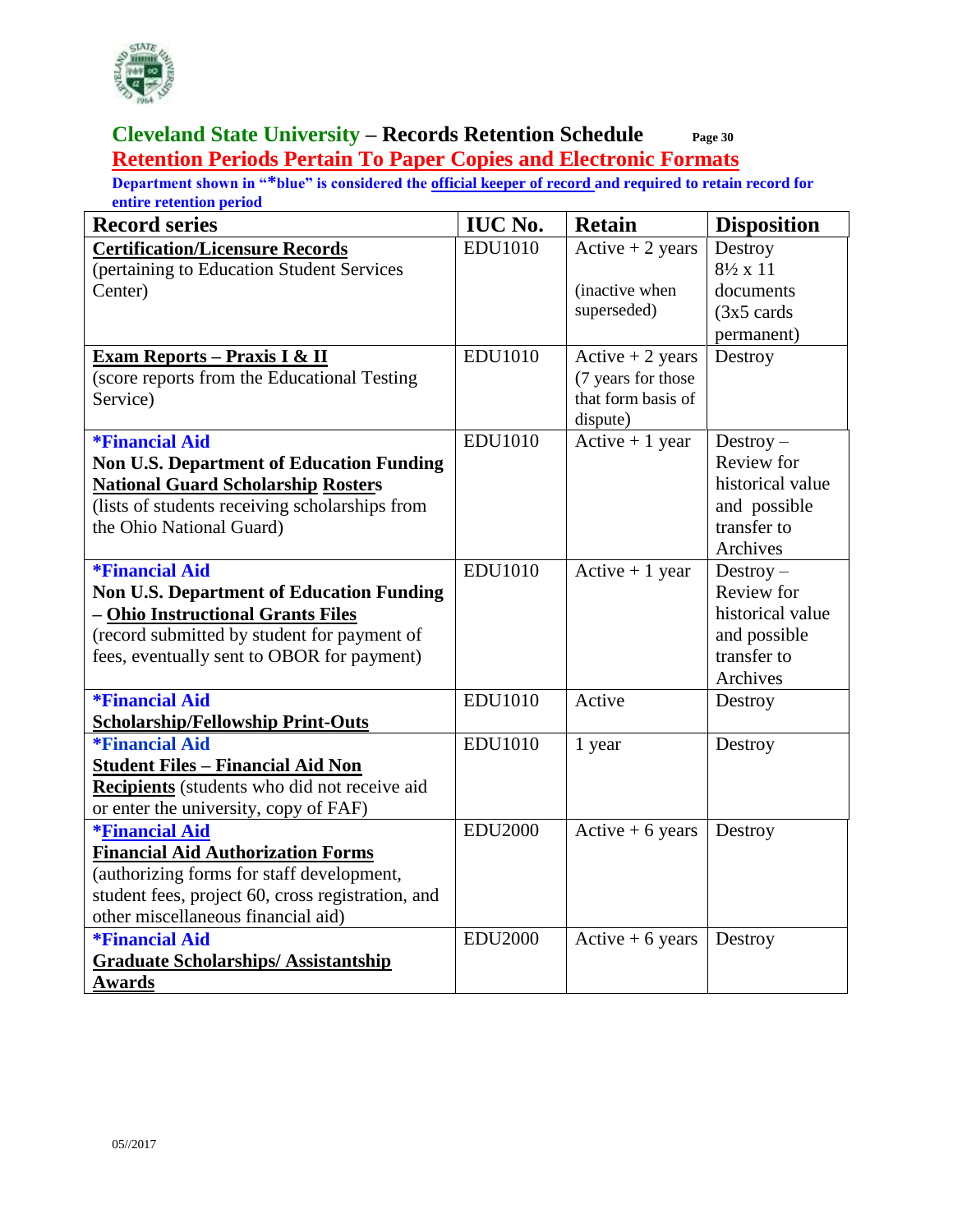## Cleveland State University – Records Retention Schedule

**Retention Periods Pertain To Paper Copies and Electronic Formats**

**Department shown in "*blue" is considered the official keeper of record and required to retain record for entire retention period**

| Record series | IUC No. | Retain | Disposition |
|---|---|---|---|
| **Certification/Licensure Records** (pertaining to Education Student Services Center) | EDU1010 | Active + 2 years (inactive when superseded) | Destroy 8½ x 11 documents (3x5 cards permanent) |
| **Exam Reports – Praxis I & II** (score reports from the Educational Testing Service) | EDU1010 | Active + 2 years (7 years for those that form basis of dispute) | Destroy |
| **\*Financial Aid** **Non U.S. Department of Education Funding** **National Guard Scholarship Rosters** (lists of students receiving scholarships from the Ohio National Guard) | EDU1010 | Active + 1 year | Destroy – Review for historical value and possible transfer to Archives |
| **\*Financial Aid** **Non U.S. Department of Education Funding – Ohio Instructional Grants Files** (record submitted by student for payment of fees, eventually sent to OBOR for payment) | EDU1010 | Active + 1 year | Destroy – Review for historical value and possible transfer to Archives |
| **\*Financial Aid** **Scholarship/Fellowship Print-Outs** | EDU1010 | Active | Destroy |
| **\*Financial Aid** **Student Files – Financial Aid Non Recipients** (students who did not receive aid or enter the university, copy of FAF) | EDU1010 | 1 year | Destroy |
| **\*Financial Aid** **Financial Aid Authorization Forms** (authorizing forms for staff development, student fees, project 60, cross registration, and other miscellaneous financial aid) | EDU2000 | Active + 6 years | Destroy |
| **\*Financial Aid** **Graduate Scholarships/ Assistantship Awards** | EDU2000 | Active + 6 years | Destroy |

05//2017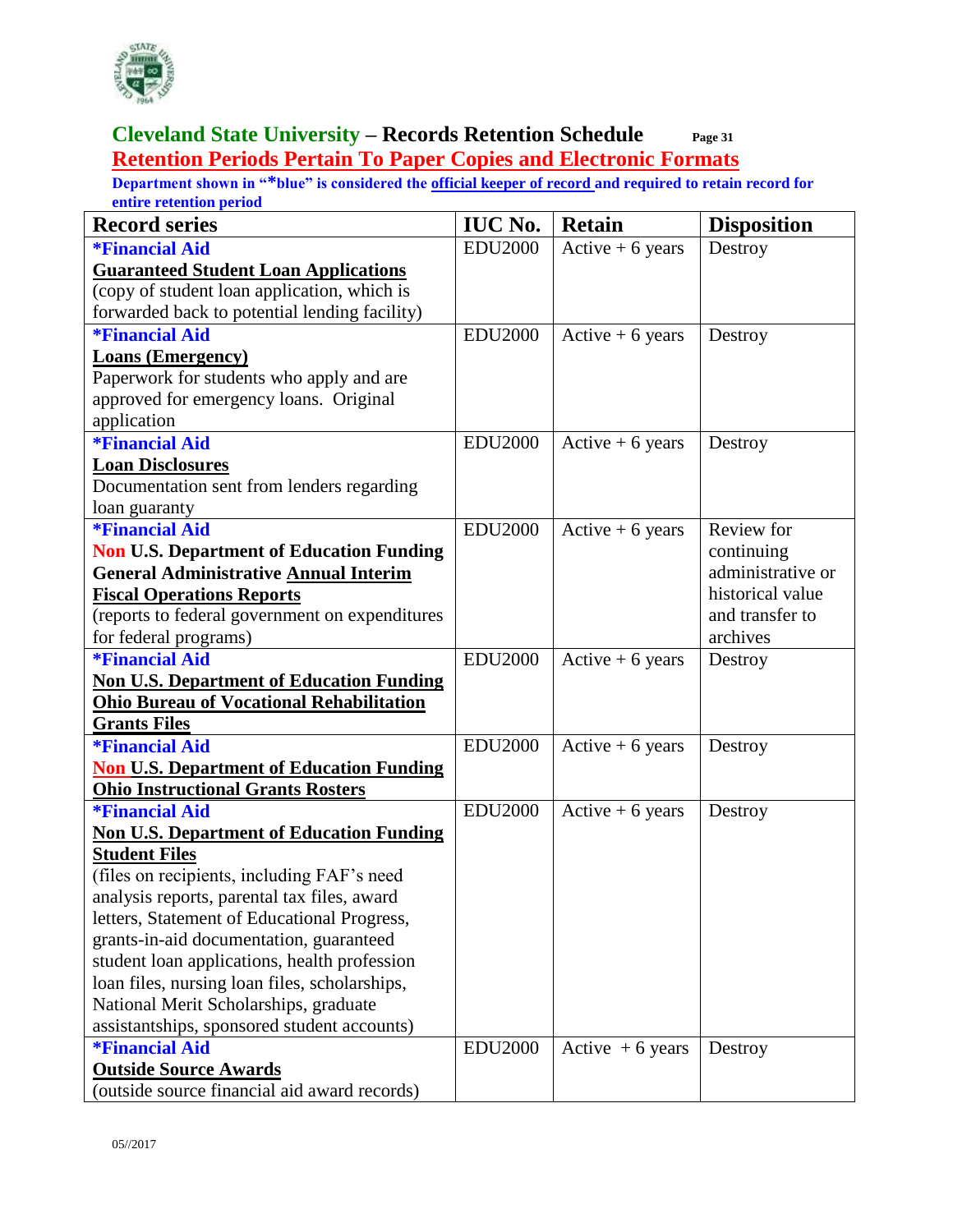## Cleveland State University – Records Retention Schedule

**Retention Periods Pertain To Paper Copies and Electronic Formats**

**Department shown in "*blue" is considered the official keeper of record and required to retain record for entire retention period**

| Record series | IUC No. | Retain | Disposition |
|---|---|---|---|
| ***Financial Aid** <br> **Guaranteed Student Loan Applications** <br> (copy of student loan application, which is forwarded back to potential lending facility) | EDU2000 | Active + 6 years | Destroy |
| ***Financial Aid** <br> **Loans (Emergency)** <br> Paperwork for students who apply and are approved for emergency loans. Original application | EDU2000 | Active + 6 years | Destroy |
| ***Financial Aid** <br> **Loan Disclosures** <br> Documentation sent from lenders regarding loan guaranty | EDU2000 | Active + 6 years | Destroy |
| ***Financial Aid** <br> **Non U.S. Department of Education Funding General Administrative Annual Interim Fiscal Operations Reports** <br> (reports to federal government on expenditures for federal programs) | EDU2000 | Active + 6 years | Review for continuing administrative or historical value and transfer to archives |
| ***Financial Aid** <br> **Non U.S. Department of Education Funding Ohio Bureau of Vocational Rehabilitation Grants Files** | EDU2000 | Active + 6 years | Destroy |
| ***Financial Aid** <br> **Non U.S. Department of Education Funding Ohio Instructional Grants Rosters** | EDU2000 | Active + 6 years | Destroy |
| ***Financial Aid** <br> **Non U.S. Department of Education Funding Student Files** <br> (files on recipients, including FAF's need analysis reports, parental tax files, award letters, Statement of Educational Progress, grants-in-aid documentation, guaranteed student loan applications, health profession loan files, nursing loan files, scholarships, National Merit Scholarships, graduate assistantships, sponsored student accounts) | EDU2000 | Active + 6 years | Destroy |
| ***Financial Aid** <br> **Outside Source Awards** <br> (outside source financial aid award records) | EDU2000 | Active + 6 years | Destroy |

05//2017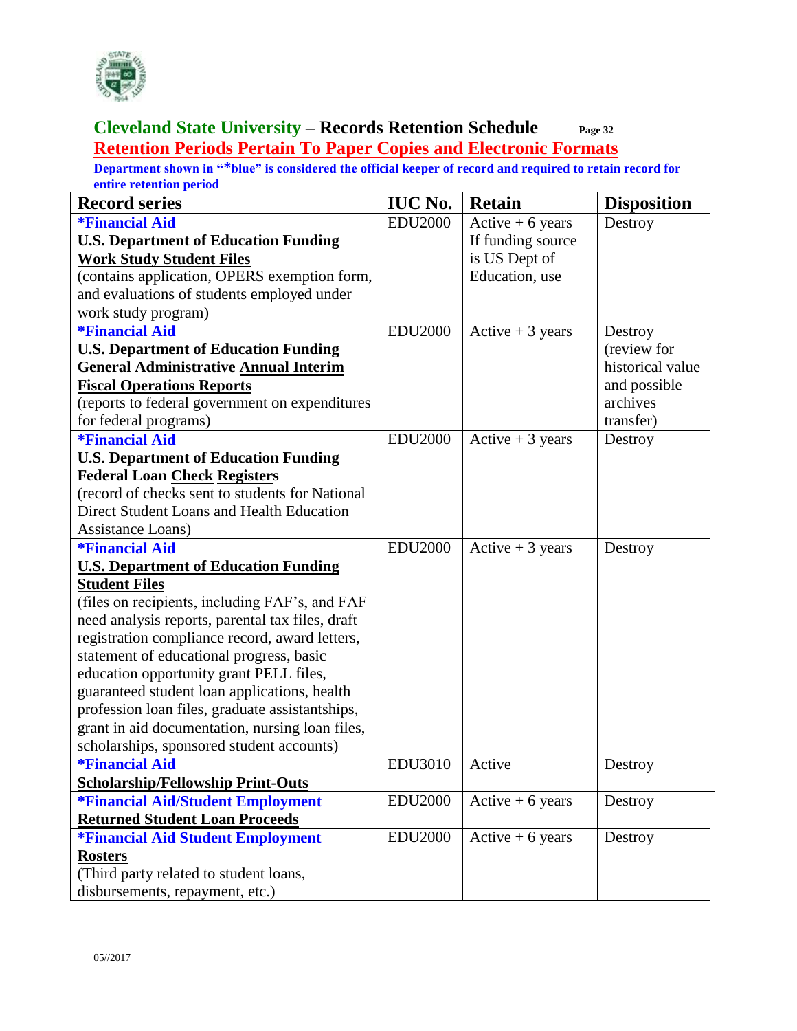## Cleveland State University – Records Retention Schedule

## Retention Periods Pertain To Paper Copies and Electronic Formats

**Department shown in "*blue" is considered the official keeper of record and required to retain record for entire retention period**

| Record series | IUC No. | Retain | Disposition |
|---|---|---|---|
| ***Financial Aid** **U.S. Department of Education Funding** **Work Study Student Files** (contains application, OPERS exemption form, and evaluations of students employed under work study program) | EDU2000 | Active + 6 years If funding source is US Dept of Education, use | Destroy |
| ***Financial Aid** **U.S. Department of Education Funding** **General Administrative Annual Interim Fiscal Operations Reports** (reports to federal government on expenditures for federal programs) | EDU2000 | Active + 3 years | Destroy (review for historical value and possible archives transfer) |
| ***Financial Aid** **U.S. Department of Education Funding** **Federal Loan Check Registers** (record of checks sent to students for National Direct Student Loans and Health Education Assistance Loans) | EDU2000 | Active + 3 years | Destroy |
| ***Financial Aid** **U.S. Department of Education Funding** **Student Files** (files on recipients, including FAF's, and FAF need analysis reports, parental tax files, draft registration compliance record, award letters, statement of educational progress, basic education opportunity grant PELL files, guaranteed student loan applications, health profession loan files, graduate assistantships, grant in aid documentation, nursing loan files, scholarships, sponsored student accounts) | EDU2000 | Active + 3 years | Destroy |
| ***Financial Aid** **Scholarship/Fellowship Print-Outs** | EDU3010 | Active | Destroy |
| ***Financial Aid/Student Employment** **Returned Student Loan Proceeds** | EDU2000 | Active + 6 years | Destroy |
| ***Financial Aid Student Employment** **Rosters** (Third party related to student loans, disbursements, repayment, etc.) | EDU2000 | Active + 6 years | Destroy |

05//2017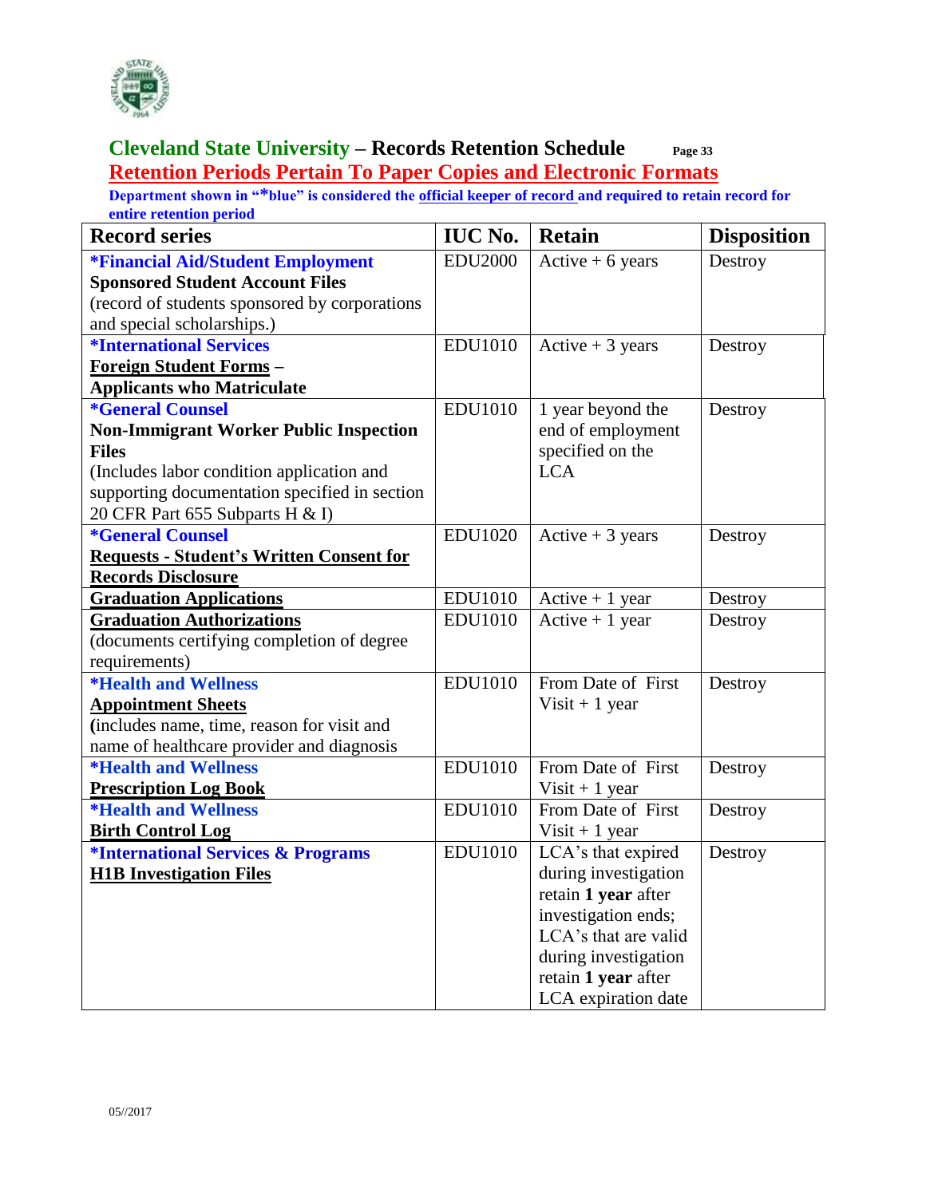## Cleveland State University – Records Retention Schedule

## Retention Periods Pertain To Paper Copies and Electronic Formats

**Department shown in "*blue" is considered the official keeper of record and required to retain record for entire retention period**

| Record series | IUC No. | Retain | Disposition |
|---|---|---|---|
| ***Financial Aid/Student Employment** **Sponsored Student Account Files** (record of students sponsored by corporations and special scholarships.) | EDU2000 | Active + 6 years | Destroy |
| ***International Services** **Foreign Student Forms – Applicants who Matriculate** | EDU1010 | Active + 3 years | Destroy |
| ***General Counsel** **Non-Immigrant Worker Public Inspection Files** (Includes labor condition application and supporting documentation specified in section 20 CFR Part 655 Subparts H & I) | EDU1010 | 1 year beyond the end of employment specified on the LCA | Destroy |
| ***General Counsel** **Requests - Student's Written Consent for Records Disclosure** | EDU1020 | Active + 3 years | Destroy |
| **Graduation Applications** | EDU1010 | Active + 1 year | Destroy |
| **Graduation Authorizations** (documents certifying completion of degree requirements) | EDU1010 | Active + 1 year | Destroy |
| ***Health and Wellness** **Appointment Sheets** (includes name, time, reason for visit and name of healthcare provider and diagnosis | EDU1010 | From Date of First Visit + 1 year | Destroy |
| ***Health and Wellness** **Prescription Log Book** | EDU1010 | From Date of First Visit + 1 year | Destroy |
| ***Health and Wellness** **Birth Control Log** | EDU1010 | From Date of First Visit + 1 year | Destroy |
| ***International Services & Programs** **H1B Investigation Files** | EDU1010 | LCA's that expired during investigation retain **1 year** after investigation ends; LCA's that are valid during investigation retain **1 year** after LCA expiration date | Destroy |

05//2017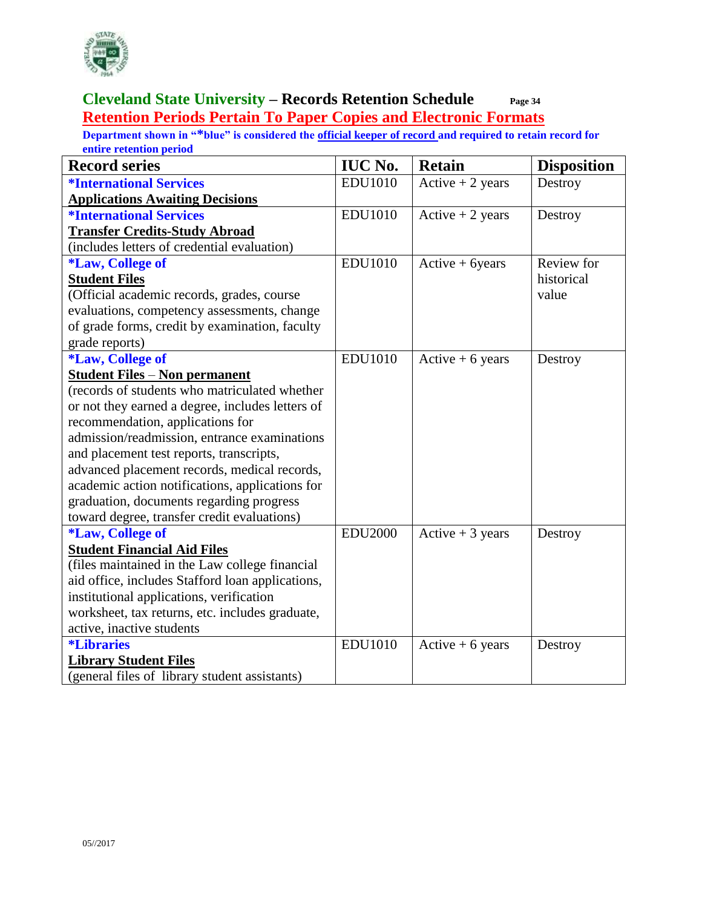## Cleveland State University – Records Retention Schedule

**Retention Periods Pertain To Paper Copies and Electronic Formats**

**Department shown in "*blue" is considered the official keeper of record and required to retain record for entire retention period**

| Record series | IUC No. | Retain | Disposition |
|---|---|---|---|
| ***International Services**<br>**Applications Awaiting Decisions** | EDU1010 | Active + 2 years | Destroy |
| ***International Services**<br>**Transfer Credits-Study Abroad**<br>(includes letters of credential evaluation) | EDU1010 | Active + 2 years | Destroy |
| ***Law, College of**<br>**Student Files**<br>(Official academic records, grades, course evaluations, competency assessments, change of grade forms, credit by examination, faculty grade reports) | EDU1010 | Active + 6years | Review for historical value |
| ***Law, College of**<br>**Student Files** – **Non permanent**<br>(records of students who matriculated whether or not they earned a degree, includes letters of recommendation, applications for admission/readmission, entrance examinations and placement test reports, transcripts, advanced placement records, medical records, academic action notifications, applications for graduation, documents regarding progress toward degree, transfer credit evaluations) | EDU1010 | Active + 6 years | Destroy |
| ***Law, College of**<br>**Student Financial Aid Files**<br>(files maintained in the Law college financial aid office, includes Stafford loan applications, institutional applications, verification worksheet, tax returns, etc. includes graduate, active, inactive students | EDU2000 | Active + 3 years | Destroy |
| ***Libraries**<br>**Library Student Files**<br>(general files of library student assistants) | EDU1010 | Active + 6 years | Destroy |

05//2017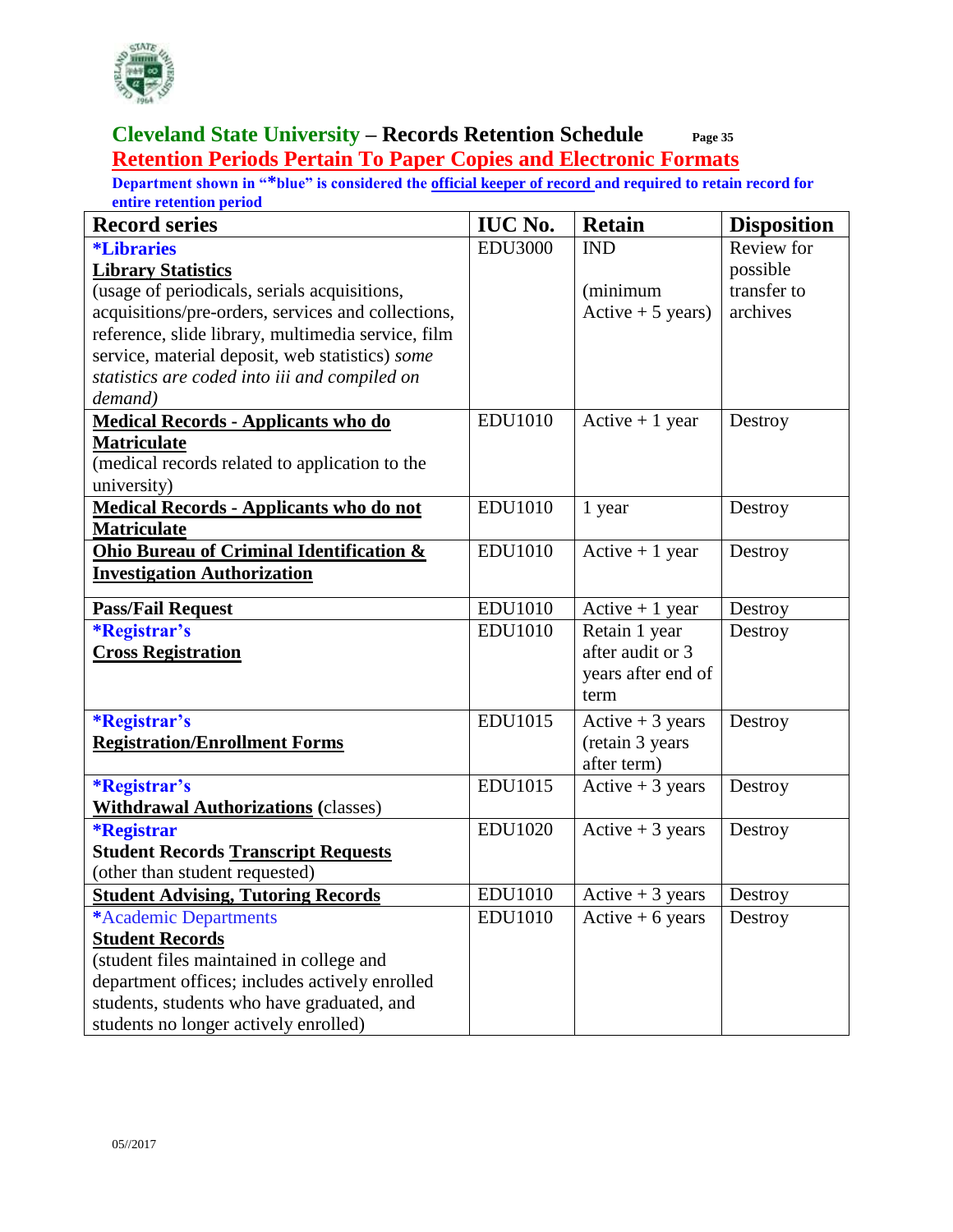## Cleveland State University – Records Retention Schedule

### Retention Periods Pertain To Paper Copies and Electronic Formats

**Department shown in "*blue" is considered the official keeper of record and required to retain record for entire retention period**

| Record series | IUC No. | Retain | Disposition |
|---|---|---|---|
| ***Libraries** **Library Statistics** (usage of periodicals, serials acquisitions, acquisitions/pre-orders, services and collections, reference, slide library, multimedia service, film service, material deposit, web statistics) *some statistics are coded into iii and compiled on demand)* | EDU3000 | IND (minimum Active + 5 years) | Review for possible transfer to archives |
| **Medical Records - Applicants who do Matriculate** (medical records related to application to the university) | EDU1010 | Active + 1 year | Destroy |
| **Medical Records - Applicants who do not Matriculate** | EDU1010 | 1 year | Destroy |
| **Ohio Bureau of Criminal Identification & Investigation Authorization** | EDU1010 | Active + 1 year | Destroy |
| **Pass/Fail Request** | EDU1010 | Active + 1 year | Destroy |
| ***Registrar's** **Cross Registration** | EDU1010 | Retain 1 year after audit or 3 years after end of term | Destroy |
| ***Registrar's** **Registration/Enrollment Forms** | EDU1015 | Active + 3 years (retain 3 years after term) | Destroy |
| ***Registrar's** **Withdrawal Authorizations** (classes) | EDU1015 | Active + 3 years | Destroy |
| ***Registrar** **Student Records Transcript Requests** (other than student requested) | EDU1020 | Active + 3 years | Destroy |
| **Student Advising, Tutoring Records** | EDU1010 | Active + 3 years | Destroy |
| *Academic Departments **Student Records** (student files maintained in college and department offices; includes actively enrolled students, students who have graduated, and students no longer actively enrolled) | EDU1010 | Active + 6 years | Destroy |

05//2017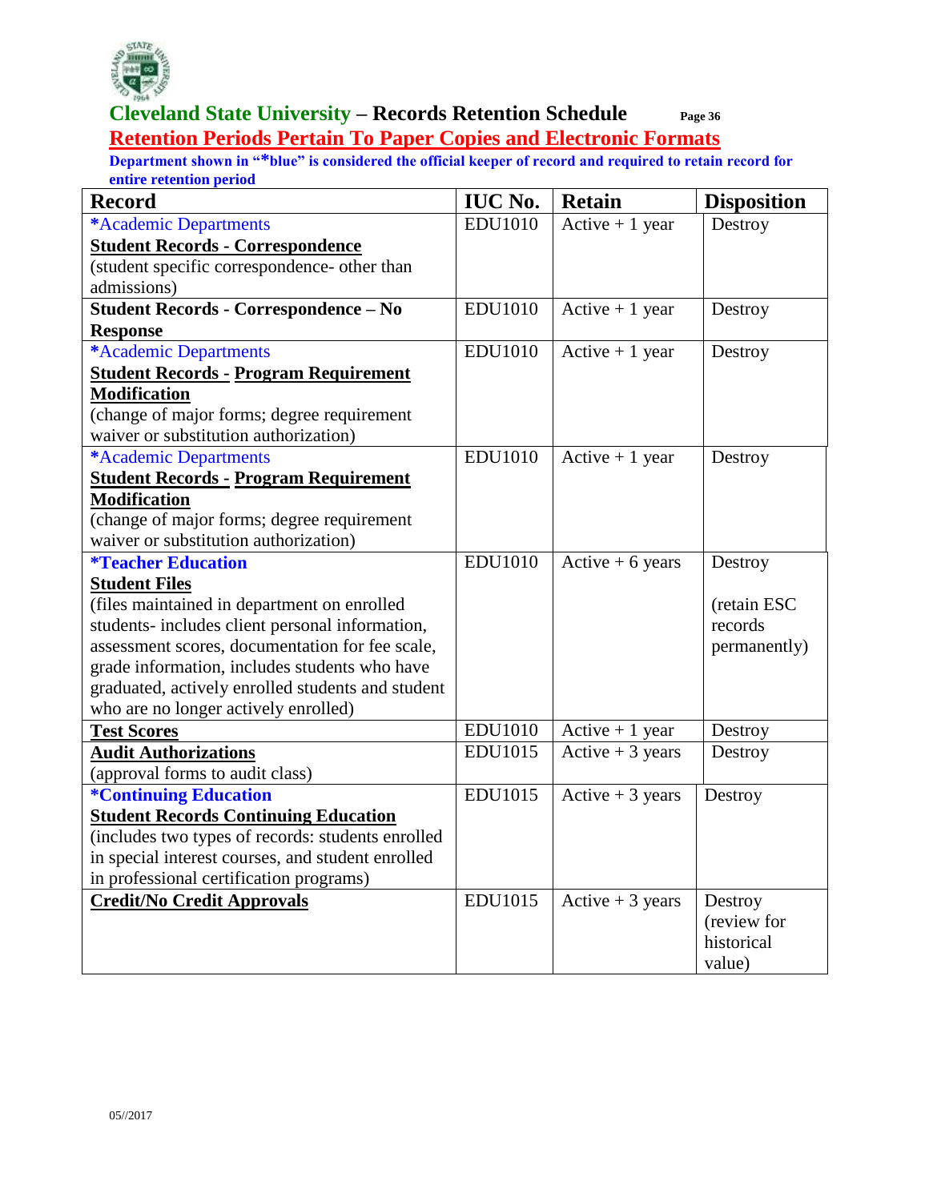**Cleveland State University – Records Retention Schedule**

**Retention Periods Pertain To Paper Copies and Electronic Formats**

**Department shown in "*blue" is considered the official keeper of record and required to retain record for entire retention period**

| Record | IUC No. | Retain | Disposition |
|---|---|---|---|
| *Academic Departments<br>**Student Records - Correspondence**<br>(student specific correspondence- other than admissions) | EDU1010 | Active + 1 year | Destroy |
| **Student Records - Correspondence – No Response** | EDU1010 | Active + 1 year | Destroy |
| *Academic Departments<br>**Student Records - Program Requirement Modification**<br>(change of major forms; degree requirement waiver or substitution authorization) | EDU1010 | Active + 1 year | Destroy |
| *Academic Departments<br>**Student Records - Program Requirement Modification**<br>(change of major forms; degree requirement waiver or substitution authorization) | EDU1010 | Active + 1 year | Destroy |
| ***Teacher Education**<br>**Student Files**<br>(files maintained in department on enrolled students- includes client personal information, assessment scores, documentation for fee scale, grade information, includes students who have graduated, actively enrolled students and student who are no longer actively enrolled) | EDU1010 | Active + 6 years | Destroy<br><br>(retain ESC records permanently) |
| **Test Scores** | EDU1010 | Active + 1 year | Destroy |
| **Audit Authorizations**<br>(approval forms to audit class) | EDU1015 | Active + 3 years | Destroy |
| ***Continuing Education**<br>**Student Records Continuing Education**<br>(includes two types of records: students enrolled in special interest courses, and student enrolled in professional certification programs) | EDU1015 | Active + 3 years | Destroy |
| **Credit/No Credit Approvals** | EDU1015 | Active + 3 years | Destroy (review for historical value) |

05//2017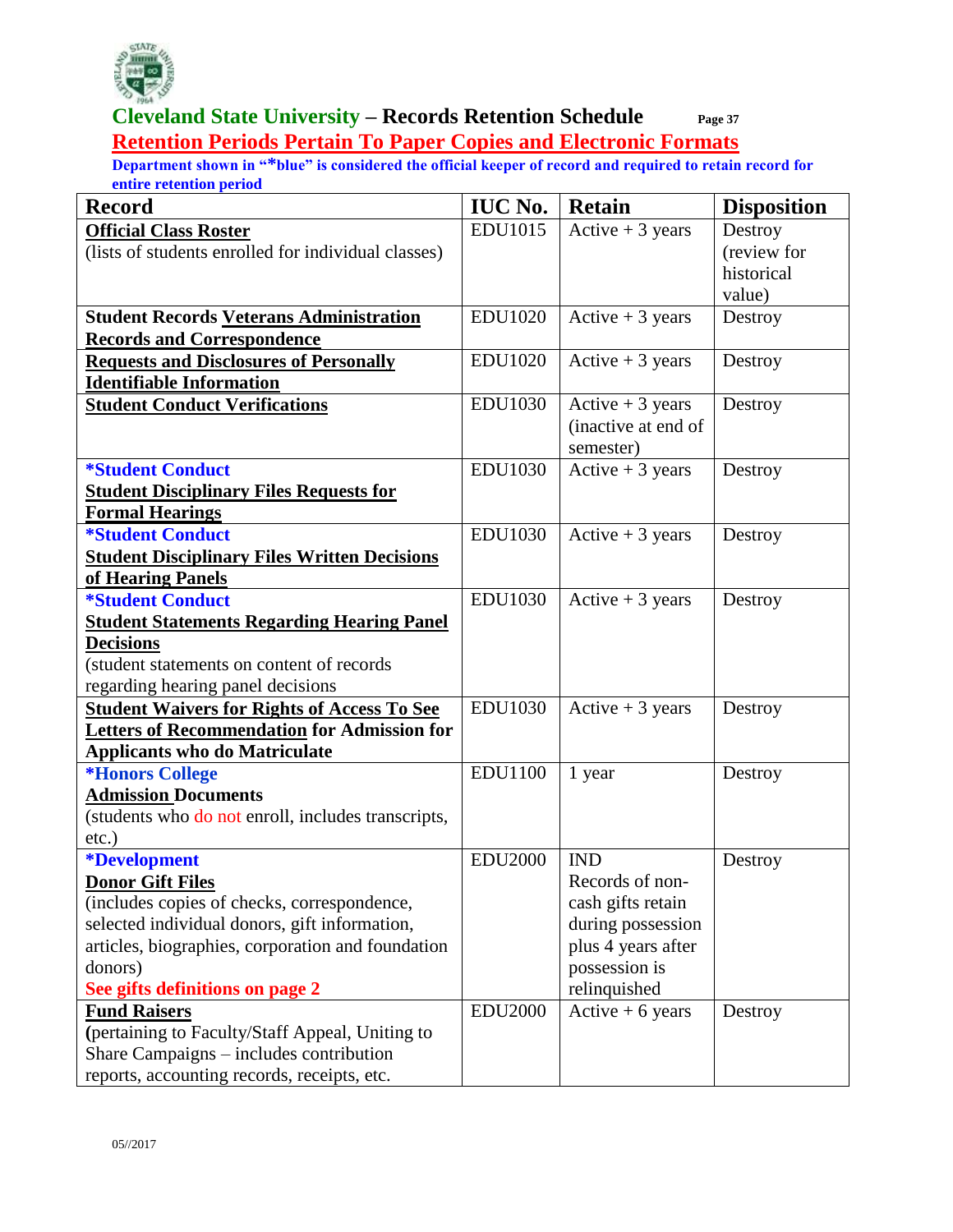# Cleveland State University – Records Retention Schedule

## Retention Periods Pertain To Paper Copies and Electronic Formats

**Department shown in "*blue" is considered the official keeper of record and required to retain record for entire retention period**

| Record | IUC No. | Retain | Disposition |
|---|---|---|---|
| **Official Class Roster** (lists of students enrolled for individual classes) | EDU1015 | Active + 3 years | Destroy (review for historical value) |
| **Student Records Veterans Administration Records and Correspondence** | EDU1020 | Active + 3 years | Destroy |
| **Requests and Disclosures of Personally Identifiable Information** | EDU1020 | Active + 3 years | Destroy |
| **Student Conduct Verifications** | EDU1030 | Active + 3 years (inactive at end of semester) | Destroy |
| ***Student Conduct** **Student Disciplinary Files Requests for Formal Hearings** | EDU1030 | Active + 3 years | Destroy |
| ***Student Conduct** **Student Disciplinary Files Written Decisions of Hearing Panels** | EDU1030 | Active + 3 years | Destroy |
| ***Student Conduct** **Student Statements Regarding Hearing Panel Decisions** (student statements on content of records regarding hearing panel decisions | EDU1030 | Active + 3 years | Destroy |
| **Student Waivers for Rights of Access To See Letters of Recommendation for Admission for Applicants who do Matriculate** | EDU1030 | Active + 3 years | Destroy |
| ***Honors College** **Admission Documents** (students who do not enroll, includes transcripts, etc.) | EDU1100 | 1 year | Destroy |
| ***Development** **Donor Gift Files** (includes copies of checks, correspondence, selected individual donors, gift information, articles, biographies, corporation and foundation donors) **See gifts definitions on page 2** | EDU2000 | IND Records of non-cash gifts retain during possession plus 4 years after possession is relinquished | Destroy |
| **Fund Raisers** (pertaining to Faculty/Staff Appeal, Uniting to Share Campaigns – includes contribution reports, accounting records, receipts, etc. | EDU2000 | Active + 6 years | Destroy |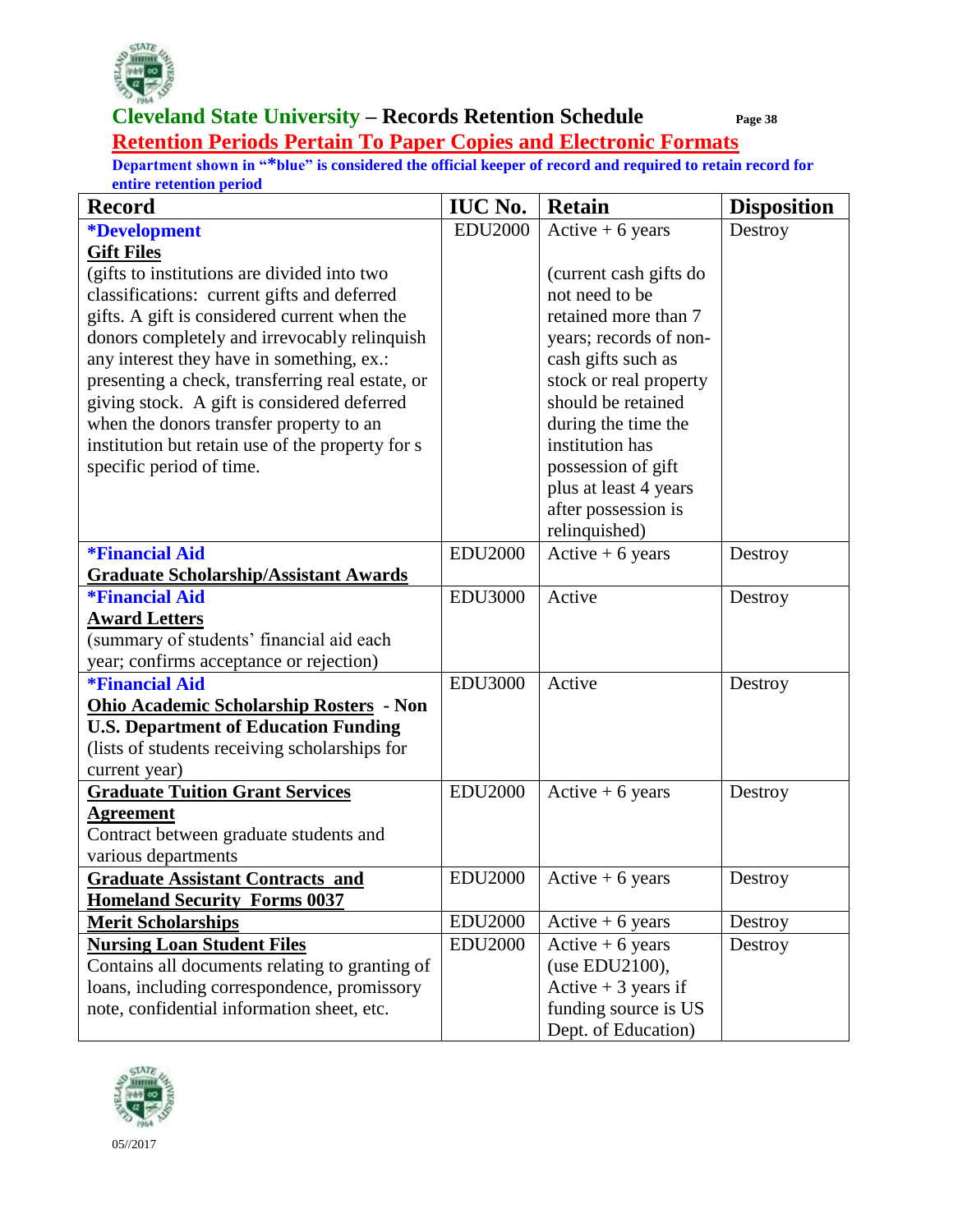# Cleveland State University – Records Retention Schedule

## Retention Periods Pertain To Paper Copies and Electronic Formats

**Department shown in "*blue" is considered the official keeper of record and required to retain record for entire retention period**

| Record | IUC No. | Retain | Disposition |
|---|---|---|---|
| ***Development** <br> **Gift Files** <br> (gifts to institutions are divided into two classifications: current gifts and deferred gifts. A gift is considered current when the donors completely and irrevocably relinquish any interest they have in something, ex.: presenting a check, transferring real estate, or giving stock. A gift is considered deferred when the donors transfer property to an institution but retain use of the property for s specific period of time. | EDU2000 | Active + 6 years <br><br> (current cash gifts do not need to be retained more than 7 years; records of non-cash gifts such as stock or real property should be retained during the time the institution has possession of gift plus at least 4 years after possession is relinquished) | Destroy |
| ***Financial Aid** <br> **Graduate Scholarship/Assistant Awards** | EDU2000 | Active + 6 years | Destroy |
| ***Financial Aid** <br> **Award Letters** <br> (summary of students' financial aid each year; confirms acceptance or rejection) | EDU3000 | Active | Destroy |
| ***Financial Aid** <br> **Ohio Academic Scholarship Rosters - Non U.S. Department of Education Funding** <br> (lists of students receiving scholarships for current year) | EDU3000 | Active | Destroy |
| **Graduate Tuition Grant Services Agreement** <br> Contract between graduate students and various departments | EDU2000 | Active + 6 years | Destroy |
| **Graduate Assistant Contracts and Homeland Security Forms 0037** | EDU2000 | Active + 6 years | Destroy |
| **Merit Scholarships** | EDU2000 | Active + 6 years | Destroy |
| **Nursing Loan Student Files** <br> Contains all documents relating to granting of loans, including correspondence, promissory note, confidential information sheet, etc. | EDU2000 | Active + 6 years (use EDU2100), Active + 3 years if funding source is US Dept. of Education) | Destroy |

05//2017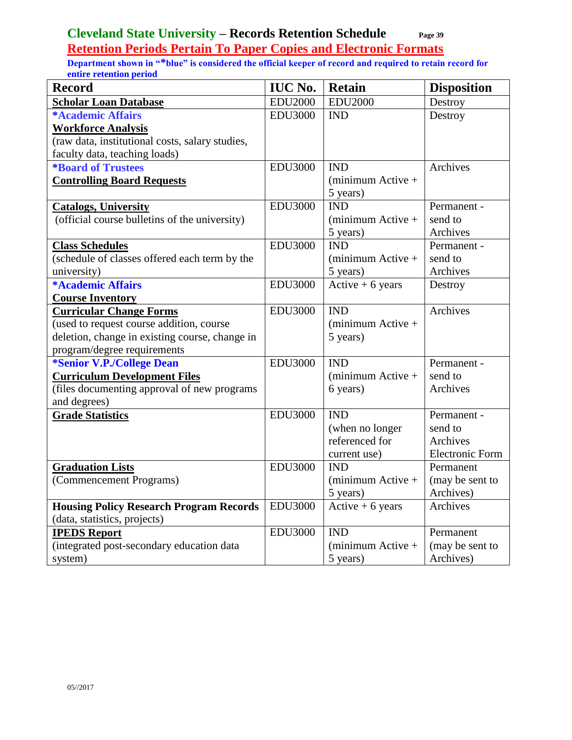# Cleveland State University – Records Retention Schedule

## Retention Periods Pertain To Paper Copies and Electronic Formats

**Department shown in "*blue" is considered the official keeper of record and required to retain record for entire retention period**

| Record | IUC No. | Retain | Disposition |
|---|---|---|---|
| **Scholar Loan Database** | EDU2000 | EDU2000 | Destroy |
| ***Academic Affairs** **Workforce Analysis** (raw data, institutional costs, salary studies, faculty data, teaching loads) | EDU3000 | IND | Destroy |
| ***Board of Trustees** **Controlling Board Requests** | EDU3000 | IND (minimum Active + 5 years) | Archives |
| **Catalogs, University** (official course bulletins of the university) | EDU3000 | IND (minimum Active + 5 years) | Permanent - send to Archives |
| **Class Schedules** (schedule of classes offered each term by the university) | EDU3000 | IND (minimum Active + 5 years) | Permanent - send to Archives |
| ***Academic Affairs** **Course Inventory** | EDU3000 | Active + 6 years | Destroy |
| **Curricular Change Forms** (used to request course addition, course deletion, change in existing course, change in program/degree requirements | EDU3000 | IND (minimum Active + 5 years) | Archives |
| ***Senior V.P./College Dean** **Curriculum Development Files** (files documenting approval of new programs and degrees) | EDU3000 | IND (minimum Active + 6 years) | Permanent - send to Archives |
| **Grade Statistics** | EDU3000 | IND (when no longer referenced for current use) | Permanent - send to Archives Electronic Form |
| **Graduation Lists** (Commencement Programs) | EDU3000 | IND (minimum Active + 5 years) | Permanent (may be sent to Archives) |
| **Housing Policy Research Program Records** (data, statistics, projects) | EDU3000 | Active + 6 years | Archives |
| **IPEDS Report** (integrated post-secondary education data system) | EDU3000 | IND (minimum Active + 5 years) | Permanent (may be sent to Archives) |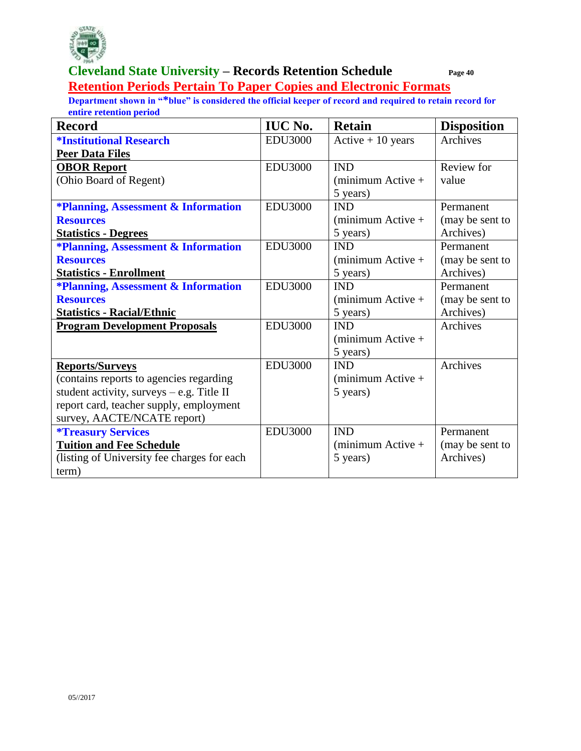# Cleveland State University – Records Retention Schedule

## Retention Periods Pertain To Paper Copies and Electronic Formats

**Department shown in "*blue" is considered the official keeper of record and required to retain record for entire retention period**

| Record | IUC No. | Retain | Disposition |
|---|---|---|---|
| ***Institutional Research**<br>**Peer Data Files** | EDU3000 | Active + 10 years | Archives |
| **OBOR Report**<br>(Ohio Board of Regent) | EDU3000 | IND<br>(minimum Active + 5 years) | Review for value |
| ***Planning, Assessment & Information Resources**<br>**Statistics - Degrees** | EDU3000 | IND<br>(minimum Active + 5 years) | Permanent (may be sent to Archives) |
| ***Planning, Assessment & Information Resources**<br>**Statistics - Enrollment** | EDU3000 | IND<br>(minimum Active + 5 years) | Permanent (may be sent to Archives) |
| ***Planning, Assessment & Information Resources**<br>**Statistics - Racial/Ethnic** | EDU3000 | IND<br>(minimum Active + 5 years) | Permanent (may be sent to Archives) |
| **Program Development Proposals** | EDU3000 | IND<br>(minimum Active + 5 years) | Archives |
| **Reports/Surveys**<br>(contains reports to agencies regarding student activity, surveys – e.g. Title II report card, teacher supply, employment survey, AACTE/NCATE report) | EDU3000 | IND<br>(minimum Active + 5 years) | Archives |
| ***Treasury Services**<br>**Tuition and Fee Schedule**<br>(listing of University fee charges for each term) | EDU3000 | IND<br>(minimum Active + 5 years) | Permanent (may be sent to Archives) |

05//2017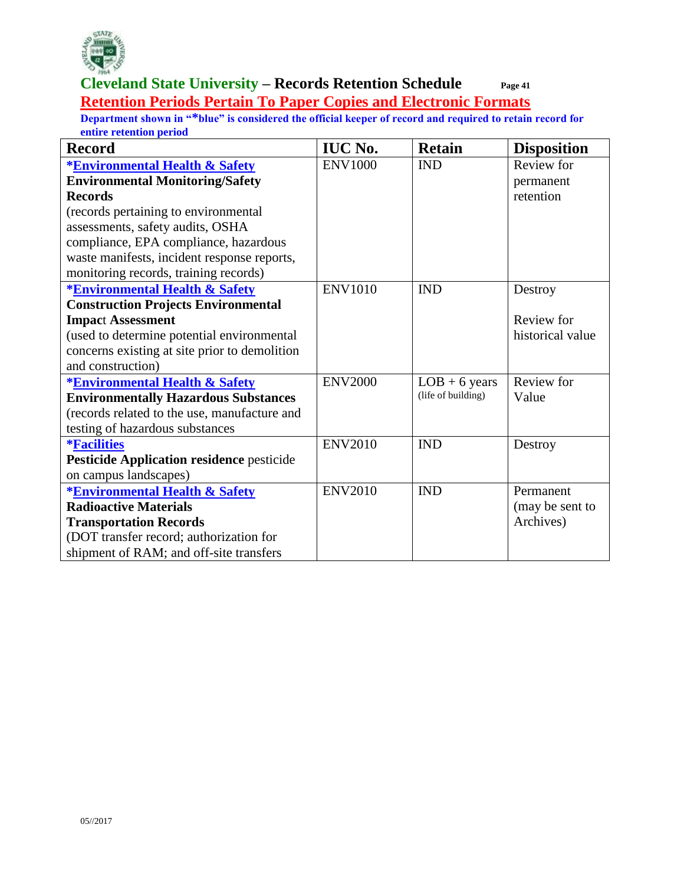# Cleveland State University – Records Retention Schedule

## Retention Periods Pertain To Paper Copies and Electronic Formats

**Department shown in "*blue" is considered the official keeper of record and required to retain record for entire retention period**

| Record | IUC No. | Retain | Disposition |
|---|---|---|---|
| ***Environmental Health & Safety** <br> **Environmental Monitoring/Safety Records** <br> (records pertaining to environmental assessments, safety audits, OSHA compliance, EPA compliance, hazardous waste manifests, incident response reports, monitoring records, training records) | ENV1000 | IND | Review for permanent retention |
| ***Environmental Health & Safety** <br> **Construction Projects Environmental Impact Assessment** <br> (used to determine potential environmental concerns existing at site prior to demolition and construction) | ENV1010 | IND | Destroy <br><br> Review for historical value |
| ***Environmental Health & Safety** <br> **Environmentally Hazardous Substances** <br> (records related to the use, manufacture and testing of hazardous substances | ENV2000 | LOB + 6 years <br> (life of building) | Review for Value |
| ***Facilities** <br> **Pesticide Application residence** pesticide on campus landscapes) | ENV2010 | IND | Destroy |
| ***Environmental Health & Safety** <br> **Radioactive Materials Transportation Records** <br> (DOT transfer record; authorization for shipment of RAM; and off-site transfers | ENV2010 | IND | Permanent (may be sent to Archives) |

05//2017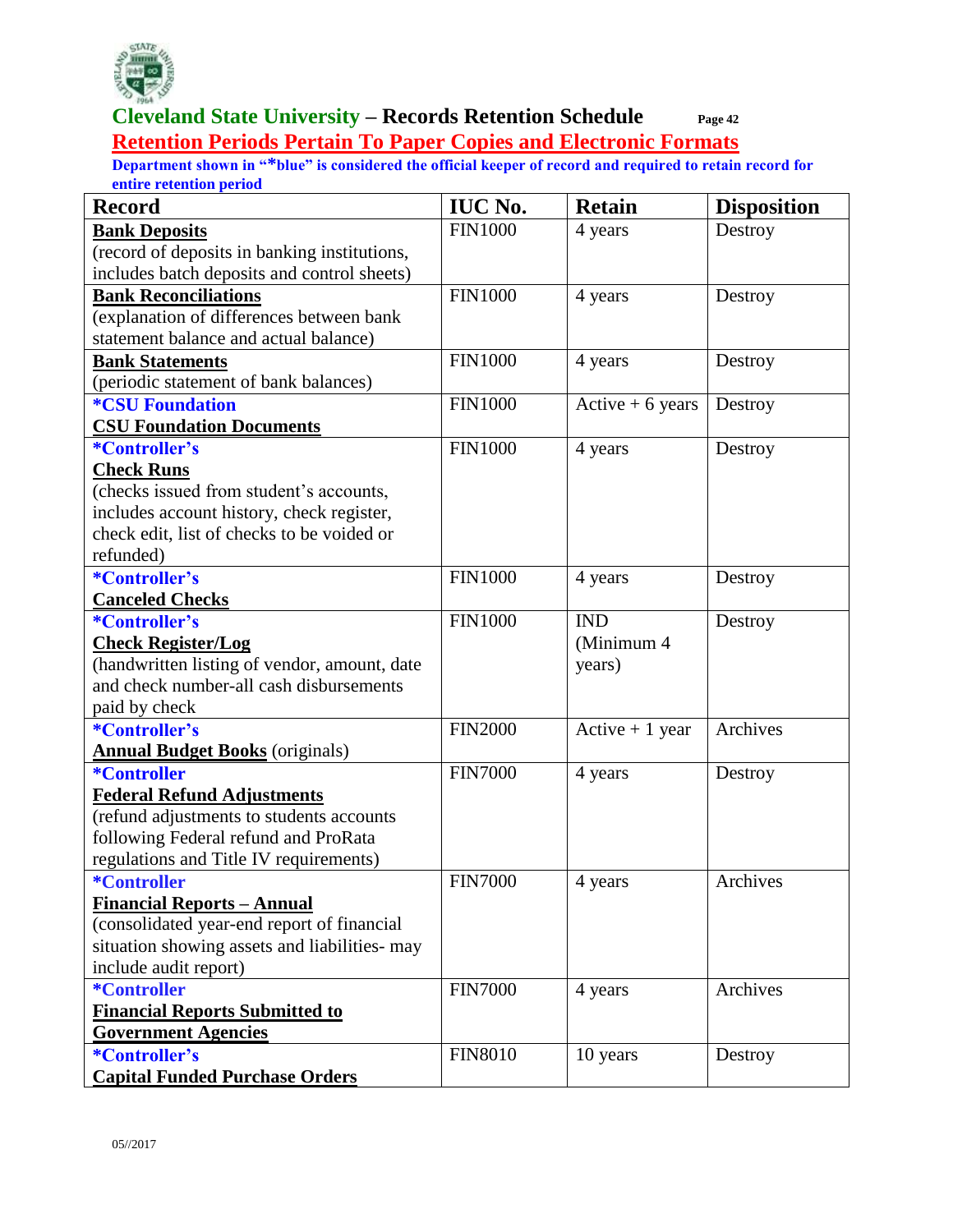# Cleveland State University – Records Retention Schedule

## Retention Periods Pertain To Paper Copies and Electronic Formats

**Department shown in "*blue" is considered the official keeper of record and required to retain record for entire retention period**

| Record | IUC No. | Retain | Disposition |
|---|---|---|---|
| **Bank Deposits** (record of deposits in banking institutions, includes batch deposits and control sheets) | FIN1000 | 4 years | Destroy |
| **Bank Reconciliations** (explanation of differences between bank statement balance and actual balance) | FIN1000 | 4 years | Destroy |
| **Bank Statements** (periodic statement of bank balances) | FIN1000 | 4 years | Destroy |
| ***CSU Foundation** **CSU Foundation Documents** | FIN1000 | Active + 6 years | Destroy |
| ***Controller's** **Check Runs** (checks issued from student's accounts, includes account history, check register, check edit, list of checks to be voided or refunded) | FIN1000 | 4 years | Destroy |
| ***Controller's** **Canceled Checks** | FIN1000 | 4 years | Destroy |
| ***Controller's** **Check Register/Log** (handwritten listing of vendor, amount, date and check number-all cash disbursements paid by check | FIN1000 | IND (Minimum 4 years) | Destroy |
| ***Controller's** **Annual Budget Books** (originals) | FIN2000 | Active + 1 year | Archives |
| ***Controller** **Federal Refund Adjustments** (refund adjustments to students accounts following Federal refund and ProRata regulations and Title IV requirements) | FIN7000 | 4 years | Destroy |
| ***Controller** **Financial Reports – Annual** (consolidated year-end report of financial situation showing assets and liabilities- may include audit report) | FIN7000 | 4 years | Archives |
| ***Controller** **Financial Reports Submitted to Government Agencies** | FIN7000 | 4 years | Archives |
| ***Controller's** **Capital Funded Purchase Orders** | FIN8010 | 10 years | Destroy |

05//2017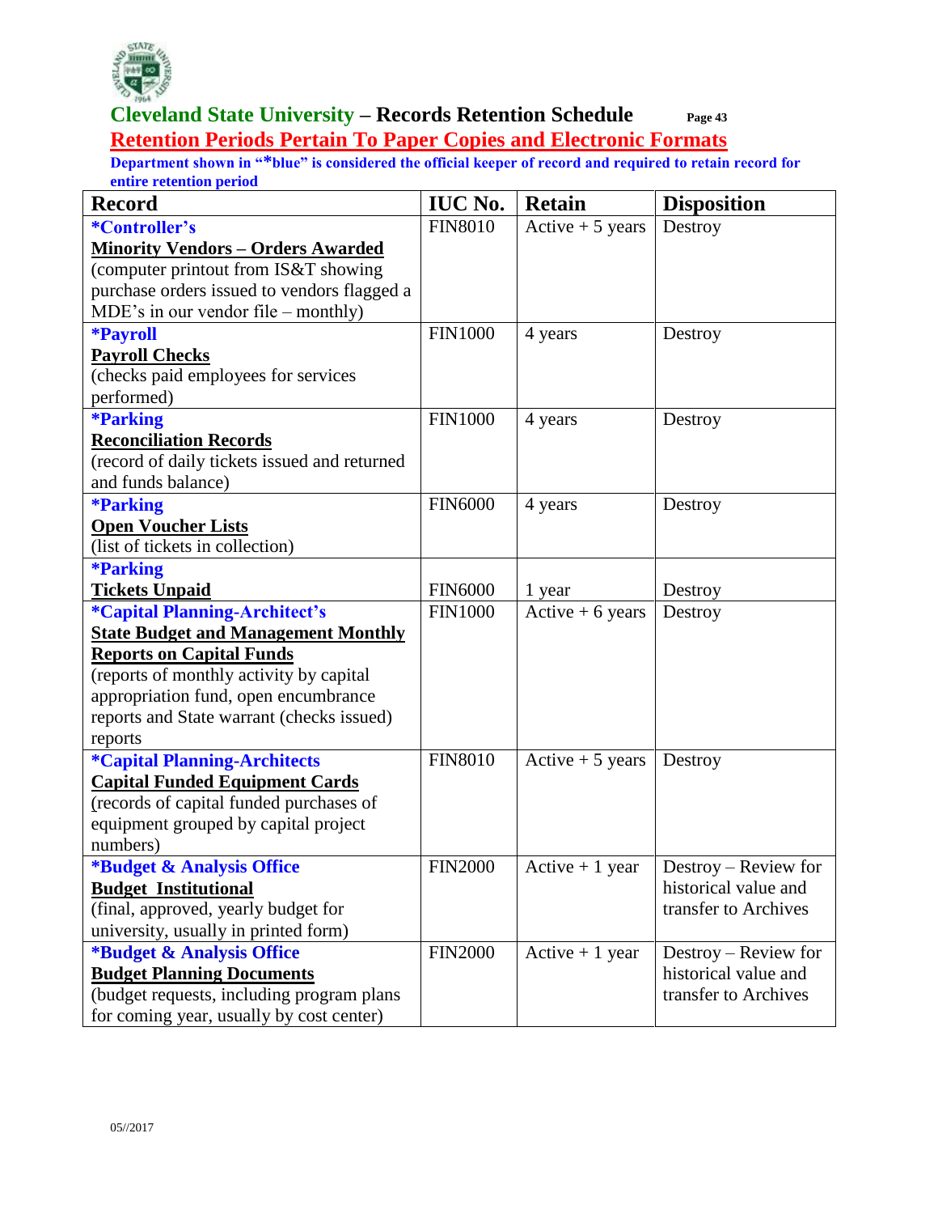# Cleveland State University – Records Retention Schedule

## Retention Periods Pertain To Paper Copies and Electronic Formats

**Department shown in "*blue" is considered the official keeper of record and required to retain record for entire retention period**

| Record | IUC No. | Retain | Disposition |
|---|---|---|---|
| **\*Controller's**<br>**Minority Vendors – Orders Awarded**<br>(computer printout from IS&T showing purchase orders issued to vendors flagged a MDE's in our vendor file – monthly) | FIN8010 | Active + 5 years | Destroy |
| **\*Payroll**<br>**Payroll Checks**<br>(checks paid employees for services performed) | FIN1000 | 4 years | Destroy |
| **\*Parking**<br>**Reconciliation Records**<br>(record of daily tickets issued and returned and funds balance) | FIN1000 | 4 years | Destroy |
| **\*Parking**<br>**Open Voucher Lists**<br>(list of tickets in collection) | FIN6000 | 4 years | Destroy |
| **\*Parking**<br>**Tickets Unpaid** | FIN6000 | 1 year | Destroy |
| **\*Capital Planning-Architect's**<br>**State Budget and Management Monthly Reports on Capital Funds**<br>(reports of monthly activity by capital appropriation fund, open encumbrance reports and State warrant (checks issued) reports | FIN1000 | Active + 6 years | Destroy |
| **\*Capital Planning-Architects**<br>**Capital Funded Equipment Cards**<br>(records of capital funded purchases of equipment grouped by capital project numbers) | FIN8010 | Active + 5 years | Destroy |
| **\*Budget & Analysis Office**<br>**Budget Institutional**<br>(final, approved, yearly budget for university, usually in printed form) | FIN2000 | Active + 1 year | Destroy – Review for historical value and transfer to Archives |
| **\*Budget & Analysis Office**<br>**Budget Planning Documents**<br>(budget requests, including program plans for coming year, usually by cost center) | FIN2000 | Active + 1 year | Destroy – Review for historical value and transfer to Archives |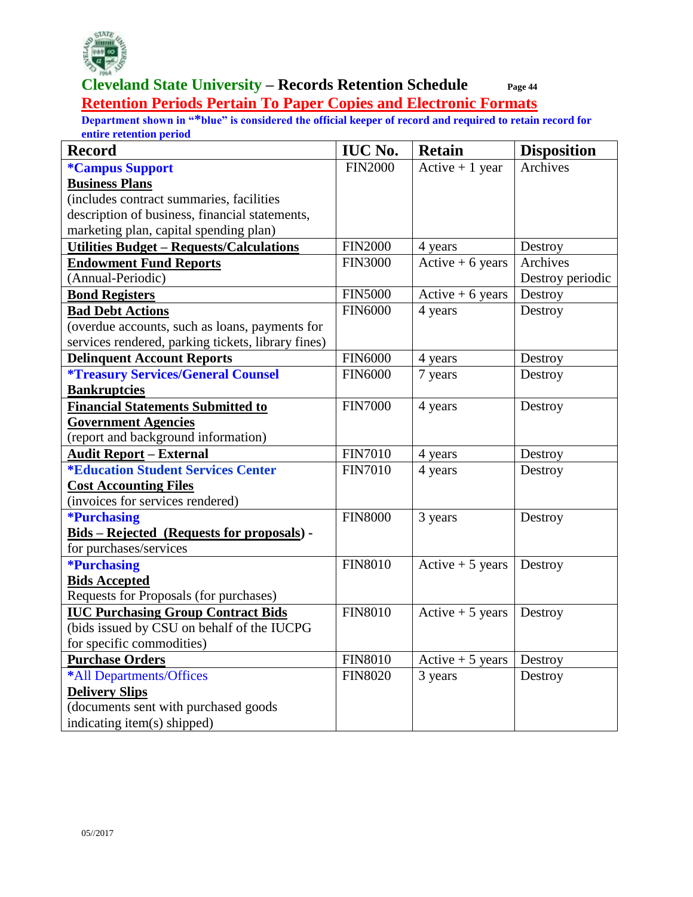## Cleveland State University – Records Retention Schedule

**Retention Periods Pertain To Paper Copies and Electronic Formats**

**Department shown in "*blue" is considered the official keeper of record and required to retain record for entire retention period**

| Record | IUC No. | Retain | Disposition |
|---|---|---|---|
| ***Campus Support**<br>**Business Plans**<br>(includes contract summaries, facilities description of business, financial statements, marketing plan, capital spending plan) | FIN2000 | Active + 1 year | Archives |
| **Utilities Budget – Requests/Calculations** | FIN2000 | 4 years | Destroy |
| **Endowment Fund Reports**<br>(Annual-Periodic) | FIN3000 | Active + 6 years | Archives<br>Destroy periodic |
| **Bond Registers** | FIN5000 | Active + 6 years | Destroy |
| **Bad Debt Actions**<br>(overdue accounts, such as loans, payments for services rendered, parking tickets, library fines) | FIN6000 | 4 years | Destroy |
| **Delinquent Account Reports** | FIN6000 | 4 years | Destroy |
| ***Treasury Services/General Counsel**<br>**Bankruptcies** | FIN6000 | 7 years | Destroy |
| **Financial Statements Submitted to Government Agencies**<br>(report and background information) | FIN7000 | 4 years | Destroy |
| **Audit Report – External** | FIN7010 | 4 years | Destroy |
| ***Education Student Services Center**<br>**Cost Accounting Files**<br>(invoices for services rendered) | FIN7010 | 4 years | Destroy |
| ***Purchasing**<br>**Bids – Rejected (Requests for proposals)** - for purchases/services | FIN8000 | 3 years | Destroy |
| ***Purchasing**<br>**Bids Accepted**<br>Requests for Proposals (for purchases) | FIN8010 | Active + 5 years | Destroy |
| **IUC Purchasing Group Contract Bids**<br>(bids issued by CSU on behalf of the IUCPG for specific commodities) | FIN8010 | Active + 5 years | Destroy |
| **Purchase Orders** | FIN8010 | Active + 5 years | Destroy |
| *All Departments/Offices<br>**Delivery Slips**<br>(documents sent with purchased goods indicating item(s) shipped) | FIN8020 | 3 years | Destroy |

05//2017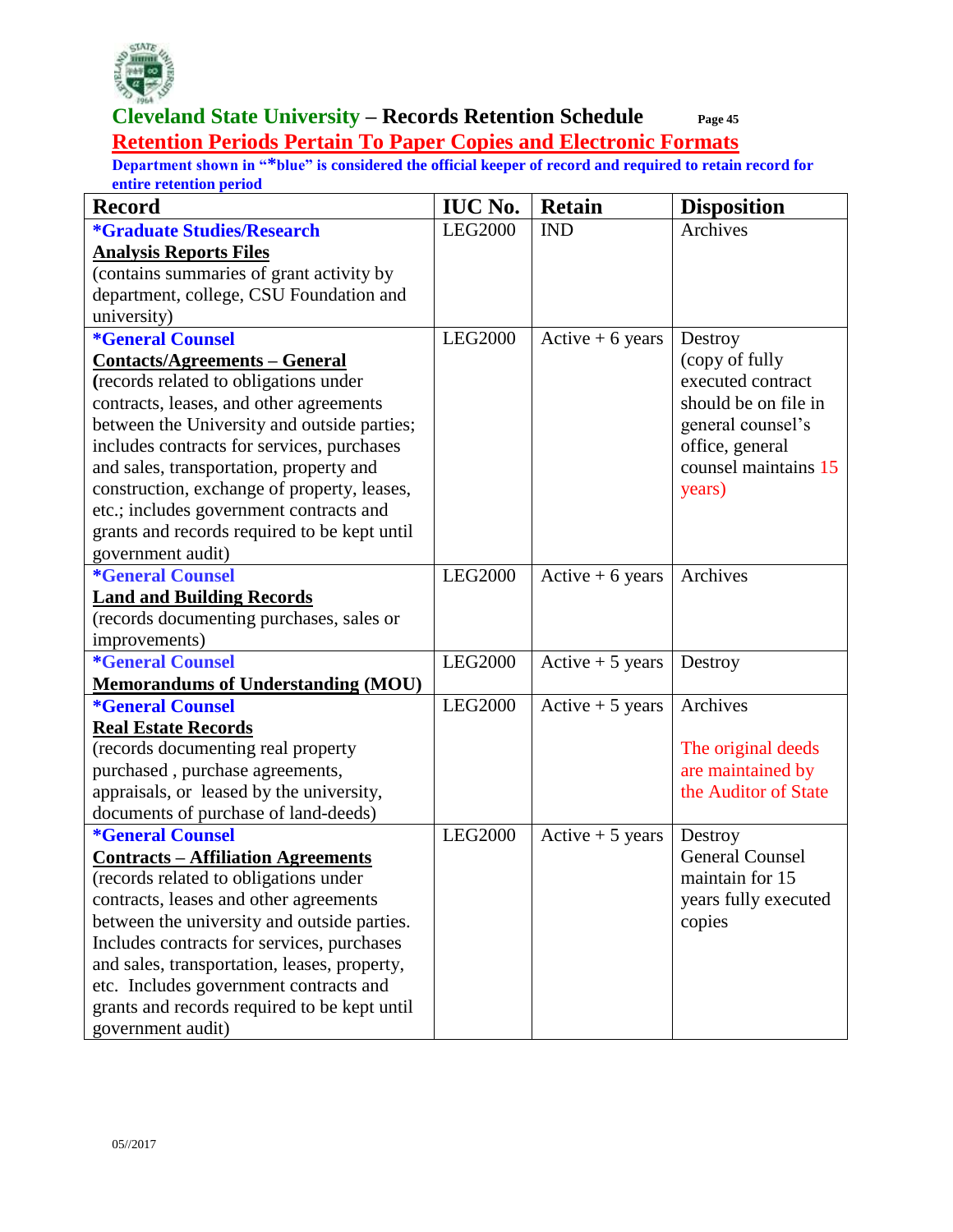# Cleveland State University – Records Retention Schedule

## Retention Periods Pertain To Paper Copies and Electronic Formats

**Department shown in "*blue" is considered the official keeper of record and required to retain record for entire retention period**

| Record | IUC No. | Retain | Disposition |
|---|---|---|---|
| **\*Graduate Studies/Research** <br> **Analysis Reports Files** <br> (contains summaries of grant activity by department, college, CSU Foundation and university) | LEG2000 | IND | Archives |
| **\*General Counsel** <br> **Contacts/Agreements – General** <br> (records related to obligations under contracts, leases, and other agreements between the University and outside parties; includes contracts for services, purchases and sales, transportation, property and construction, exchange of property, leases, etc.; includes government contracts and grants and records required to be kept until government audit) | LEG2000 | Active + 6 years | Destroy (copy of fully executed contract should be on file in general counsel's office, general counsel maintains 15 years) |
| **\*General Counsel** <br> **Land and Building Records** <br> (records documenting purchases, sales or improvements) | LEG2000 | Active + 6 years | Archives |
| **\*General Counsel** <br> **Memorandums of Understanding (MOU)** | LEG2000 | Active + 5 years | Destroy |
| **\*General Counsel** <br> **Real Estate Records** <br> (records documenting real property purchased , purchase agreements, appraisals, or leased by the university, documents of purchase of land-deeds) | LEG2000 | Active + 5 years | Archives <br><br> The original deeds are maintained by the Auditor of State |
| **\*General Counsel** <br> **Contracts – Affiliation Agreements** <br> (records related to obligations under contracts, leases and other agreements between the university and outside parties. Includes contracts for services, purchases and sales, transportation, leases, property, etc. Includes government contracts and grants and records required to be kept until government audit) | LEG2000 | Active + 5 years | Destroy General Counsel maintain for 15 years fully executed copies |

05//2017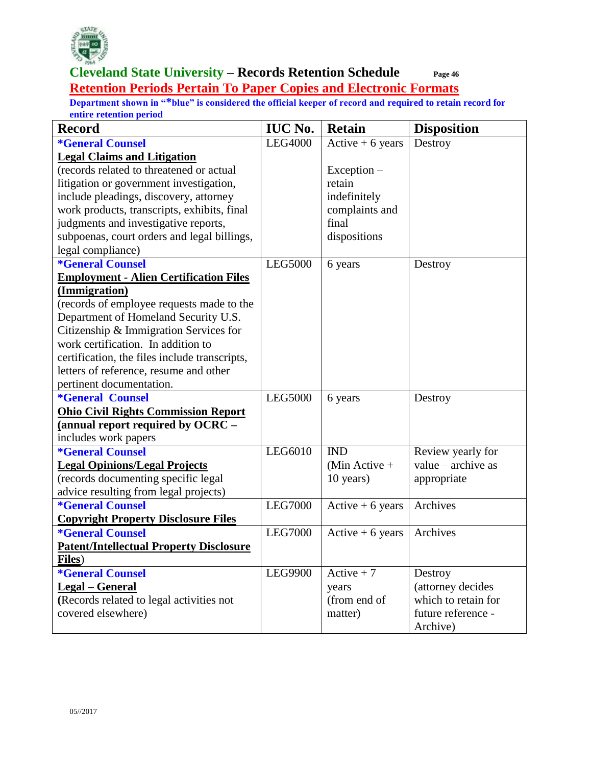# Cleveland State University – Records Retention Schedule

## Retention Periods Pertain To Paper Copies and Electronic Formats

**Department shown in "*blue" is considered the official keeper of record and required to retain record for entire retention period**

| Record | IUC No. | Retain | Disposition |
|---|---|---|---|
| ***General Counsel** <br> **Legal Claims and Litigation** <br> (records related to threatened or actual litigation or government investigation, include pleadings, discovery, attorney work products, transcripts, exhibits, final judgments and investigative reports, subpoenas, court orders and legal billings, legal compliance) | LEG4000 | Active + 6 years <br><br> Exception – retain indefinitely complaints and final dispositions | Destroy |
| ***General Counsel** <br> **Employment - Alien Certification Files (Immigration)** <br> (records of employee requests made to the Department of Homeland Security U.S. Citizenship & Immigration Services for work certification. In addition to certification, the files include transcripts, letters of reference, resume and other pertinent documentation. | LEG5000 | 6 years | Destroy |
| ***General Counsel** <br> **Ohio Civil Rights Commission Report (annual report required by OCRC –** includes work papers | LEG5000 | 6 years | Destroy |
| ***General Counsel** <br> **Legal Opinions/Legal Projects** <br> (records documenting specific legal advice resulting from legal projects) | LEG6010 | IND <br> (Min Active + 10 years) | Review yearly for value – archive as appropriate |
| ***General Counsel** <br> **Copyright Property Disclosure Files** | LEG7000 | Active + 6 years | Archives |
| ***General Counsel** <br> **Patent/Intellectual Property Disclosure Files**) | LEG7000 | Active + 6 years | Archives |
| ***General Counsel** <br> **Legal – General** <br> **(**Records related to legal activities not covered elsewhere) | LEG9900 | Active + 7 years (from end of matter) | Destroy (attorney decides which to retain for future reference - Archive) |

05//2017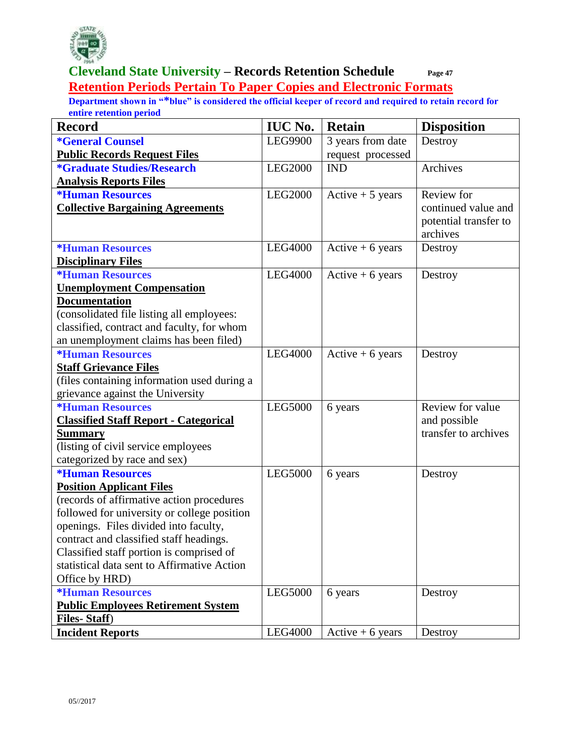**Cleveland State University – Records Retention Schedule**

**Retention Periods Pertain To Paper Copies and Electronic Formats**

**Department shown in "*blue" is considered the official keeper of record and required to retain record for entire retention period**

| Record | IUC No. | Retain | Disposition |
|---|---|---|---|
| ***General Counsel**<br>**Public Records Request Files** | LEG9900 | 3 years from date request processed | Destroy |
| ***Graduate Studies/Research**<br>**Analysis Reports Files** | LEG2000 | IND | Archives |
| ***Human Resources**<br>**Collective Bargaining Agreements** | LEG2000 | Active + 5 years | Review for continued value and potential transfer to archives |
| ***Human Resources**<br>**Disciplinary Files** | LEG4000 | Active + 6 years | Destroy |
| ***Human Resources**<br>**Unemployment Compensation Documentation**<br>(consolidated file listing all employees: classified, contract and faculty, for whom an unemployment claims has been filed) | LEG4000 | Active + 6 years | Destroy |
| ***Human Resources**<br>**Staff Grievance Files**<br>(files containing information used during a grievance against the University | LEG4000 | Active + 6 years | Destroy |
| ***Human Resources**<br>**Classified Staff Report - Categorical Summary**<br>(listing of civil service employees categorized by race and sex) | LEG5000 | 6 years | Review for value and possible transfer to archives |
| ***Human Resources**<br>**Position Applicant Files**<br>(records of affirmative action procedures followed for university or college position openings. Files divided into faculty, contract and classified staff headings. Classified staff portion is comprised of statistical data sent to Affirmative Action Office by HRD) | LEG5000 | 6 years | Destroy |
| ***Human Resources**<br>**Public Employees Retirement System Files- Staff**) | LEG5000 | 6 years | Destroy |
| **Incident Reports** | LEG4000 | Active + 6 years | Destroy |

05//2017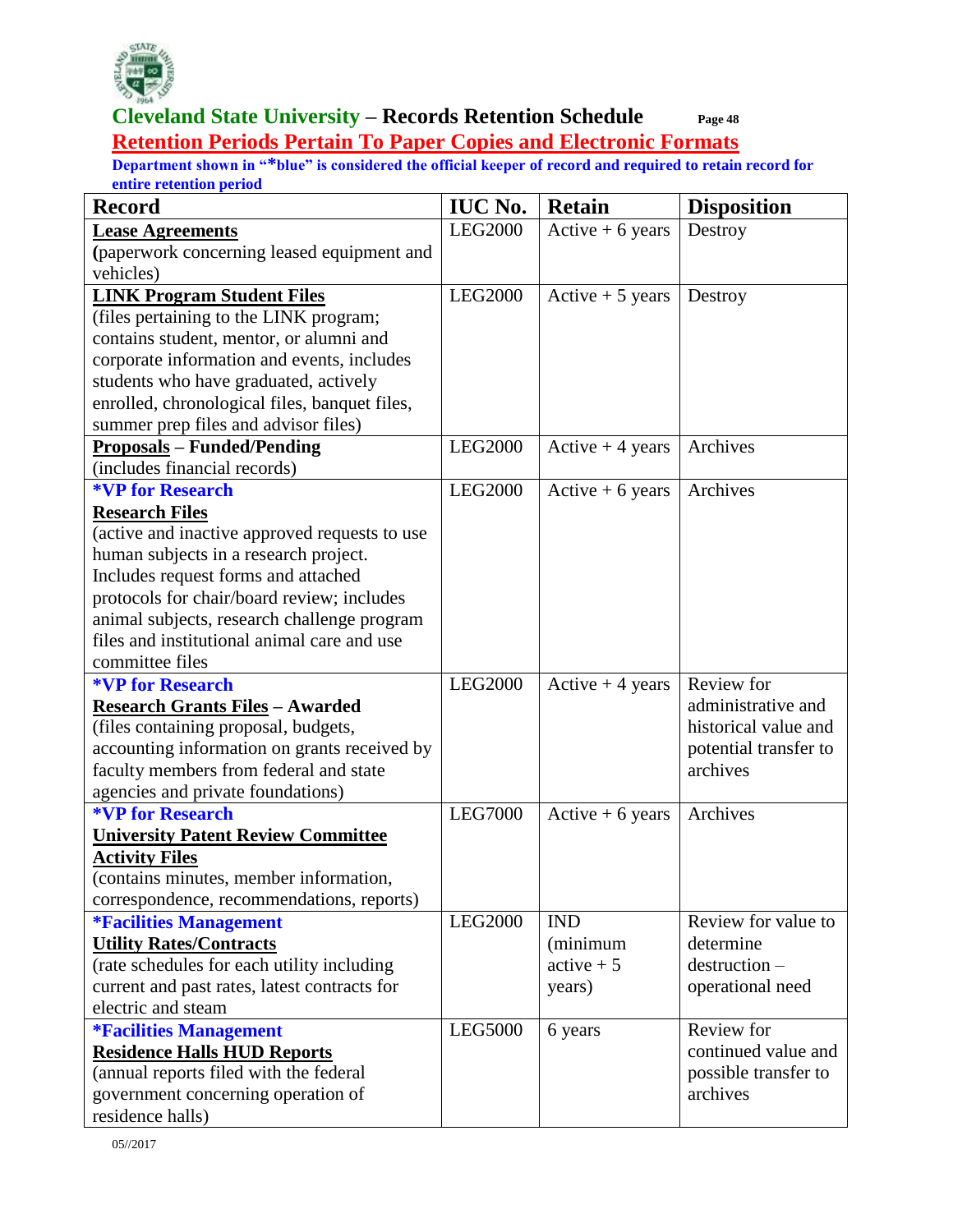# Cleveland State University – Records Retention Schedule

## Retention Periods Pertain To Paper Copies and Electronic Formats

**Department shown in "*blue" is considered the official keeper of record and required to retain record for entire retention period**

| Record | IUC No. | Retain | Disposition |
|---|---|---|---|
| **Lease Agreements** (paperwork concerning leased equipment and vehicles) | LEG2000 | Active + 6 years | Destroy |
| **LINK Program Student Files** (files pertaining to the LINK program; contains student, mentor, or alumni and corporate information and events, includes students who have graduated, actively enrolled, chronological files, banquet files, summer prep files and advisor files) | LEG2000 | Active + 5 years | Destroy |
| **Proposals – Funded/Pending** (includes financial records) | LEG2000 | Active + 4 years | Archives |
| ***VP for Research** **Research Files** (active and inactive approved requests to use human subjects in a research project. Includes request forms and attached protocols for chair/board review; includes animal subjects, research challenge program files and institutional animal care and use committee files | LEG2000 | Active + 6 years | Archives |
| ***VP for Research** **Research Grants Files – Awarded** (files containing proposal, budgets, accounting information on grants received by faculty members from federal and state agencies and private foundations) | LEG2000 | Active + 4 years | Review for administrative and historical value and potential transfer to archives |
| ***VP for Research** **University Patent Review Committee Activity Files** (contains minutes, member information, correspondence, recommendations, reports) | LEG7000 | Active + 6 years | Archives |
| ***Facilities Management** **Utility Rates/Contracts** (rate schedules for each utility including current and past rates, latest contracts for electric and steam | LEG2000 | IND (minimum active + 5 years) | Review for value to determine destruction – operational need |
| ***Facilities Management** **Residence Halls HUD Reports** (annual reports filed with the federal government concerning operation of residence halls) | LEG5000 | 6 years | Review for continued value and possible transfer to archives |

05//2017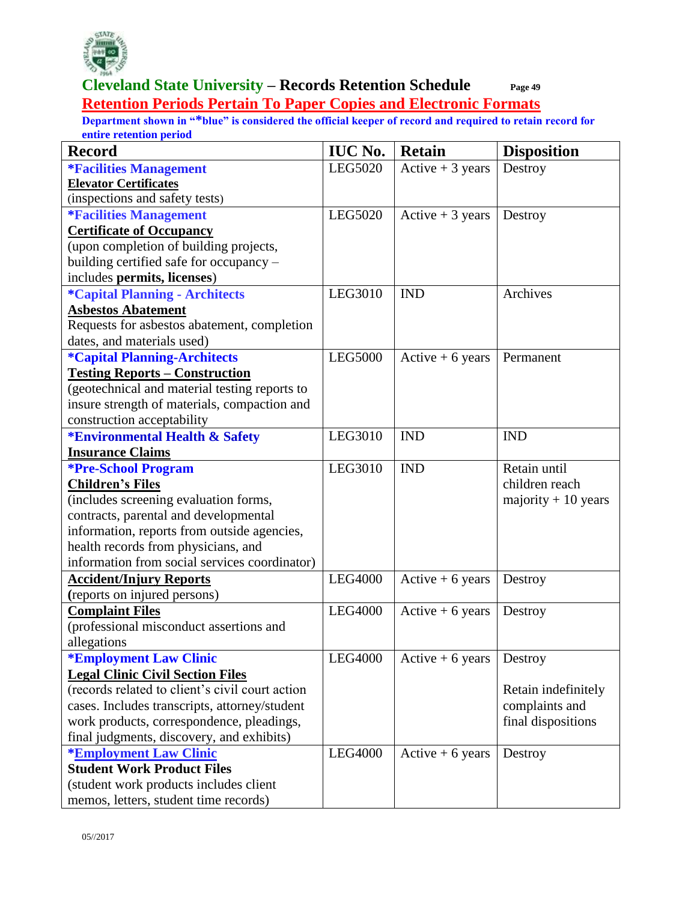# Cleveland State University – Records Retention Schedule

## Retention Periods Pertain To Paper Copies and Electronic Formats

**Department shown in "*blue" is considered the official keeper of record and required to retain record for entire retention period**

| Record | IUC No. | Retain | Disposition |
|---|---|---|---|
| **\*Facilities Management**<br>**Elevator Certificates**<br>(inspections and safety tests) | LEG5020 | Active + 3 years | Destroy |
| **\*Facilities Management**<br>**Certificate of Occupancy**<br>(upon completion of building projects, building certified safe for occupancy – includes **permits, licenses**) | LEG5020 | Active + 3 years | Destroy |
| **\*Capital Planning - Architects**<br>**Asbestos Abatement**<br>Requests for asbestos abatement, completion dates, and materials used) | LEG3010 | IND | Archives |
| **\*Capital Planning-Architects**<br>**Testing Reports – Construction**<br>(geotechnical and material testing reports to insure strength of materials, compaction and construction acceptability | LEG5000 | Active + 6 years | Permanent |
| **\*Environmental Health & Safety**<br>**Insurance Claims** | LEG3010 | IND | IND |
| **\*Pre-School Program**<br>**Children's Files**<br>(includes screening evaluation forms, contracts, parental and developmental information, reports from outside agencies, health records from physicians, and information from social services coordinator) | LEG3010 | IND | Retain until children reach majority + 10 years |
| **Accident/Injury Reports**<br>**(**reports on injured persons) | LEG4000 | Active + 6 years | Destroy |
| **Complaint Files**<br>(professional misconduct assertions and allegations | LEG4000 | Active + 6 years | Destroy |
| **\*Employment Law Clinic**<br>**Legal Clinic Civil Section Files**<br>(records related to client's civil court action cases. Includes transcripts, attorney/student work products, correspondence, pleadings, final judgments, discovery, and exhibits) | LEG4000 | Active + 6 years | Destroy<br><br>Retain indefinitely complaints and final dispositions |
| **\*Employment Law Clinic**<br>**Student Work Product Files**<br>(student work products includes client memos, letters, student time records) | LEG4000 | Active + 6 years | Destroy |

05//2017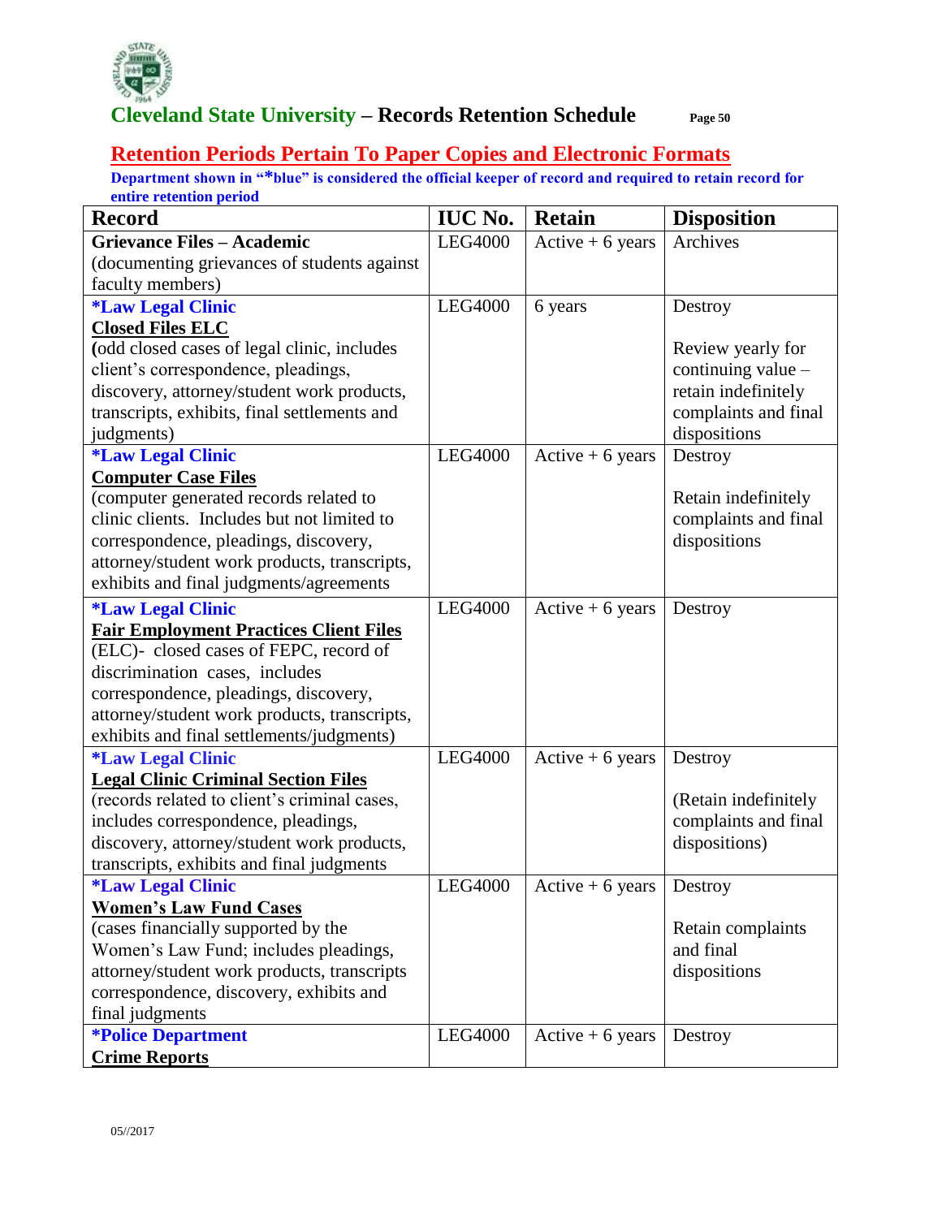## Retention Periods Pertain To Paper Copies and Electronic Formats

**Department shown in "*blue" is considered the official keeper of record and required to retain record for entire retention period**

| Record | IUC No. | Retain | Disposition |
|---|---|---|---|
| **Grievance Files – Academic** (documenting grievances of students against faculty members) | LEG4000 | Active + 6 years | Archives |
| ***Law Legal Clinic** **Closed Files ELC** **(**odd closed cases of legal clinic, includes client's correspondence, pleadings, discovery, attorney/student work products, transcripts, exhibits, final settlements and judgments) | LEG4000 | 6 years | Destroy<br><br>Review yearly for continuing value – retain indefinitely complaints and final dispositions |
| ***Law Legal Clinic** **Computer Case Files** (computer generated records related to clinic clients. Includes but not limited to correspondence, pleadings, discovery, attorney/student work products, transcripts, exhibits and final judgments/agreements | LEG4000 | Active + 6 years | Destroy<br><br>Retain indefinitely complaints and final dispositions |
| ***Law Legal Clinic** **Fair Employment Practices Client Files** (ELC)- closed cases of FEPC, record of discrimination cases, includes correspondence, pleadings, discovery, attorney/student work products, transcripts, exhibits and final settlements/judgments) | LEG4000 | Active + 6 years | Destroy |
| ***Law Legal Clinic** **Legal Clinic Criminal Section Files** (records related to client's criminal cases, includes correspondence, pleadings, discovery, attorney/student work products, transcripts, exhibits and final judgments | LEG4000 | Active + 6 years | Destroy<br><br>(Retain indefinitely complaints and final dispositions) |
| ***Law Legal Clinic** **Women's Law Fund Cases** (cases financially supported by the Women's Law Fund; includes pleadings, attorney/student work products, transcripts correspondence, discovery, exhibits and final judgments | LEG4000 | Active + 6 years | Destroy<br><br>Retain complaints and final dispositions |
| ***Police Department** **Crime Reports** | LEG4000 | Active + 6 years | Destroy |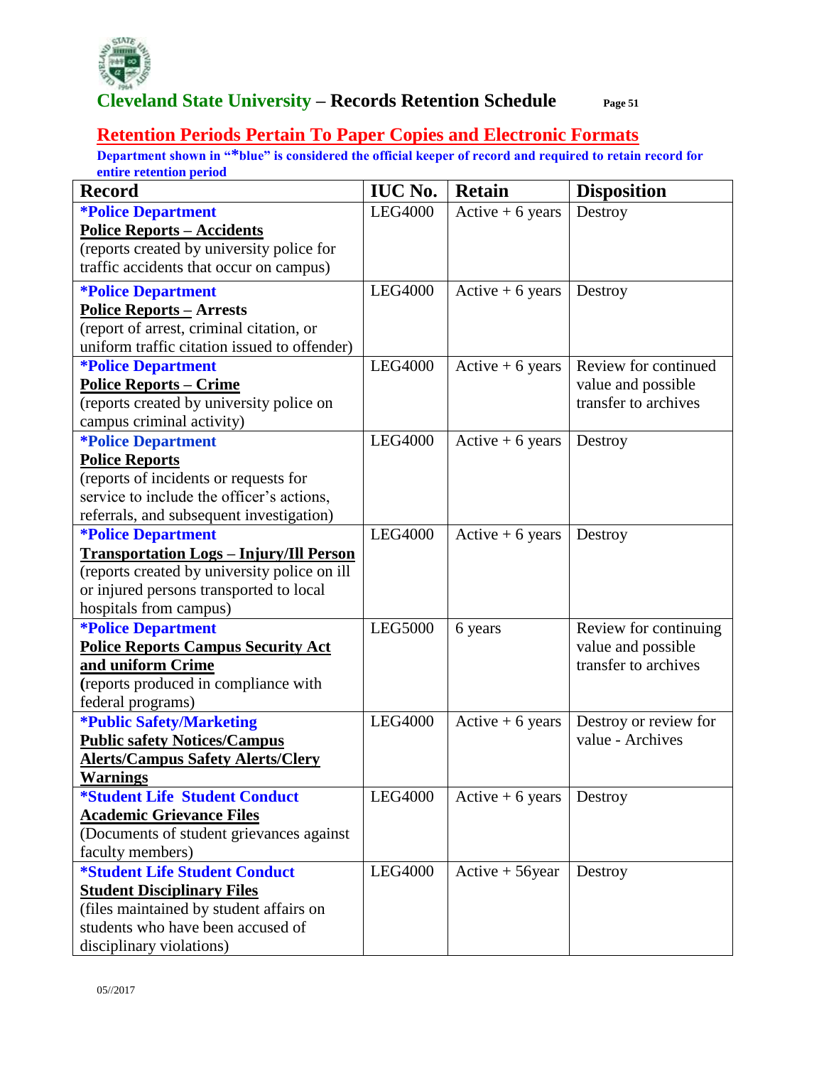# Cleveland State University – Records Retention Schedule

## Retention Periods Pertain To Paper Copies and Electronic Formats

**Department shown in "*blue" is considered the official keeper of record and required to retain record for entire retention period**

| Record | IUC No. | Retain | Disposition |
|---|---|---|---|
| **\*Police Department**<br>**Police Reports – Accidents**<br>(reports created by university police for traffic accidents that occur on campus) | LEG4000 | Active + 6 years | Destroy |
| **\*Police Department**<br>**Police Reports – Arrests**<br>(report of arrest, criminal citation, or uniform traffic citation issued to offender) | LEG4000 | Active + 6 years | Destroy |
| **\*Police Department**<br>**Police Reports – Crime**<br>(reports created by university police on campus criminal activity) | LEG4000 | Active + 6 years | Review for continued value and possible transfer to archives |
| **\*Police Department**<br>**Police Reports**<br>(reports of incidents or requests for service to include the officer's actions, referrals, and subsequent investigation) | LEG4000 | Active + 6 years | Destroy |
| **\*Police Department**<br>**Transportation Logs – Injury/Ill Person**<br>(reports created by university police on ill or injured persons transported to local hospitals from campus) | LEG4000 | Active + 6 years | Destroy |
| **\*Police Department**<br>**Police Reports Campus Security Act and uniform Crime**<br>(reports produced in compliance with federal programs) | LEG5000 | 6 years | Review for continuing value and possible transfer to archives |
| **\*Public Safety/Marketing**<br>**Public safety Notices/Campus Alerts/Campus Safety Alerts/Clery Warnings** | LEG4000 | Active + 6 years | Destroy or review for value - Archives |
| **\*Student Life Student Conduct**<br>**Academic Grievance Files**<br>(Documents of student grievances against faculty members) | LEG4000 | Active + 6 years | Destroy |
| **\*Student Life Student Conduct**<br>**Student Disciplinary Files**<br>(files maintained by student affairs on students who have been accused of disciplinary violations) | LEG4000 | Active + 56year | Destroy |

05//2017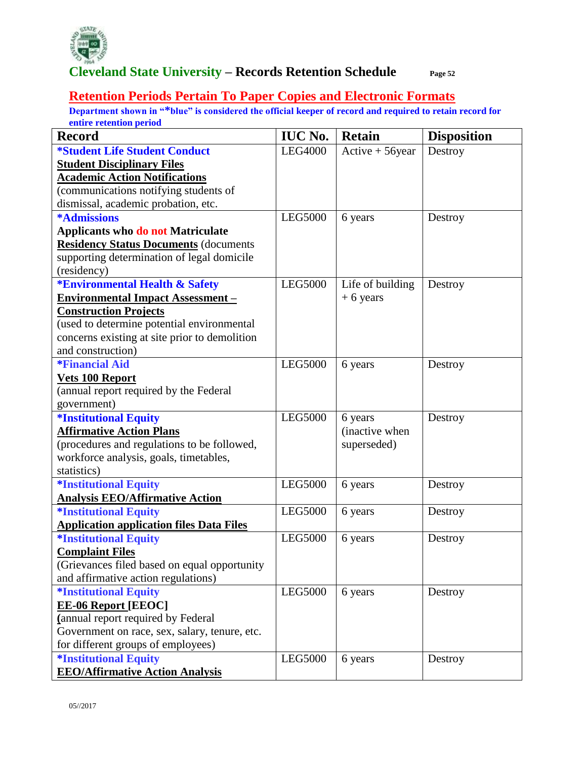# Cleveland State University – Records Retention Schedule

## Retention Periods Pertain To Paper Copies and Electronic Formats

**Department shown in "*blue" is considered the official keeper of record and required to retain record for entire retention period**

| Record | IUC No. | Retain | Disposition |
|---|---|---|---|
| ***Student Life Student Conduct**<br>**Student Disciplinary Files**<br>**Academic Action Notifications**<br>(communications notifying students of dismissal, academic probation, etc. | LEG4000 | Active + 56year | Destroy |
| ***Admissions**<br>**Applicants who do not Matriculate**<br>**Residency Status Documents** (documents supporting determination of legal domicile (residency) | LEG5000 | 6 years | Destroy |
| ***Environmental Health & Safety**<br>**Environmental Impact Assessment – Construction Projects**<br>(used to determine potential environmental concerns existing at site prior to demolition and construction) | LEG5000 | Life of building + 6 years | Destroy |
| ***Financial Aid**<br>**Vets 100 Report**<br>(annual report required by the Federal government) | LEG5000 | 6 years | Destroy |
| ***Institutional Equity**<br>**Affirmative Action Plans**<br>(procedures and regulations to be followed, workforce analysis, goals, timetables, statistics) | LEG5000 | 6 years (inactive when superseded) | Destroy |
| ***Institutional Equity**<br>**Analysis EEO/Affirmative Action** | LEG5000 | 6 years | Destroy |
| ***Institutional Equity**<br>**Application application files Data Files** | LEG5000 | 6 years | Destroy |
| ***Institutional Equity**<br>**Complaint Files**<br>(Grievances filed based on equal opportunity and affirmative action regulations) | LEG5000 | 6 years | Destroy |
| ***Institutional Equity**<br>**EE-06 Report [EEOC]**<br>(annual report required by Federal Government on race, sex, salary, tenure, etc. for different groups of employees) | LEG5000 | 6 years | Destroy |
| ***Institutional Equity**<br>**EEO/Affirmative Action Analysis** | LEG5000 | 6 years | Destroy |

05//2017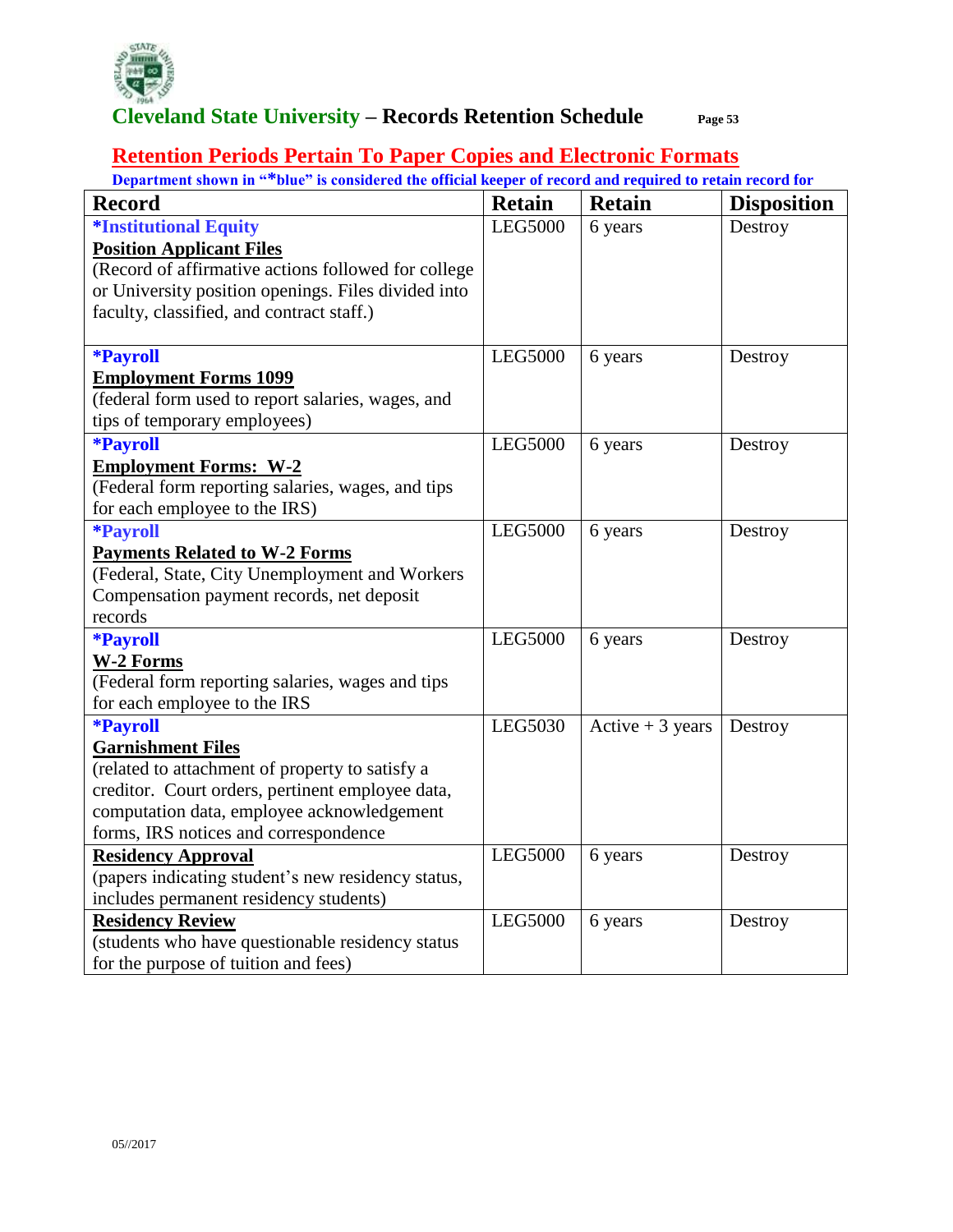## Retention Periods Pertain To Paper Copies and Electronic Formats

**Department shown in "*blue" is considered the official keeper of record and required to retain record for**

| Record | Retain | Retain | Disposition |
|---|---|---|---|
| ***Institutional Equity**<br>**Position Applicant Files**<br>(Record of affirmative actions followed for college or University position openings. Files divided into faculty, classified, and contract staff.) | LEG5000 | 6 years | Destroy |
| ***Payroll**<br>**Employment Forms 1099**<br>(federal form used to report salaries, wages, and tips of temporary employees) | LEG5000 | 6 years | Destroy |
| ***Payroll**<br>**Employment Forms: W-2**<br>(Federal form reporting salaries, wages, and tips for each employee to the IRS) | LEG5000 | 6 years | Destroy |
| ***Payroll**<br>**Payments Related to W-2 Forms**<br>(Federal, State, City Unemployment and Workers Compensation payment records, net deposit records | LEG5000 | 6 years | Destroy |
| ***Payroll**<br>**W-2 Forms**<br>(Federal form reporting salaries, wages and tips for each employee to the IRS | LEG5000 | 6 years | Destroy |
| ***Payroll**<br>**Garnishment Files**<br>(related to attachment of property to satisfy a creditor. Court orders, pertinent employee data, computation data, employee acknowledgement forms, IRS notices and correspondence | LEG5030 | Active + 3 years | Destroy |
| **Residency Approval**<br>(papers indicating student's new residency status, includes permanent residency students) | LEG5000 | 6 years | Destroy |
| **Residency Review**<br>(students who have questionable residency status for the purpose of tuition and fees) | LEG5000 | 6 years | Destroy |

05//2017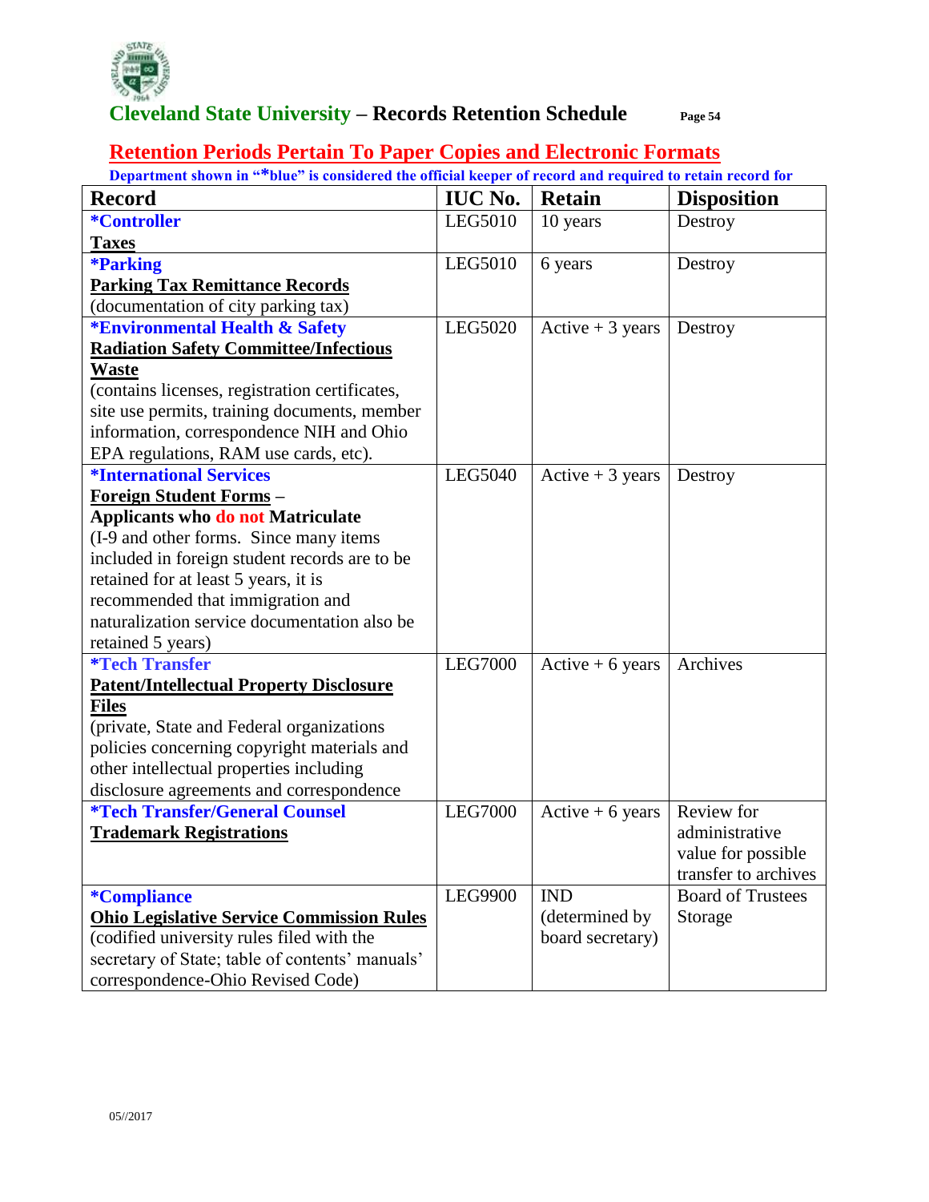## Retention Periods Pertain To Paper Copies and Electronic Formats

**Department shown in "*blue" is considered the official keeper of record and required to retain record for**

| Record | IUC No. | Retain | Disposition |
|---|---|---|---|
| ***Controller** <br> **Taxes** | LEG5010 | 10 years | Destroy |
| ***Parking** <br> **Parking Tax Remittance Records** <br> (documentation of city parking tax) | LEG5010 | 6 years | Destroy |
| ***Environmental Health & Safety** <br> **Radiation Safety Committee/Infectious Waste** <br> (contains licenses, registration certificates, site use permits, training documents, member information, correspondence NIH and Ohio EPA regulations, RAM use cards, etc). | LEG5020 | Active + 3 years | Destroy |
| ***International Services** <br> **Foreign Student Forms – Applicants who do not Matriculate** <br> (I-9 and other forms. Since many items included in foreign student records are to be retained for at least 5 years, it is recommended that immigration and naturalization service documentation also be retained 5 years) | LEG5040 | Active + 3 years | Destroy |
| ***Tech Transfer** <br> **Patent/Intellectual Property Disclosure Files** <br> (private, State and Federal organizations policies concerning copyright materials and other intellectual properties including disclosure agreements and correspondence | LEG7000 | Active + 6 years | Archives |
| ***Tech Transfer/General Counsel** <br> **Trademark Registrations** | LEG7000 | Active + 6 years | Review for administrative value for possible transfer to archives |
| ***Compliance** <br> **Ohio Legislative Service Commission Rules** <br> (codified university rules filed with the secretary of State; table of contents' manuals' correspondence-Ohio Revised Code) | LEG9900 | IND (determined by board secretary) | Board of Trustees Storage |

05//2017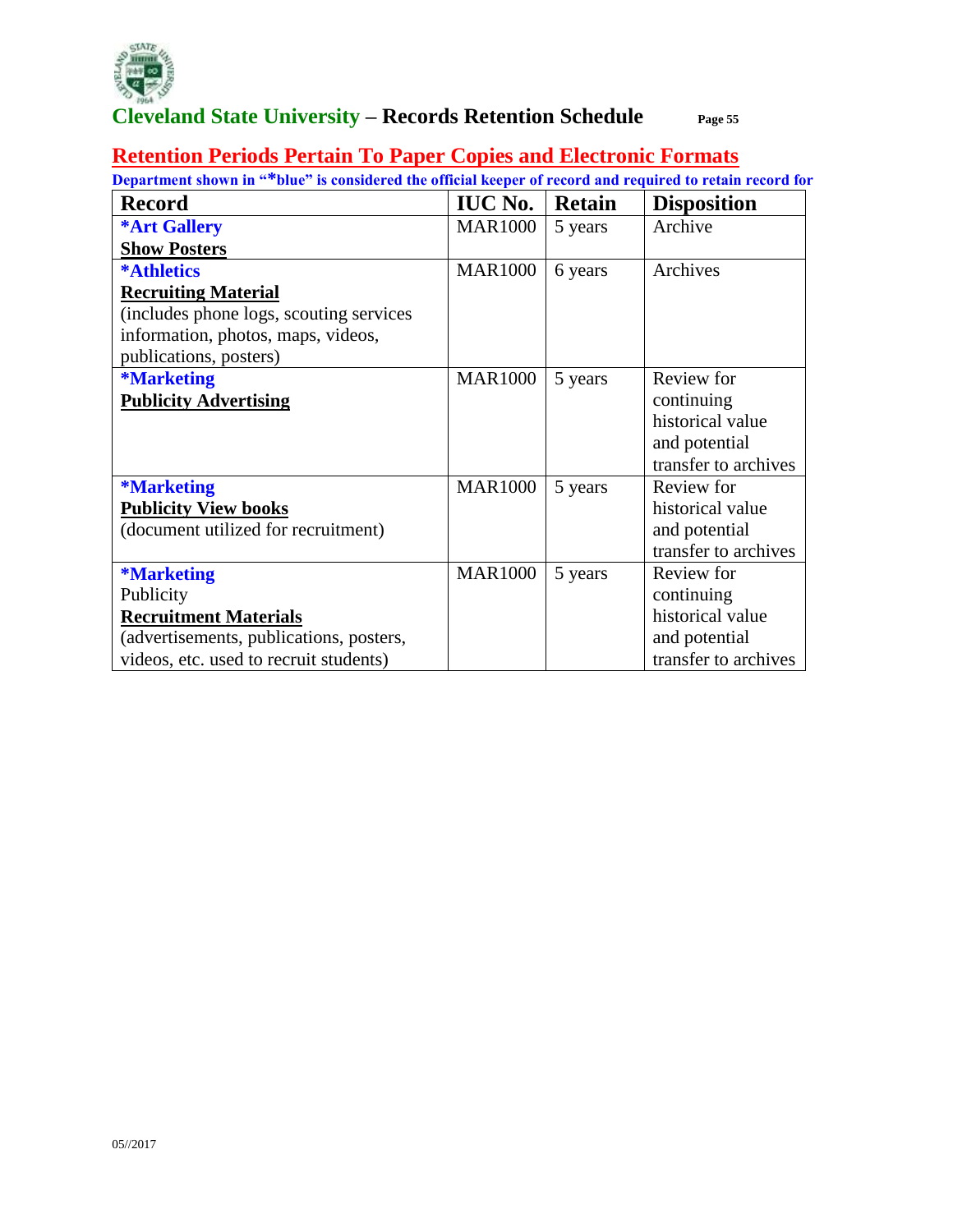## Retention Periods Pertain To Paper Copies and Electronic Formats

**Department shown in "*blue" is considered the official keeper of record and required to retain record for**

| Record | IUC No. | Retain | Disposition |
|---|---|---|---|
| ***Art Gallery**<br>**Show Posters** | MAR1000 | 5 years | Archive |
| ***Athletics**<br>**Recruiting Material**<br>(includes phone logs, scouting services information, photos, maps, videos, publications, posters) | MAR1000 | 6 years | Archives |
| ***Marketing**<br>**Publicity Advertising** | MAR1000 | 5 years | Review for continuing historical value and potential transfer to archives |
| ***Marketing**<br>**Publicity View books**<br>(document utilized for recruitment) | MAR1000 | 5 years | Review for historical value and potential transfer to archives |
| ***Marketing**<br>Publicity<br>**Recruitment Materials**<br>(advertisements, publications, posters, videos, etc. used to recruit students) | MAR1000 | 5 years | Review for continuing historical value and potential transfer to archives |

05//2017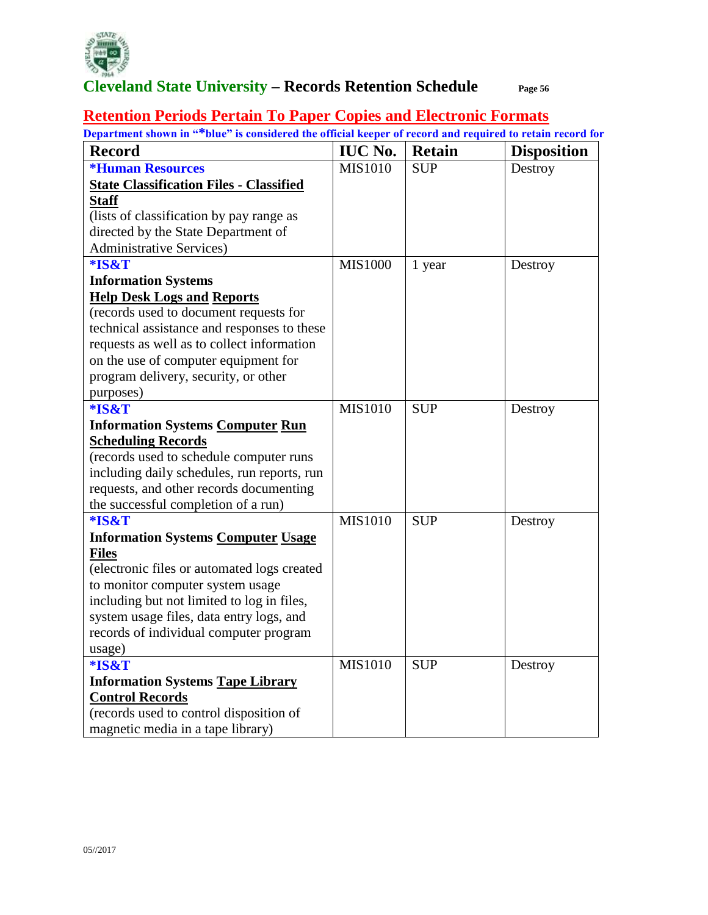## Retention Periods Pertain To Paper Copies and Electronic Formats

**Department shown in "*blue" is considered the official keeper of record and required to retain record for**

| Record | IUC No. | Retain | Disposition |
|---|---|---|---|
| **\*Human Resources**<br>**State Classification Files - Classified Staff**<br>(lists of classification by pay range as directed by the State Department of Administrative Services) | MIS1010 | SUP | Destroy |
| **\*IS&T**<br>**Information Systems**<br>**Help Desk Logs and Reports**<br>(records used to document requests for technical assistance and responses to these requests as well as to collect information on the use of computer equipment for program delivery, security, or other purposes) | MIS1000 | 1 year | Destroy |
| **\*IS&T**<br>**Information Systems Computer Run Scheduling Records**<br>(records used to schedule computer runs including daily schedules, run reports, run requests, and other records documenting the successful completion of a run) | MIS1010 | SUP | Destroy |
| **\*IS&T**<br>**Information Systems Computer Usage Files**<br>(electronic files or automated logs created to monitor computer system usage including but not limited to log in files, system usage files, data entry logs, and records of individual computer program usage) | MIS1010 | SUP | Destroy |
| **\*IS&T**<br>**Information Systems Tape Library Control Records**<br>(records used to control disposition of magnetic media in a tape library) | MIS1010 | SUP | Destroy |

05//2017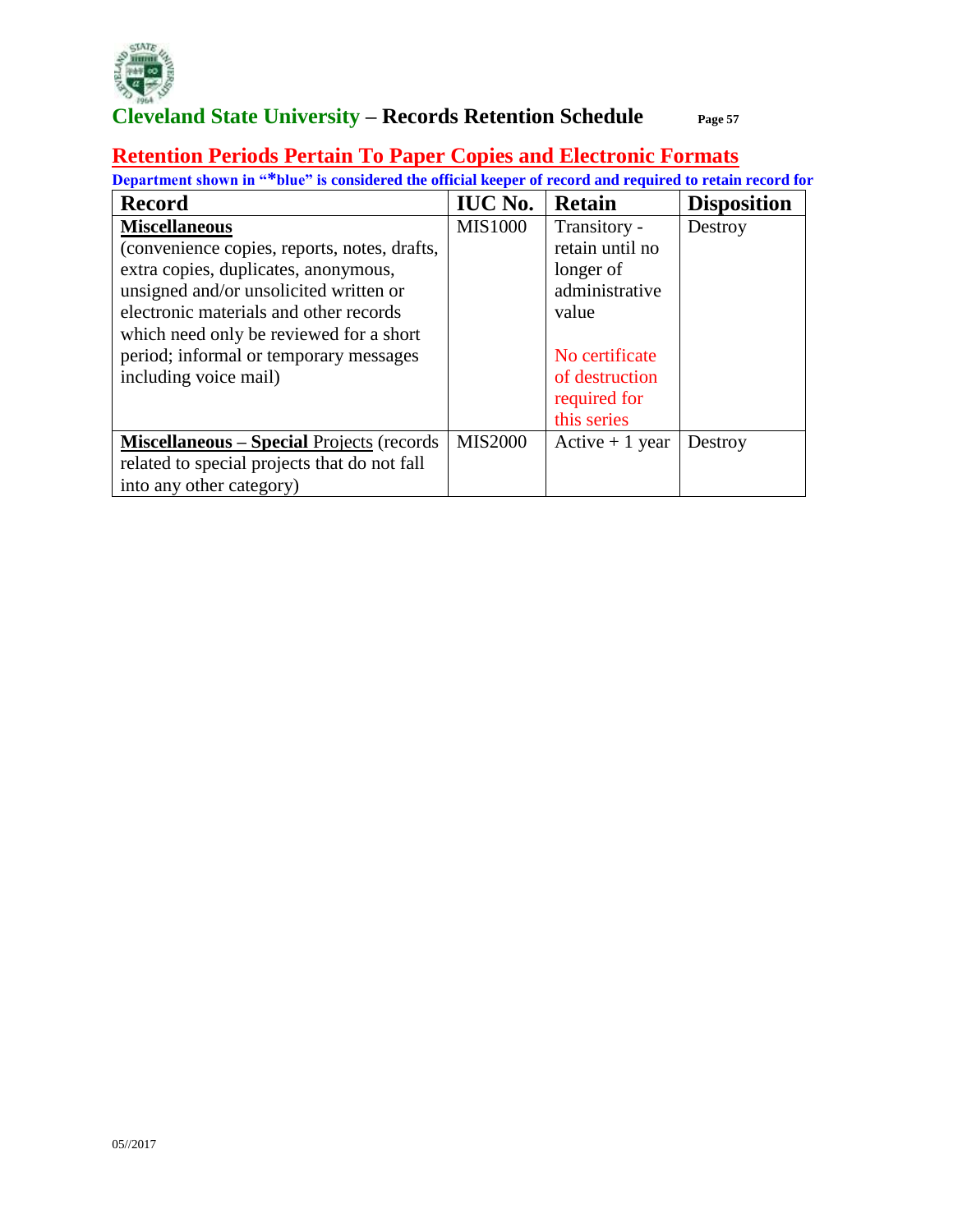## Retention Periods Pertain To Paper Copies and Electronic Formats

**Department shown in "*blue" is considered the official keeper of record and required to retain record for**

| Record | IUC No. | Retain | Disposition |
|---|---|---|---|
| **Miscellaneous** (convenience copies, reports, notes, drafts, extra copies, duplicates, anonymous, unsigned and/or unsolicited written or electronic materials and other records which need only be reviewed for a short period; informal or temporary messages including voice mail) | MIS1000 | Transitory - retain until no longer of administrative value<br><br>No certificate of destruction required for this series | Destroy |
| **Miscellaneous – Special** Projects (records related to special projects that do not fall into any other category) | MIS2000 | Active + 1 year | Destroy |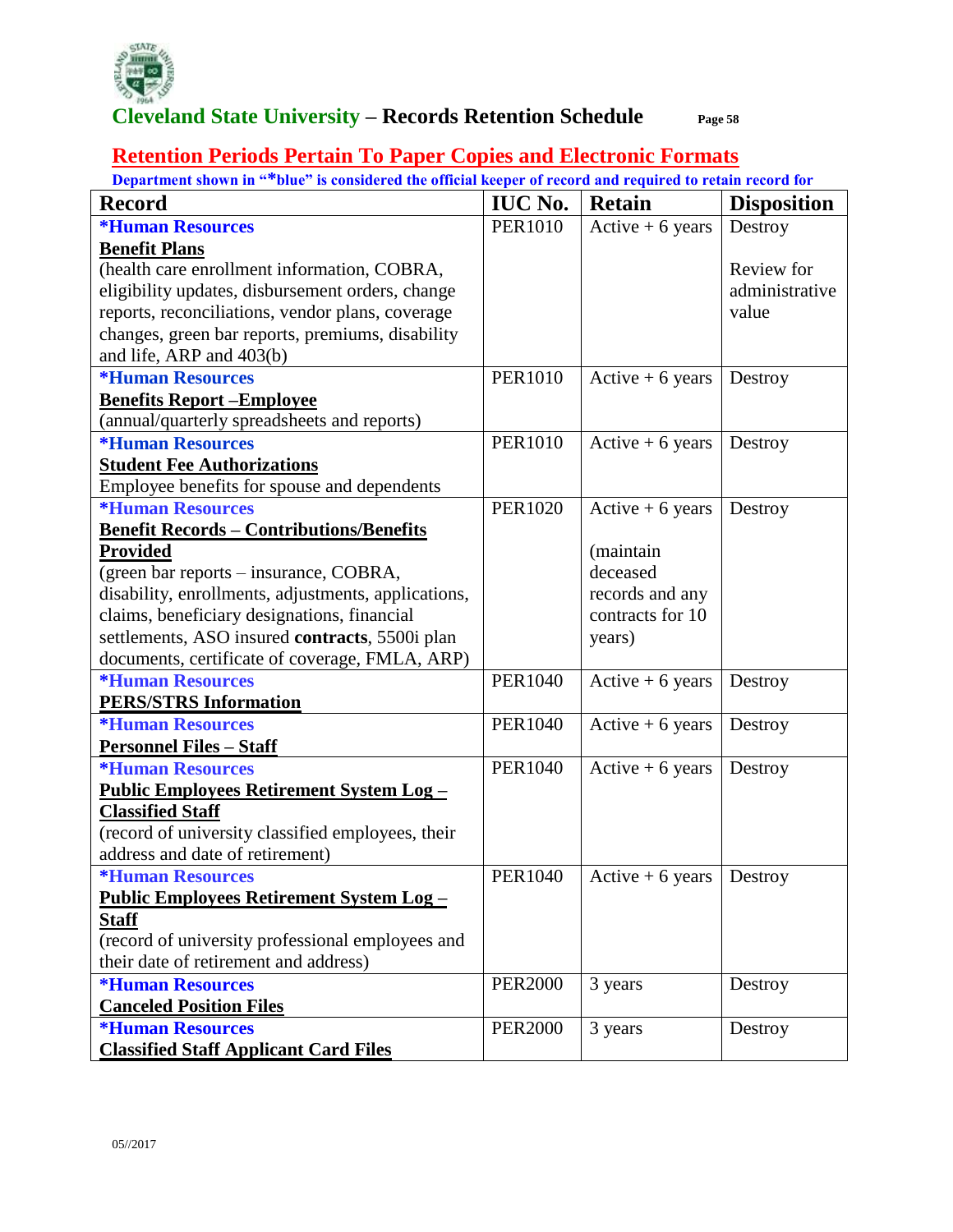## Retention Periods Pertain To Paper Copies and Electronic Formats

**Department shown in "*blue" is considered the official keeper of record and required to retain record for**

| Record | IUC No. | Retain | Disposition |
|---|---|---|---|
| ***Human Resources**<br>**Benefit Plans**<br>(health care enrollment information, COBRA, eligibility updates, disbursement orders, change reports, reconciliations, vendor plans, coverage changes, green bar reports, premiums, disability and life, ARP and 403(b) | PER1010 | Active + 6 years | Destroy<br><br>Review for administrative value |
| ***Human Resources**<br>**Benefits Report –Employee**<br>(annual/quarterly spreadsheets and reports) | PER1010 | Active + 6 years | Destroy |
| ***Human Resources**<br>**Student Fee Authorizations**<br>Employee benefits for spouse and dependents | PER1010 | Active + 6 years | Destroy |
| ***Human Resources**<br>**Benefit Records – Contributions/Benefits Provided**<br>(green bar reports – insurance, COBRA, disability, enrollments, adjustments, applications, claims, beneficiary designations, financial settlements, ASO insured **contracts**, 5500i plan documents, certificate of coverage, FMLA, ARP) | PER1020 | Active + 6 years<br><br>(maintain deceased records and any contracts for 10 years) | Destroy |
| ***Human Resources**<br>**PERS/STRS Information** | PER1040 | Active + 6 years | Destroy |
| ***Human Resources**<br>**Personnel Files – Staff** | PER1040 | Active + 6 years | Destroy |
| ***Human Resources**<br>**Public Employees Retirement System Log – Classified Staff**<br>(record of university classified employees, their address and date of retirement) | PER1040 | Active + 6 years | Destroy |
| ***Human Resources**<br>**Public Employees Retirement System Log – Staff**<br>(record of university professional employees and their date of retirement and address) | PER1040 | Active + 6 years | Destroy |
| ***Human Resources**<br>**Canceled Position Files** | PER2000 | 3 years | Destroy |
| ***Human Resources**<br>**Classified Staff Applicant Card Files** | PER2000 | 3 years | Destroy |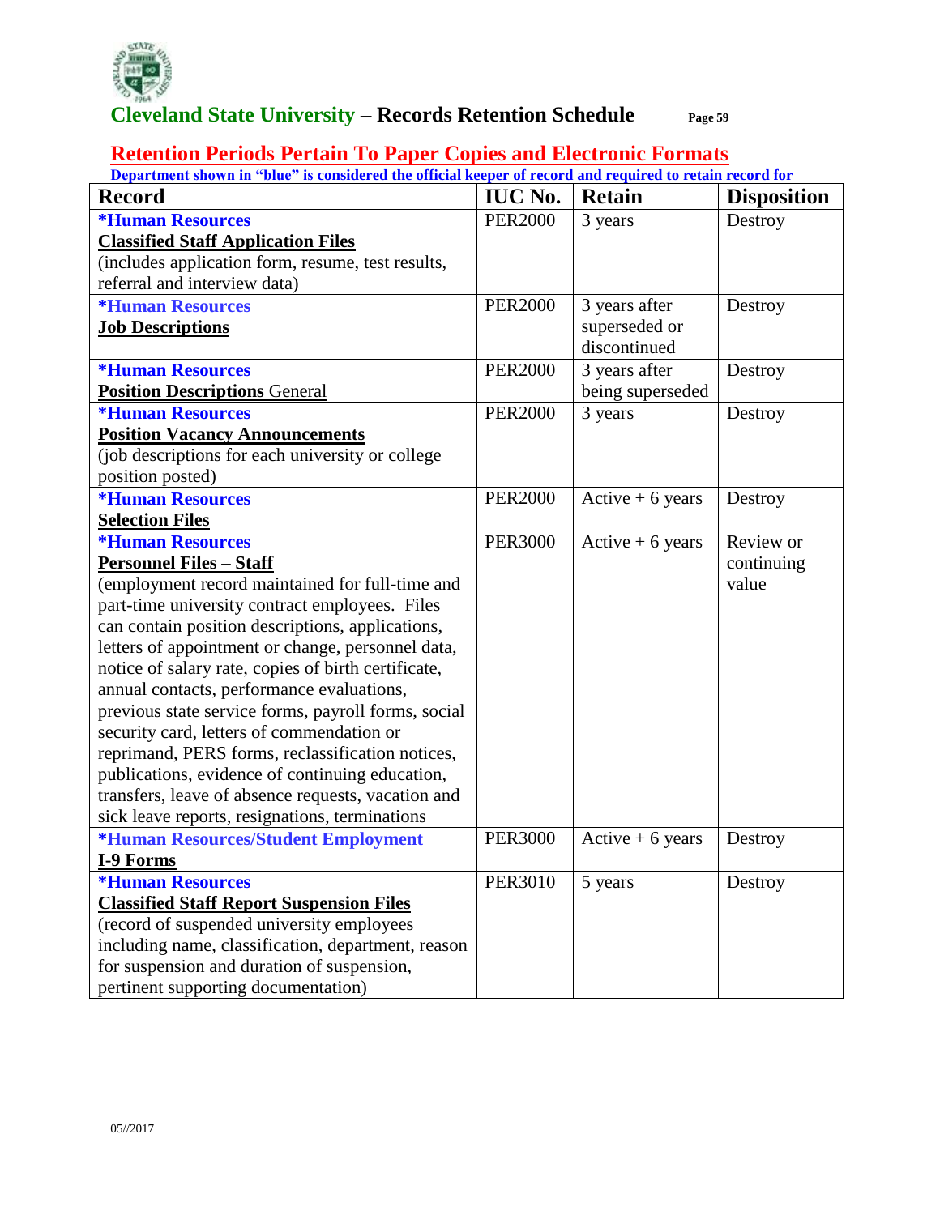## Retention Periods Pertain To Paper Copies and Electronic Formats

**Department shown in "blue" is considered the official keeper of record and required to retain record for**

| Record | IUC No. | Retain | Disposition |
|---|---|---|---|
| ***Human Resources**<br>**Classified Staff Application Files**<br>(includes application form, resume, test results, referral and interview data) | PER2000 | 3 years | Destroy |
| ***Human Resources**<br>**Job Descriptions** | PER2000 | 3 years after superseded or discontinued | Destroy |
| ***Human Resources**<br>**Position Descriptions** General | PER2000 | 3 years after being superseded | Destroy |
| ***Human Resources**<br>**Position Vacancy Announcements**<br>(job descriptions for each university or college position posted) | PER2000 | 3 years | Destroy |
| ***Human Resources**<br>**Selection Files** | PER2000 | Active + 6 years | Destroy |
| ***Human Resources**<br>**Personnel Files – Staff**<br>(employment record maintained for full-time and part-time university contract employees. Files can contain position descriptions, applications, letters of appointment or change, personnel data, notice of salary rate, copies of birth certificate, annual contacts, performance evaluations, previous state service forms, payroll forms, social security card, letters of commendation or reprimand, PERS forms, reclassification notices, publications, evidence of continuing education, transfers, leave of absence requests, vacation and sick leave reports, resignations, terminations | PER3000 | Active + 6 years | Review or continuing value |
| ***Human Resources/Student Employment**<br>**I-9 Forms** | PER3000 | Active + 6 years | Destroy |
| ***Human Resources**<br>**Classified Staff Report Suspension Files**<br>(record of suspended university employees including name, classification, department, reason for suspension and duration of suspension, pertinent supporting documentation) | PER3010 | 5 years | Destroy |

05//2017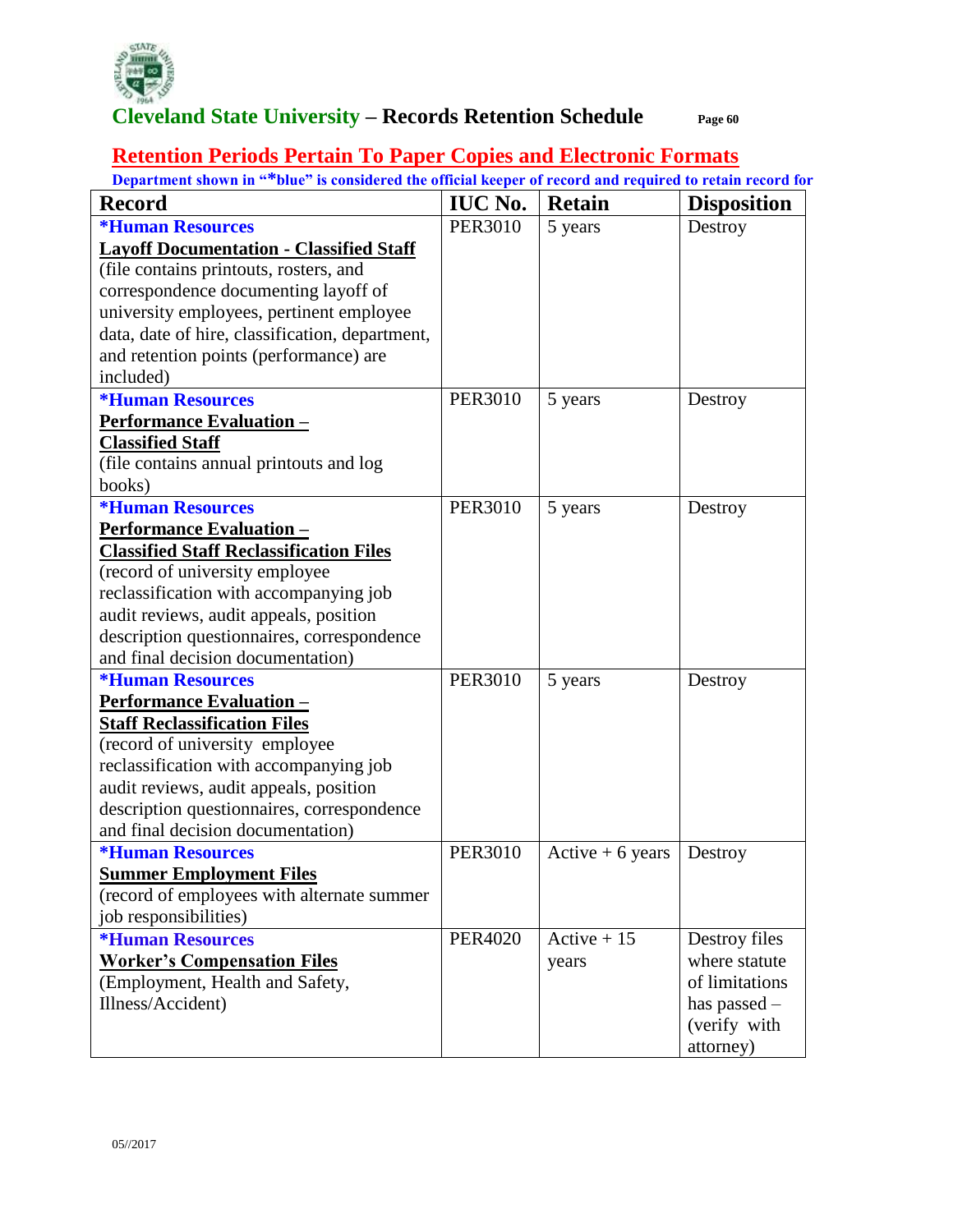## Retention Periods Pertain To Paper Copies and Electronic Formats

**Department shown in "*blue" is considered the official keeper of record and required to retain record for**

| Record | IUC No. | Retain | Disposition |
|---|---|---|---|
| ***Human Resources**<br>**Layoff Documentation - Classified Staff**<br>(file contains printouts, rosters, and correspondence documenting layoff of university employees, pertinent employee data, date of hire, classification, department, and retention points (performance) are included) | PER3010 | 5 years | Destroy |
| ***Human Resources**<br>**Performance Evaluation – Classified Staff**<br>(file contains annual printouts and log books) | PER3010 | 5 years | Destroy |
| ***Human Resources**<br>**Performance Evaluation – Classified Staff Reclassification Files**<br>(record of university employee reclassification with accompanying job audit reviews, audit appeals, position description questionnaires, correspondence and final decision documentation) | PER3010 | 5 years | Destroy |
| ***Human Resources**<br>**Performance Evaluation – Staff Reclassification Files**<br>(record of university employee reclassification with accompanying job audit reviews, audit appeals, position description questionnaires, correspondence and final decision documentation) | PER3010 | 5 years | Destroy |
| ***Human Resources**<br>**Summer Employment Files**<br>(record of employees with alternate summer job responsibilities) | PER3010 | Active + 6 years | Destroy |
| ***Human Resources**<br>**Worker's Compensation Files**<br>(Employment, Health and Safety, Illness/Accident) | PER4020 | Active + 15 years | Destroy files where statute of limitations has passed – (verify with attorney) |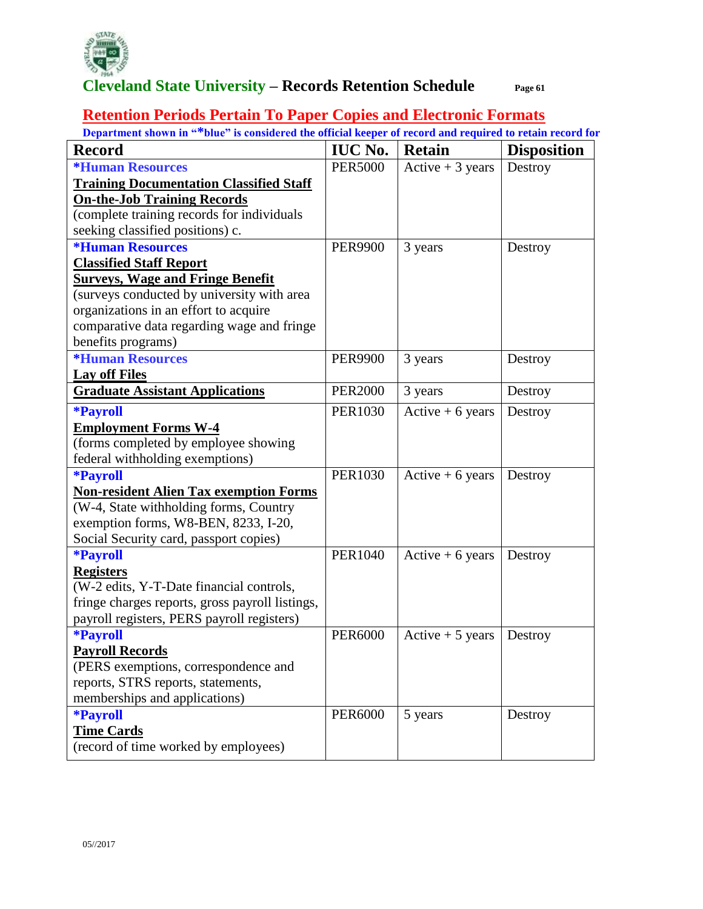## Cleveland State University – Records Retention Schedule

## Retention Periods Pertain To Paper Copies and Electronic Formats

**Department shown in "*blue" is considered the official keeper of record and required to retain record for**

| Record | IUC No. | Retain | Disposition |
|---|---|---|---|
| **\*Human Resources**<br>**Training Documentation Classified Staff**<br>**On-the-Job Training Records**<br>(complete training records for individuals seeking classified positions) c. | PER5000 | Active + 3 years | Destroy |
| **\*Human Resources**<br>**Classified Staff Report**<br>**Surveys, Wage and Fringe Benefit**<br>(surveys conducted by university with area organizations in an effort to acquire comparative data regarding wage and fringe benefits programs) | PER9900 | 3 years | Destroy |
| **\*Human Resources**<br>**Lay off Files** | PER9900 | 3 years | Destroy |
| **Graduate Assistant Applications** | PER2000 | 3 years | Destroy |
| **\*Payroll**<br>**Employment Forms W-4**<br>(forms completed by employee showing federal withholding exemptions) | PER1030 | Active + 6 years | Destroy |
| **\*Payroll**<br>**Non-resident Alien Tax exemption Forms**<br>(W-4, State withholding forms, Country exemption forms, W8-BEN, 8233, I-20, Social Security card, passport copies) | PER1030 | Active + 6 years | Destroy |
| **\*Payroll**<br>**Registers**<br>(W-2 edits, Y-T-Date financial controls, fringe charges reports, gross payroll listings, payroll registers, PERS payroll registers) | PER1040 | Active + 6 years | Destroy |
| **\*Payroll**<br>**Payroll Records**<br>(PERS exemptions, correspondence and reports, STRS reports, statements, memberships and applications) | PER6000 | Active + 5 years | Destroy |
| **\*Payroll**<br>**Time Cards**<br>(record of time worked by employees) | PER6000 | 5 years | Destroy |

05//2017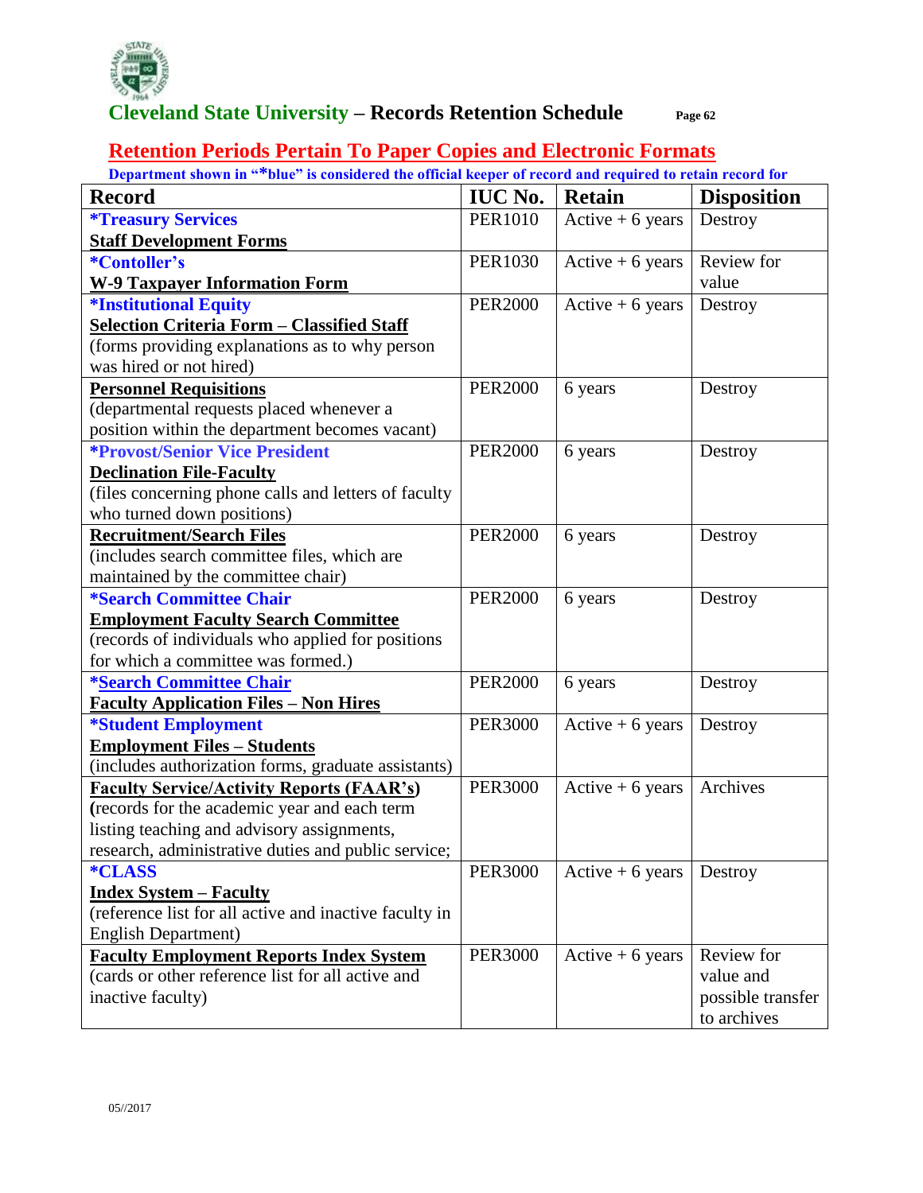# Cleveland State University – Records Retention Schedule

## Retention Periods Pertain To Paper Copies and Electronic Formats

**Department shown in "*blue" is considered the official keeper of record and required to retain record for**

| Record | IUC No. | Retain | Disposition |
|---|---|---|---|
| ***Treasury Services**<br>**Staff Development Forms** | PER1010 | Active + 6 years | Destroy |
| ***Contoller's**<br>**W-9 Taxpayer Information Form** | PER1030 | Active + 6 years | Review for value |
| ***Institutional Equity**<br>**Selection Criteria Form – Classified Staff**<br>(forms providing explanations as to why person was hired or not hired) | PER2000 | Active + 6 years | Destroy |
| **Personnel Requisitions**<br>(departmental requests placed whenever a position within the department becomes vacant) | PER2000 | 6 years | Destroy |
| ***Provost/Senior Vice President**<br>**Declination File-Faculty**<br>(files concerning phone calls and letters of faculty who turned down positions) | PER2000 | 6 years | Destroy |
| **Recruitment/Search Files**<br>(includes search committee files, which are maintained by the committee chair) | PER2000 | 6 years | Destroy |
| ***Search Committee Chair**<br>**Employment Faculty Search Committee**<br>(records of individuals who applied for positions for which a committee was formed.) | PER2000 | 6 years | Destroy |
| ***Search Committee Chair**<br>**Faculty Application Files – Non Hires** | PER2000 | 6 years | Destroy |
| ***Student Employment**<br>**Employment Files – Students**<br>(includes authorization forms, graduate assistants) | PER3000 | Active + 6 years | Destroy |
| **Faculty Service/Activity Reports (FAAR's)**<br>(records for the academic year and each term listing teaching and advisory assignments, research, administrative duties and public service; | PER3000 | Active + 6 years | Archives |
| ***CLASS**<br>**Index System – Faculty**<br>(reference list for all active and inactive faculty in English Department) | PER3000 | Active + 6 years | Destroy |
| **Faculty Employment Reports Index System**<br>(cards or other reference list for all active and inactive faculty) | PER3000 | Active + 6 years | Review for value and possible transfer to archives |

05//2017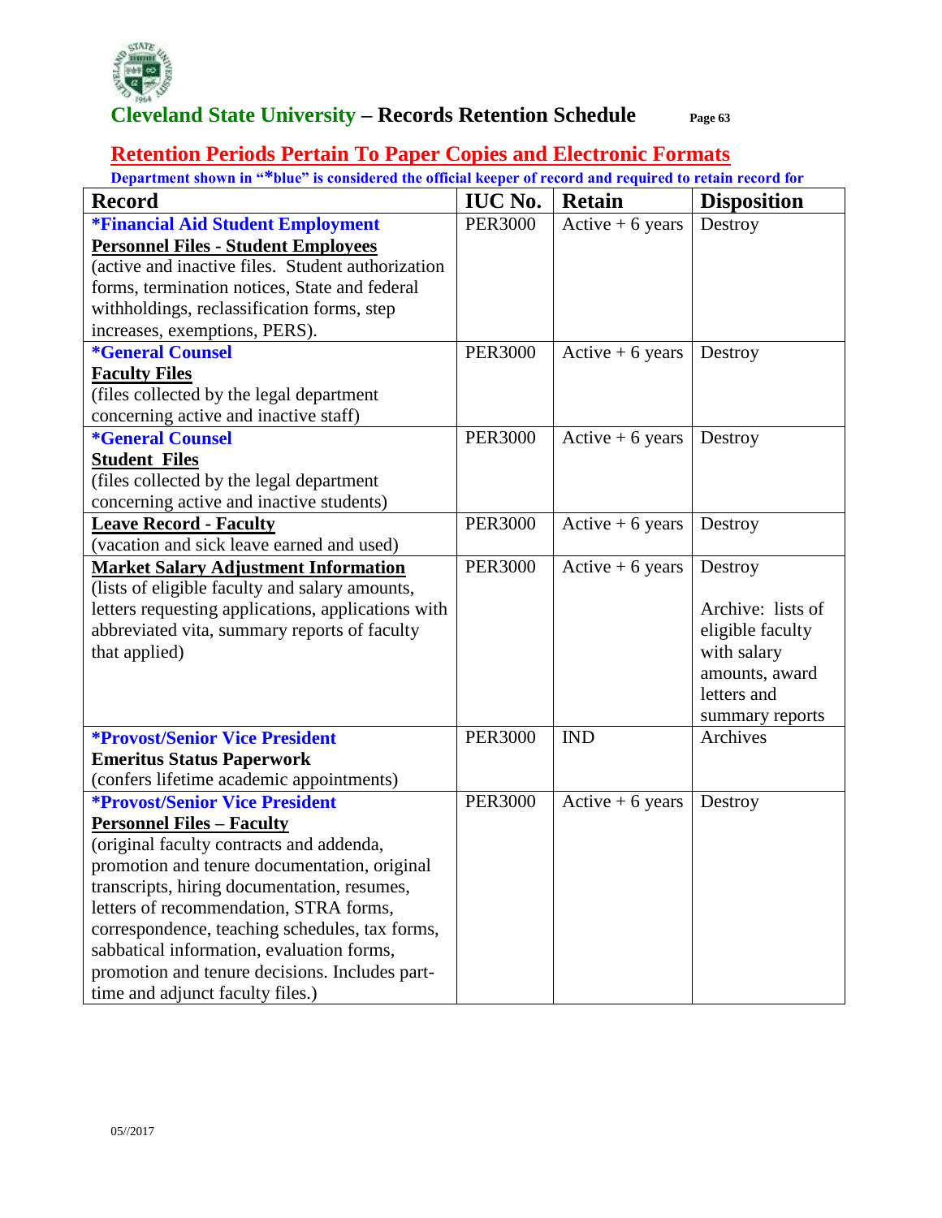# Cleveland State University – Records Retention Schedule

## Retention Periods Pertain To Paper Copies and Electronic Formats

**Department shown in "*blue" is considered the official keeper of record and required to retain record for**

| Record | IUC No. | Retain | Disposition |
|---|---|---|---|
| ***Financial Aid Student Employment**<br>**Personnel Files - Student Employees**<br>(active and inactive files. Student authorization forms, termination notices, State and federal withholdings, reclassification forms, step increases, exemptions, PERS). | PER3000 | Active + 6 years | Destroy |
| ***General Counsel**<br>**Faculty Files**<br>(files collected by the legal department concerning active and inactive staff) | PER3000 | Active + 6 years | Destroy |
| ***General Counsel**<br>**Student Files**<br>(files collected by the legal department concerning active and inactive students) | PER3000 | Active + 6 years | Destroy |
| **Leave Record - Faculty**<br>(vacation and sick leave earned and used) | PER3000 | Active + 6 years | Destroy |
| **Market Salary Adjustment Information**<br>(lists of eligible faculty and salary amounts, letters requesting applications, applications with abbreviated vita, summary reports of faculty that applied) | PER3000 | Active + 6 years | Destroy<br><br>Archive: lists of eligible faculty with salary amounts, award letters and summary reports |
| ***Provost/Senior Vice President**<br>**Emeritus Status Paperwork**<br>(confers lifetime academic appointments) | PER3000 | IND | Archives |
| ***Provost/Senior Vice President**<br>**Personnel Files – Faculty**<br>(original faculty contracts and addenda, promotion and tenure documentation, original transcripts, hiring documentation, resumes, letters of recommendation, STRA forms, correspondence, teaching schedules, tax forms, sabbatical information, evaluation forms, promotion and tenure decisions. Includes part-time and adjunct faculty files.) | PER3000 | Active + 6 years | Destroy |

05//2017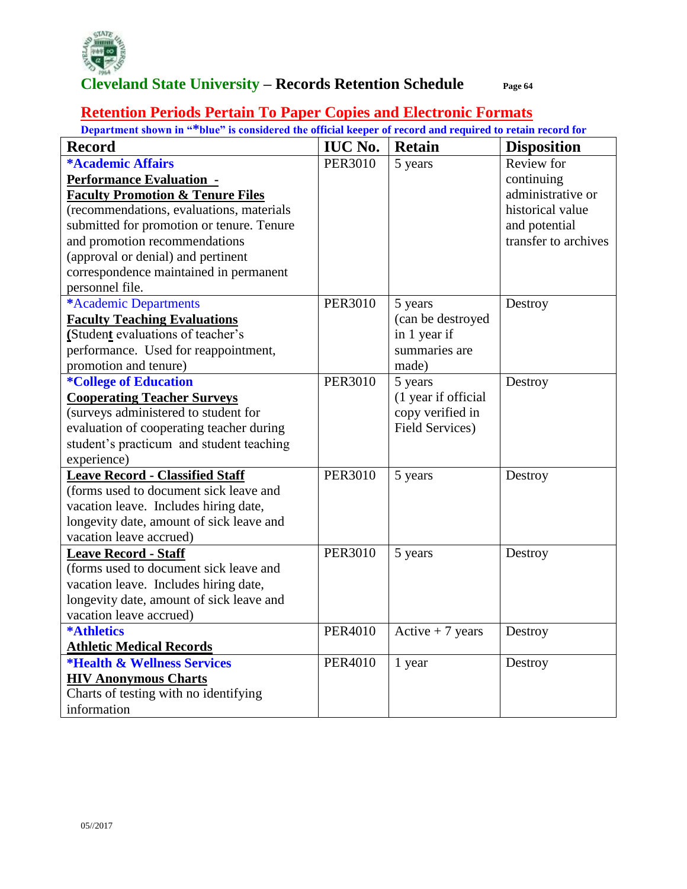## Cleveland State University – Records Retention Schedule

## Retention Periods Pertain To Paper Copies and Electronic Formats

**Department shown in "*blue" is considered the official keeper of record and required to retain record for**

| Record | IUC No. | Retain | Disposition |
|---|---|---|---|
| ***Academic Affairs**<br>**Performance Evaluation -**<br>**Faculty Promotion & Tenure Files**<br>(recommendations, evaluations, materials submitted for promotion or tenure. Tenure and promotion recommendations (approval or denial) and pertinent correspondence maintained in permanent personnel file. | PER3010 | 5 years | Review for continuing administrative or historical value and potential transfer to archives |
| *Academic Departments<br>**Faculty Teaching Evaluations**<br>(Student evaluations of teacher's performance. Used for reappointment, promotion and tenure) | PER3010 | 5 years (can be destroyed in 1 year if summaries are made) | Destroy |
| ***College of Education**<br>**Cooperating Teacher Surveys**<br>(surveys administered to student for evaluation of cooperating teacher during student's practicum and student teaching experience) | PER3010 | 5 years (1 year if official copy verified in Field Services) | Destroy |
| **Leave Record - Classified Staff**<br>(forms used to document sick leave and vacation leave. Includes hiring date, longevity date, amount of sick leave and vacation leave accrued) | PER3010 | 5 years | Destroy |
| **Leave Record - Staff**<br>(forms used to document sick leave and vacation leave. Includes hiring date, longevity date, amount of sick leave and vacation leave accrued) | PER3010 | 5 years | Destroy |
| ***Athletics**<br>**Athletic Medical Records** | PER4010 | Active + 7 years | Destroy |
| ***Health & Wellness Services**<br>**HIV Anonymous Charts**<br>Charts of testing with no identifying information | PER4010 | 1 year | Destroy |

05//2017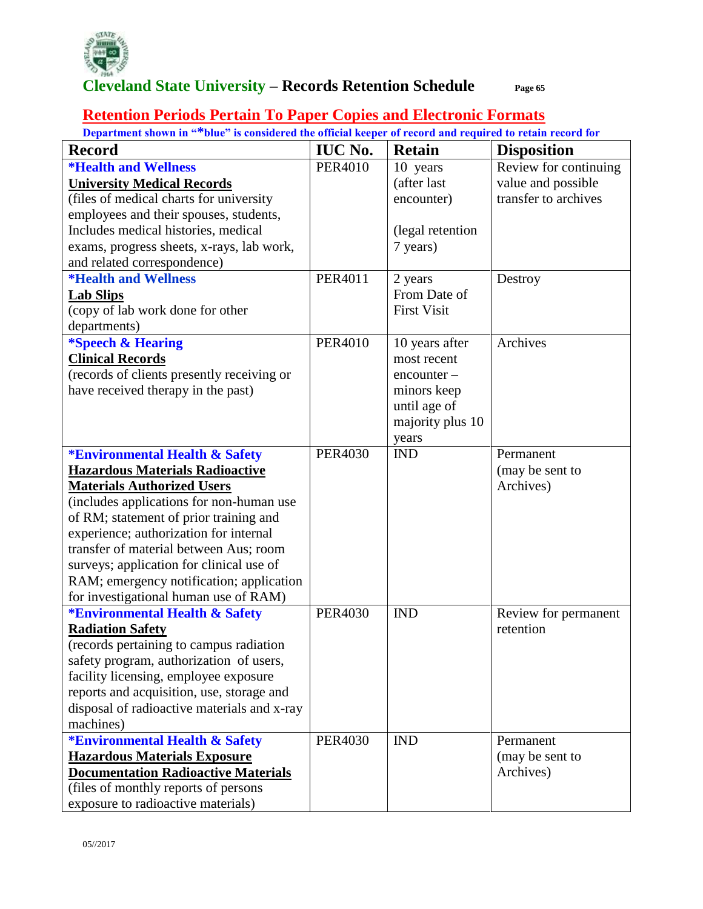# Cleveland State University – Records Retention Schedule

## Retention Periods Pertain To Paper Copies and Electronic Formats

**Department shown in "*blue" is considered the official keeper of record and required to retain record for**

| Record | IUC No. | Retain | Disposition |
|---|---|---|---|
| ***Health and Wellness** <br> **University Medical Records** <br> (files of medical charts for university employees and their spouses, students, Includes medical histories, medical exams, progress sheets, x-rays, lab work, and related correspondence) | PER4010 | 10 years (after last encounter) <br><br> (legal retention 7 years) | Review for continuing value and possible transfer to archives |
| ***Health and Wellness** <br> **Lab Slips** <br> (copy of lab work done for other departments) | PER4011 | 2 years From Date of First Visit | Destroy |
| ***Speech & Hearing** <br> **Clinical Records** <br> (records of clients presently receiving or have received therapy in the past) | PER4010 | 10 years after most recent encounter – minors keep until age of majority plus 10 years | Archives |
| ***Environmental Health & Safety** <br> **Hazardous Materials Radioactive Materials Authorized Users** <br> (includes applications for non-human use of RM; statement of prior training and experience; authorization for internal transfer of material between Aus; room surveys; application for clinical use of RAM; emergency notification; application for investigational human use of RAM) | PER4030 | IND | Permanent (may be sent to Archives) |
| ***Environmental Health & Safety** <br> **Radiation Safety** <br> (records pertaining to campus radiation safety program, authorization of users, facility licensing, employee exposure reports and acquisition, use, storage and disposal of radioactive materials and x-ray machines) | PER4030 | IND | Review for permanent retention |
| ***Environmental Health & Safety** <br> **Hazardous Materials Exposure Documentation Radioactive Materials** <br> (files of monthly reports of persons exposure to radioactive materials) | PER4030 | IND | Permanent (may be sent to Archives) |

05//2017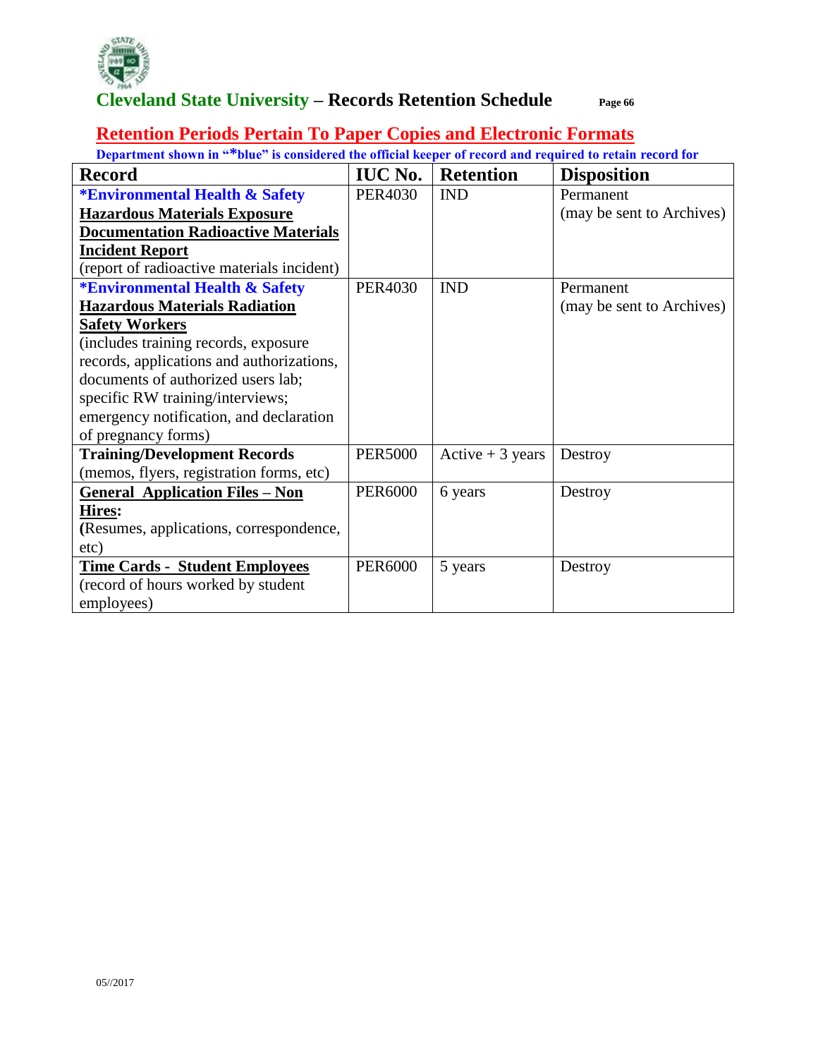## Retention Periods Pertain To Paper Copies and Electronic Formats

**Department shown in "*blue" is considered the official keeper of record and required to retain record for**

| Record | IUC No. | Retention | Disposition |
|---|---|---|---|
| ***Environmental Health & Safety** **Hazardous Materials Exposure Documentation Radioactive Materials Incident Report** (report of radioactive materials incident) | PER4030 | IND | Permanent (may be sent to Archives) |
| ***Environmental Health & Safety** **Hazardous Materials Radiation Safety Workers** (includes training records, exposure records, applications and authorizations, documents of authorized users lab; specific RW training/interviews; emergency notification, and declaration of pregnancy forms) | PER4030 | IND | Permanent (may be sent to Archives) |
| **Training/Development Records** (memos, flyers, registration forms, etc) | PER5000 | Active + 3 years | Destroy |
| **General Application Files – Non Hires:** (Resumes, applications, correspondence, etc) | PER6000 | 6 years | Destroy |
| **Time Cards - Student Employees** (record of hours worked by student employees) | PER6000 | 5 years | Destroy |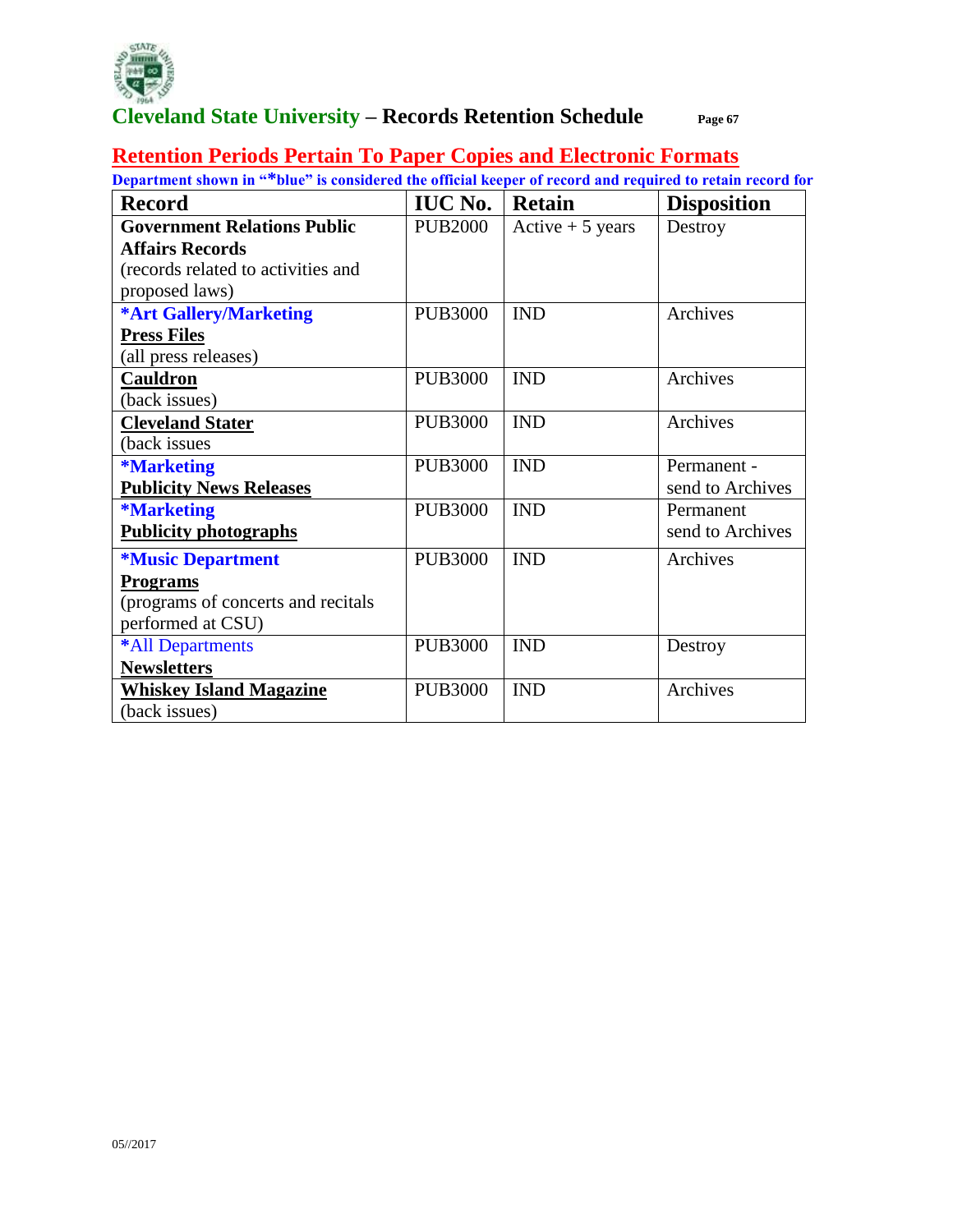# Cleveland State University – Records Retention Schedule

## Retention Periods Pertain To Paper Copies and Electronic Formats

**Department shown in "*blue" is considered the official keeper of record and required to retain record for**

| Record | IUC No. | Retain | Disposition |
|---|---|---|---|
| **Government Relations Public Affairs Records** (records related to activities and proposed laws) | PUB2000 | Active + 5 years | Destroy |
| ***Art Gallery/Marketing** **Press Files** (all press releases) | PUB3000 | IND | Archives |
| **Cauldron** (back issues) | PUB3000 | IND | Archives |
| **Cleveland Stater** (back issues | PUB3000 | IND | Archives |
| ***Marketing** **Publicity News Releases** | PUB3000 | IND | Permanent - send to Archives |
| ***Marketing** **Publicity photographs** | PUB3000 | IND | Permanent send to Archives |
| ***Music Department** **Programs** (programs of concerts and recitals performed at CSU) | PUB3000 | IND | Archives |
| *All Departments **Newsletters** | PUB3000 | IND | Destroy |
| **Whiskey Island Magazine** (back issues) | PUB3000 | IND | Archives |

05//2017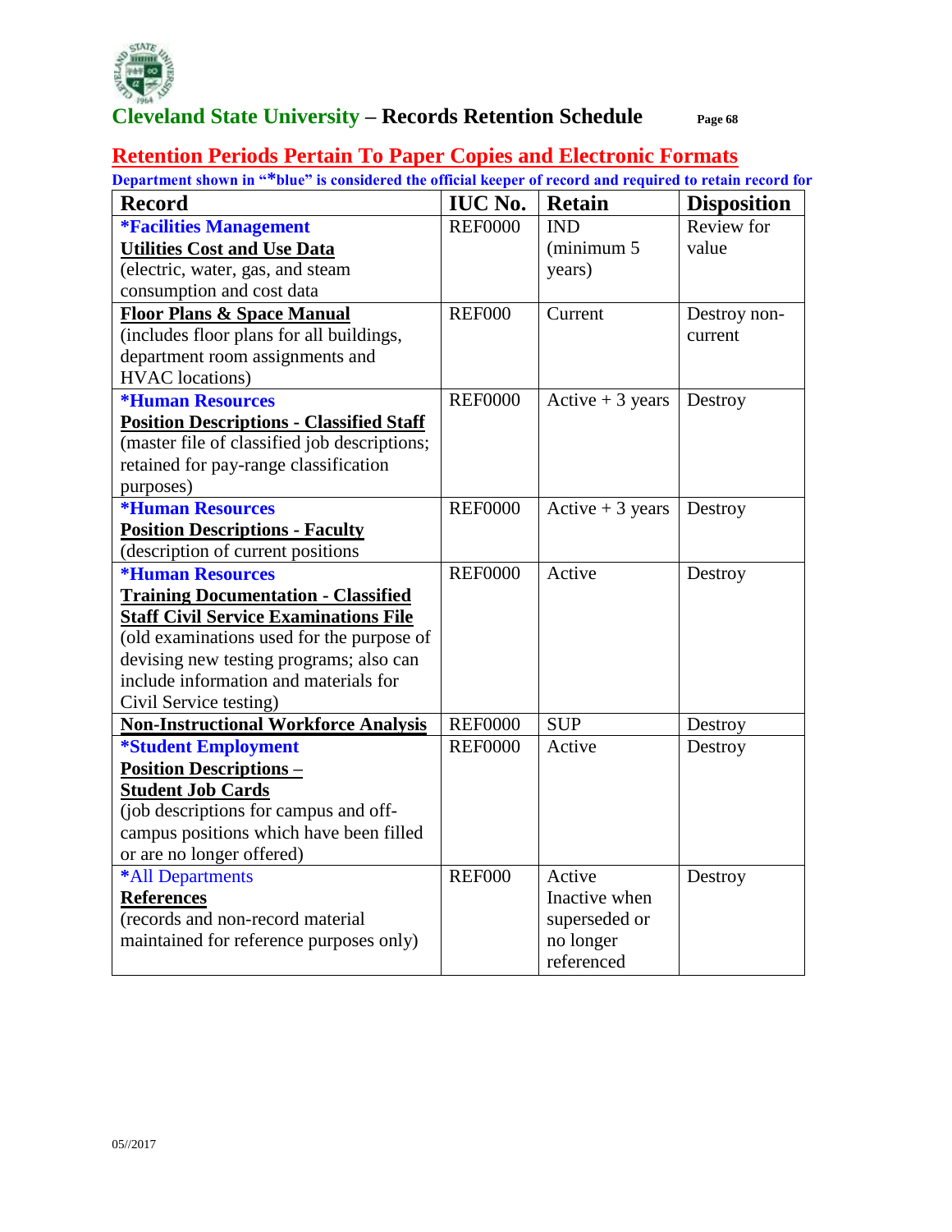## Retention Periods Pertain To Paper Copies and Electronic Formats

**Department shown in "*blue" is considered the official keeper of record and required to retain record for**

| Record | IUC No. | Retain | Disposition |
|---|---|---|---|
| ***Facilities Management** <br> **Utilities Cost and Use Data** <br> (electric, water, gas, and steam consumption and cost data | REF0000 | IND (minimum 5 years) | Review for value |
| **Floor Plans & Space Manual** <br> (includes floor plans for all buildings, department room assignments and HVAC locations) | REF000 | Current | Destroy non-current |
| ***Human Resources** <br> **Position Descriptions - Classified Staff** <br> (master file of classified job descriptions; retained for pay-range classification purposes) | REF0000 | Active + 3 years | Destroy |
| ***Human Resources** <br> **Position Descriptions - Faculty** <br> (description of current positions | REF0000 | Active + 3 years | Destroy |
| ***Human Resources** <br> **Training Documentation - Classified Staff Civil Service Examinations File** <br> (old examinations used for the purpose of devising new testing programs; also can include information and materials for Civil Service testing) | REF0000 | Active | Destroy |
| **Non-Instructional Workforce Analysis** | REF0000 | SUP | Destroy |
| ***Student Employment** <br> **Position Descriptions –** <br> **Student Job Cards** <br> (job descriptions for campus and off-campus positions which have been filled or are no longer offered) | REF0000 | Active | Destroy |
| *All Departments <br> **References** <br> (records and non-record material maintained for reference purposes only) | REF000 | Active <br> Inactive when superseded or no longer referenced | Destroy |

05//2017